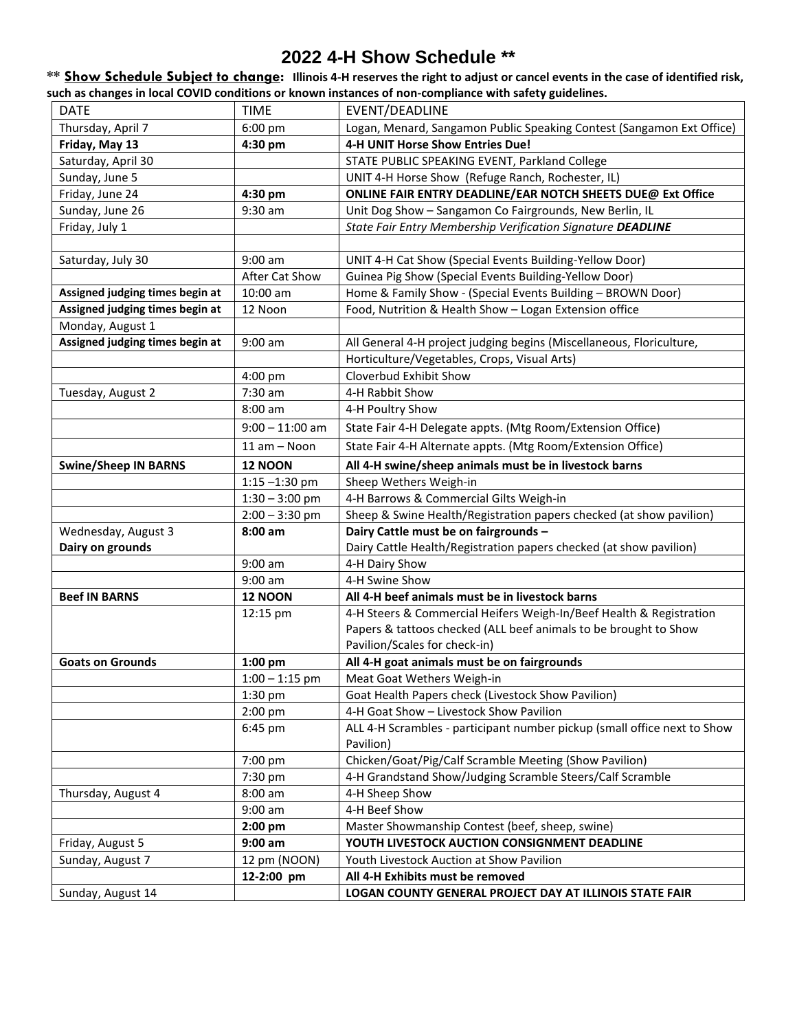# 2022 4-H Show Schedule **

** **Show Schedule Subject to change: Illinois 4-H reserves the right to adjust or cancel events in the case of identified risk, such as changes in local COVID conditions or known instances of non-compliance with safety guidelines.**

| DATE | TIME | EVENT/DEADLINE |
|---|---|---|
| Thursday, April 7 | 6:00 pm | Logan, Menard, Sangamon Public Speaking Contest (Sangamon Ext Office) |
| **Friday, May 13** | **4:30 pm** | **4-H UNIT Horse Show Entries Due!** |
| Saturday, April 30 | | STATE PUBLIC SPEAKING EVENT, Parkland College |
| Sunday, June 5 | | UNIT 4-H Horse Show (Refuge Ranch, Rochester, IL) |
| Friday, June 24 | **4:30 pm** | **ONLINE FAIR ENTRY DEADLINE/EAR NOTCH SHEETS DUE@ Ext Office** |
| Sunday, June 26 | 9:30 am | Unit Dog Show – Sangamon Co Fairgrounds, New Berlin, IL |
| Friday, July 1 | | *State Fair Entry Membership Verification Signature **DEADLINE*** |
| | | |
| Saturday, July 30 | 9:00 am | UNIT 4-H Cat Show (Special Events Building-Yellow Door) |
| | After Cat Show | Guinea Pig Show (Special Events Building-Yellow Door) |
| **Assigned judging times begin at** | 10:00 am | Home & Family Show - (Special Events Building – BROWN Door) |
| **Assigned judging times begin at** | 12 Noon | Food, Nutrition & Health Show – Logan Extension office |
| Monday, August 1 | | |
| **Assigned judging times begin at** | 9:00 am | All General 4-H project judging begins (Miscellaneous, Floriculture, |
| | | Horticulture/Vegetables, Crops, Visual Arts) |
| | 4:00 pm | Cloverbud Exhibit Show |
| Tuesday, August 2 | 7:30 am | 4-H Rabbit Show |
| | 8:00 am | 4-H Poultry Show |
| | 9:00 – 11:00 am | State Fair 4-H Delegate appts. (Mtg Room/Extension Office) |
| | 11 am – Noon | State Fair 4-H Alternate appts. (Mtg Room/Extension Office) |
| **Swine/Sheep IN BARNS** | **12 NOON** | **All 4-H swine/sheep animals must be in livestock barns** |
| | 1:15 –1:30 pm | Sheep Wethers Weigh-in |
| | 1:30 – 3:00 pm | 4-H Barrows & Commercial Gilts Weigh-in |
| | 2:00 – 3:30 pm | Sheep & Swine Health/Registration papers checked (at show pavilion) |
| Wednesday, August 3<br>**Dairy on grounds** | **8:00 am** | **Dairy Cattle must be on fairgrounds –**<br>Dairy Cattle Health/Registration papers checked (at show pavilion) |
| | 9:00 am | 4-H Dairy Show |
| | 9:00 am | 4-H Swine Show |
| **Beef IN BARNS** | **12 NOON** | **All 4-H beef animals must be in livestock barns** |
| | 12:15 pm | 4-H Steers & Commercial Heifers Weigh-In/Beef Health & Registration Papers & tattoos checked (ALL beef animals to be brought to Show Pavilion/Scales for check-in) |
| **Goats on Grounds** | **1:00 pm** | **All 4-H goat animals must be on fairgrounds** |
| | 1:00 – 1:15 pm | Meat Goat Wethers Weigh-in |
| | 1:30 pm | Goat Health Papers check (Livestock Show Pavilion) |
| | 2:00 pm | 4-H Goat Show – Livestock Show Pavilion |
| | 6:45 pm | ALL 4-H Scrambles - participant number pickup (small office next to Show Pavilion) |
| | 7:00 pm | Chicken/Goat/Pig/Calf Scramble Meeting (Show Pavilion) |
| | 7:30 pm | 4-H Grandstand Show/Judging Scramble Steers/Calf Scramble |
| Thursday, August 4 | 8:00 am | 4-H Sheep Show |
| | 9:00 am | 4-H Beef Show |
| | **2:00 pm** | Master Showmanship Contest (beef, sheep, swine) |
| Friday, August 5 | **9:00 am** | **YOUTH LIVESTOCK AUCTION CONSIGNMENT DEADLINE** |
| Sunday, August 7 | 12 pm (NOON) | Youth Livestock Auction at Show Pavilion |
| | **12-2:00 pm** | **All 4-H Exhibits must be removed** |
| Sunday, August 14 | | **LOGAN COUNTY GENERAL PROJECT DAY AT ILLINOIS STATE FAIR** |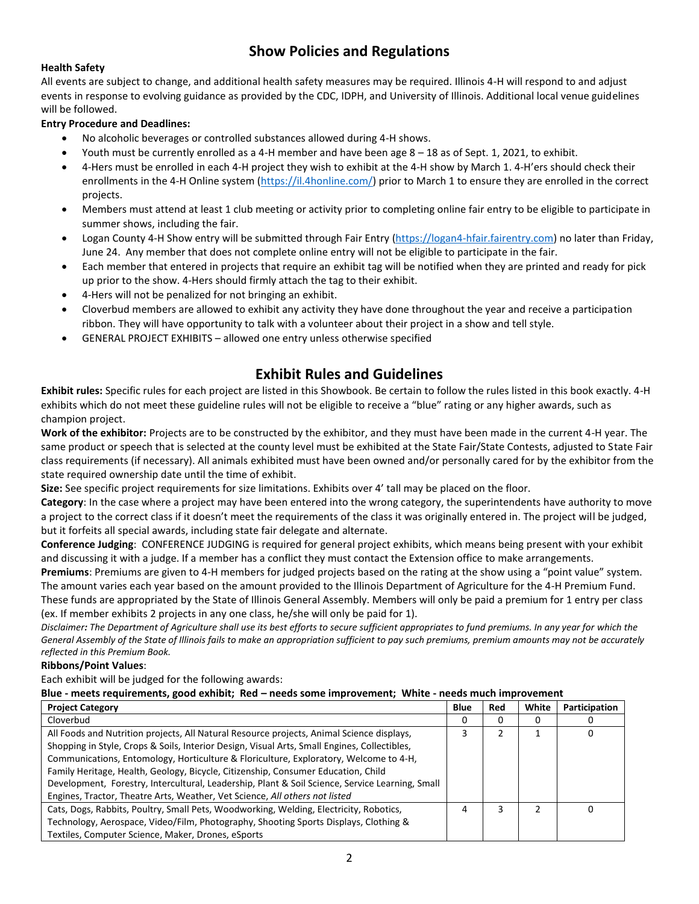## Show Policies and Regulations

**Health Safety**

All events are subject to change, and additional health safety measures may be required. Illinois 4-H will respond to and adjust events in response to evolving guidance as provided by the CDC, IDPH, and University of Illinois. Additional local venue guidelines will be followed.

**Entry Procedure and Deadlines:**

- No alcoholic beverages or controlled substances allowed during 4-H shows.
- Youth must be currently enrolled as a 4-H member and have been age 8 – 18 as of Sept. 1, 2021, to exhibit.
- 4-Hers must be enrolled in each 4-H project they wish to exhibit at the 4-H show by March 1. 4-H'ers should check their enrollments in the 4-H Online system (https://il.4honline.com/) prior to March 1 to ensure they are enrolled in the correct projects.
- Members must attend at least 1 club meeting or activity prior to completing online fair entry to be eligible to participate in summer shows, including the fair.
- Logan County 4-H Show entry will be submitted through Fair Entry (https://logan4-hfair.fairentry.com) no later than Friday, June 24. Any member that does not complete online entry will not be eligible to participate in the fair.
- Each member that entered in projects that require an exhibit tag will be notified when they are printed and ready for pick up prior to the show. 4-Hers should firmly attach the tag to their exhibit.
- 4-Hers will not be penalized for not bringing an exhibit.
- Cloverbud members are allowed to exhibit any activity they have done throughout the year and receive a participation ribbon. They will have opportunity to talk with a volunteer about their project in a show and tell style.
- GENERAL PROJECT EXHIBITS – allowed one entry unless otherwise specified

## Exhibit Rules and Guidelines

**Exhibit rules:** Specific rules for each project are listed in this Showbook. Be certain to follow the rules listed in this book exactly. 4-H exhibits which do not meet these guideline rules will not be eligible to receive a "blue" rating or any higher awards, such as champion project.

**Work of the exhibitor:** Projects are to be constructed by the exhibitor, and they must have been made in the current 4-H year. The same product or speech that is selected at the county level must be exhibited at the State Fair/State Contests, adjusted to State Fair class requirements (if necessary). All animals exhibited must have been owned and/or personally cared for by the exhibitor from the state required ownership date until the time of exhibit.

**Size:** See specific project requirements for size limitations. Exhibits over 4' tall may be placed on the floor.

**Category**: In the case where a project may have been entered into the wrong category, the superintendents have authority to move a project to the correct class if it doesn't meet the requirements of the class it was originally entered in. The project will be judged, but it forfeits all special awards, including state fair delegate and alternate.

**Conference Judging**: CONFERENCE JUDGING is required for general project exhibits, which means being present with your exhibit and discussing it with a judge. If a member has a conflict they must contact the Extension office to make arrangements.

**Premiums**: Premiums are given to 4-H members for judged projects based on the rating at the show using a "point value" system. The amount varies each year based on the amount provided to the Illinois Department of Agriculture for the 4-H Premium Fund. These funds are appropriated by the State of Illinois General Assembly. Members will only be paid a premium for 1 entry per class (ex. If member exhibits 2 projects in any one class, he/she will only be paid for 1).

*Disclaimer: The Department of Agriculture shall use its best efforts to secure sufficient appropriates to fund premiums. In any year for which the General Assembly of the State of Illinois fails to make an appropriation sufficient to pay such premiums, premium amounts may not be accurately reflected in this Premium Book.*

**Ribbons/Point Values**:

Each exhibit will be judged for the following awards:

**Blue - meets requirements, good exhibit; Red – needs some improvement; White - needs much improvement**

| Project Category | Blue | Red | White | Participation |
|---|---|---|---|---|
| Cloverbud | 0 | 0 | 0 | 0 |
| All Foods and Nutrition projects, All Natural Resource projects, Animal Science displays, Shopping in Style, Crops & Soils, Interior Design, Visual Arts, Small Engines, Collectibles, Communications, Entomology, Horticulture & Floriculture, Exploratory, Welcome to 4-H, Family Heritage, Health, Geology, Bicycle, Citizenship, Consumer Education, Child Development, Forestry, Intercultural, Leadership, Plant & Soil Science, Service Learning, Small Engines, Tractor, Theatre Arts, Weather, Vet Science, *All others not listed* | 3 | 2 | 1 | 0 |
| Cats, Dogs, Rabbits, Poultry, Small Pets, Woodworking, Welding, Electricity, Robotics, Technology, Aerospace, Video/Film, Photography, Shooting Sports Displays, Clothing & Textiles, Computer Science, Maker, Drones, eSports | 4 | 3 | 2 | 0 |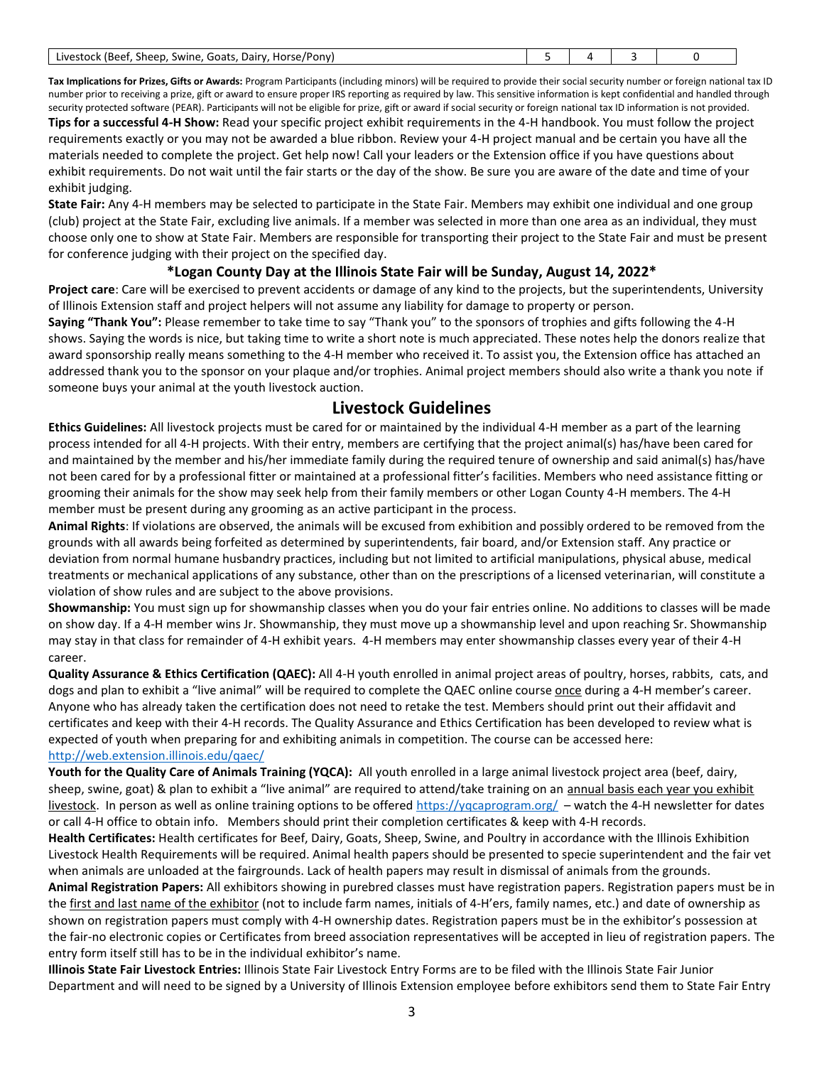| Livestock (Beef, Sheep, Swine, Goats, Dairy, Horse/Pony) | 5 | 4 | 3 | 0 |
|---|---|---|---|---|

**Tax Implications for Prizes, Gifts or Awards:** Program Participants (including minors) will be required to provide their social security number or foreign national tax ID number prior to receiving a prize, gift or award to ensure proper IRS reporting as required by law. This sensitive information is kept confidential and handled through security protected software (PEAR). Participants will not be eligible for prize, gift or award if social security or foreign national tax ID information is not provided.

**Tips for a successful 4-H Show:** Read your specific project exhibit requirements in the 4-H handbook. You must follow the project requirements exactly or you may not be awarded a blue ribbon. Review your 4-H project manual and be certain you have all the materials needed to complete the project. Get help now! Call your leaders or the Extension office if you have questions about exhibit requirements. Do not wait until the fair starts or the day of the show. Be sure you are aware of the date and time of your exhibit judging.

**State Fair:** Any 4-H members may be selected to participate in the State Fair. Members may exhibit one individual and one group (club) project at the State Fair, excluding live animals. If a member was selected in more than one area as an individual, they must choose only one to show at State Fair. Members are responsible for transporting their project to the State Fair and must be present for conference judging with their project on the specified day.

**\*Logan County Day at the Illinois State Fair will be Sunday, August 14, 2022\***

**Project care**: Care will be exercised to prevent accidents or damage of any kind to the projects, but the superintendents, University of Illinois Extension staff and project helpers will not assume any liability for damage to property or person.

**Saying "Thank You":** Please remember to take time to say "Thank you" to the sponsors of trophies and gifts following the 4-H shows. Saying the words is nice, but taking time to write a short note is much appreciated. These notes help the donors realize that award sponsorship really means something to the 4-H member who received it. To assist you, the Extension office has attached an addressed thank you to the sponsor on your plaque and/or trophies. Animal project members should also write a thank you note if someone buys your animal at the youth livestock auction.

## Livestock Guidelines

**Ethics Guidelines:** All livestock projects must be cared for or maintained by the individual 4-H member as a part of the learning process intended for all 4-H projects. With their entry, members are certifying that the project animal(s) has/have been cared for and maintained by the member and his/her immediate family during the required tenure of ownership and said animal(s) has/have not been cared for by a professional fitter or maintained at a professional fitter's facilities. Members who need assistance fitting or grooming their animals for the show may seek help from their family members or other Logan County 4-H members. The 4-H member must be present during any grooming as an active participant in the process.

**Animal Rights**: If violations are observed, the animals will be excused from exhibition and possibly ordered to be removed from the grounds with all awards being forfeited as determined by superintendents, fair board, and/or Extension staff. Any practice or deviation from normal humane husbandry practices, including but not limited to artificial manipulations, physical abuse, medical treatments or mechanical applications of any substance, other than on the prescriptions of a licensed veterinarian, will constitute a violation of show rules and are subject to the above provisions.

**Showmanship:** You must sign up for showmanship classes when you do your fair entries online. No additions to classes will be made on show day. If a 4-H member wins Jr. Showmanship, they must move up a showmanship level and upon reaching Sr. Showmanship may stay in that class for remainder of 4-H exhibit years. 4-H members may enter showmanship classes every year of their 4-H career.

**Quality Assurance & Ethics Certification (QAEC):** All 4-H youth enrolled in animal project areas of poultry, horses, rabbits, cats, and dogs and plan to exhibit a "live animal" will be required to complete the QAEC online course once during a 4-H member's career. Anyone who has already taken the certification does not need to retake the test. Members should print out their affidavit and certificates and keep with their 4-H records. The Quality Assurance and Ethics Certification has been developed to review what is expected of youth when preparing for and exhibiting animals in competition. The course can be accessed here: http://web.extension.illinois.edu/qaec/

**Youth for the Quality Care of Animals Training (YQCA):** All youth enrolled in a large animal livestock project area (beef, dairy, sheep, swine, goat) & plan to exhibit a "live animal" are required to attend/take training on an annual basis each year you exhibit livestock. In person as well as online training options to be offered https://yqcaprogram.org/ – watch the 4-H newsletter for dates or call 4-H office to obtain info. Members should print their completion certificates & keep with 4-H records.

**Health Certificates:** Health certificates for Beef, Dairy, Goats, Sheep, Swine, and Poultry in accordance with the Illinois Exhibition Livestock Health Requirements will be required. Animal health papers should be presented to specie superintendent and the fair vet when animals are unloaded at the fairgrounds. Lack of health papers may result in dismissal of animals from the grounds.

**Animal Registration Papers:** All exhibitors showing in purebred classes must have registration papers. Registration papers must be in the first and last name of the exhibitor (not to include farm names, initials of 4-H'ers, family names, etc.) and date of ownership as shown on registration papers must comply with 4-H ownership dates. Registration papers must be in the exhibitor's possession at the fair-no electronic copies or Certificates from breed association representatives will be accepted in lieu of registration papers. The entry form itself still has to be in the individual exhibitor's name.

**Illinois State Fair Livestock Entries:** Illinois State Fair Livestock Entry Forms are to be filed with the Illinois State Fair Junior Department and will need to be signed by a University of Illinois Extension employee before exhibitors send them to State Fair Entry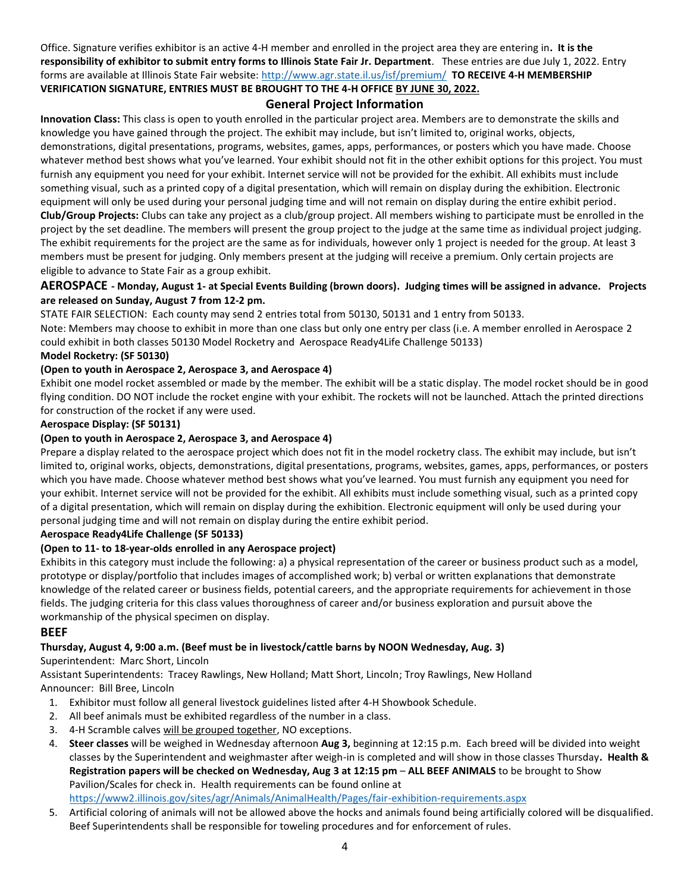Office. Signature verifies exhibitor is an active 4-H member and enrolled in the project area they are entering in**. It is the responsibility of exhibitor to submit entry forms to Illinois State Fair Jr. Department**. These entries are due July 1, 2022. Entry forms are available at Illinois State Fair website: http://www.agr.state.il.us/isf/premium/ **TO RECEIVE 4-H MEMBERSHIP VERIFICATION SIGNATURE, ENTRIES MUST BE BROUGHT TO THE 4-H OFFICE BY JUNE 30, 2022.**

## General Project Information

**Innovation Class:** This class is open to youth enrolled in the particular project area. Members are to demonstrate the skills and knowledge you have gained through the project. The exhibit may include, but isn't limited to, original works, objects, demonstrations, digital presentations, programs, websites, games, apps, performances, or posters which you have made. Choose whatever method best shows what you've learned. Your exhibit should not fit in the other exhibit options for this project. You must furnish any equipment you need for your exhibit. Internet service will not be provided for the exhibit. All exhibits must include something visual, such as a printed copy of a digital presentation, which will remain on display during the exhibition. Electronic equipment will only be used during your personal judging time and will not remain on display during the entire exhibit period.

**Club/Group Projects:** Clubs can take any project as a club/group project. All members wishing to participate must be enrolled in the project by the set deadline. The members will present the group project to the judge at the same time as individual project judging. The exhibit requirements for the project are the same as for individuals, however only 1 project is needed for the group. At least 3 members must be present for judging. Only members present at the judging will receive a premium. Only certain projects are eligible to advance to State Fair as a group exhibit.

## AEROSPACE - Monday, August 1- at Special Events Building (brown doors). Judging times will be assigned in advance. Projects are released on Sunday, August 7 from 12-2 pm.

STATE FAIR SELECTION: Each county may send 2 entries total from 50130, 50131 and 1 entry from 50133.

Note: Members may choose to exhibit in more than one class but only one entry per class (i.e. A member enrolled in Aerospace 2 could exhibit in both classes 50130 Model Rocketry and Aerospace Ready4Life Challenge 50133)

**Model Rocketry: (SF 50130)**

**(Open to youth in Aerospace 2, Aerospace 3, and Aerospace 4)**

Exhibit one model rocket assembled or made by the member. The exhibit will be a static display. The model rocket should be in good flying condition. DO NOT include the rocket engine with your exhibit. The rockets will not be launched. Attach the printed directions for construction of the rocket if any were used.

**Aerospace Display: (SF 50131)**

**(Open to youth in Aerospace 2, Aerospace 3, and Aerospace 4)**

Prepare a display related to the aerospace project which does not fit in the model rocketry class. The exhibit may include, but isn't limited to, original works, objects, demonstrations, digital presentations, programs, websites, games, apps, performances, or posters which you have made. Choose whatever method best shows what you've learned. You must furnish any equipment you need for your exhibit. Internet service will not be provided for the exhibit. All exhibits must include something visual, such as a printed copy of a digital presentation, which will remain on display during the exhibition. Electronic equipment will only be used during your personal judging time and will not remain on display during the entire exhibit period.

**Aerospace Ready4Life Challenge (SF 50133)**

**(Open to 11- to 18-year-olds enrolled in any Aerospace project)**

Exhibits in this category must include the following: a) a physical representation of the career or business product such as a model, prototype or display/portfolio that includes images of accomplished work; b) verbal or written explanations that demonstrate knowledge of the related career or business fields, potential careers, and the appropriate requirements for achievement in those fields. The judging criteria for this class values thoroughness of career and/or business exploration and pursuit above the workmanship of the physical specimen on display.

## BEEF

**Thursday, August 4, 9:00 a.m. (Beef must be in livestock/cattle barns by NOON Wednesday, Aug. 3)**

Superintendent: Marc Short, Lincoln

Assistant Superintendents: Tracey Rawlings, New Holland; Matt Short, Lincoln; Troy Rawlings, New Holland

Announcer: Bill Bree, Lincoln

1. Exhibitor must follow all general livestock guidelines listed after 4-H Showbook Schedule.
2. All beef animals must be exhibited regardless of the number in a class.
3. 4-H Scramble calves will be grouped together, NO exceptions.
4. **Steer classes** will be weighed in Wednesday afternoon **Aug 3,** beginning at 12:15 p.m. Each breed will be divided into weight classes by the Superintendent and weighmaster after weigh-in is completed and will show in those classes Thursday**. Health & Registration papers will be checked on Wednesday, Aug 3 at 12:15 pm** – **ALL BEEF ANIMALS** to be brought to Show Pavilion/Scales for check in. Health requirements can be found online at https://www2.illinois.gov/sites/agr/Animals/AnimalHealth/Pages/fair-exhibition-requirements.aspx
5. Artificial coloring of animals will not be allowed above the hocks and animals found being artificially colored will be disqualified. Beef Superintendents shall be responsible for toweling procedures and for enforcement of rules.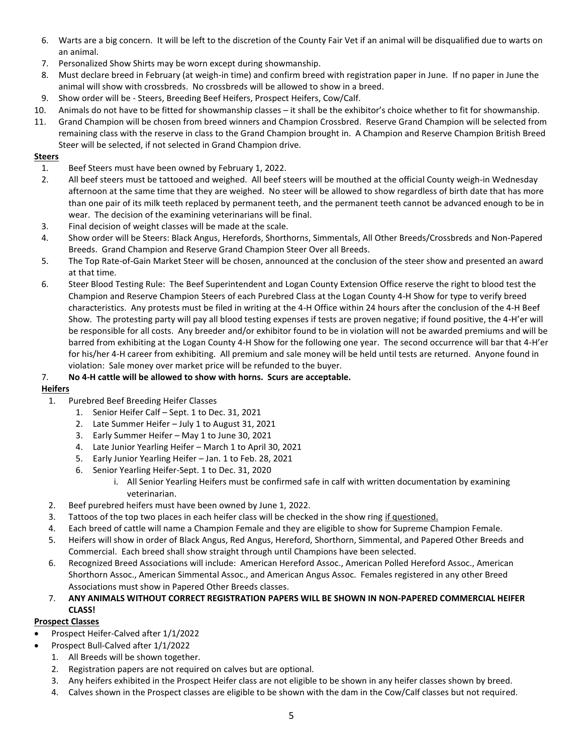6. Warts are a big concern. It will be left to the discretion of the County Fair Vet if an animal will be disqualified due to warts on an animal.
7. Personalized Show Shirts may be worn except during showmanship.
8. Must declare breed in February (at weigh-in time) and confirm breed with registration paper in June. If no paper in June the animal will show with crossbreds. No crossbreds will be allowed to show in a breed.
9. Show order will be - Steers, Breeding Beef Heifers, Prospect Heifers, Cow/Calf.
10. Animals do not have to be fitted for showmanship classes – it shall be the exhibitor's choice whether to fit for showmanship.
11. Grand Champion will be chosen from breed winners and Champion Crossbred. Reserve Grand Champion will be selected from remaining class with the reserve in class to the Grand Champion brought in. A Champion and Reserve Champion British Breed Steer will be selected, if not selected in Grand Champion drive.

**Steers**

1. Beef Steers must have been owned by February 1, 2022.
2. All beef steers must be tattooed and weighed. All beef steers will be mouthed at the official County weigh-in Wednesday afternoon at the same time that they are weighed. No steer will be allowed to show regardless of birth date that has more than one pair of its milk teeth replaced by permanent teeth, and the permanent teeth cannot be advanced enough to be in wear. The decision of the examining veterinarians will be final.
3. Final decision of weight classes will be made at the scale.
4. Show order will be Steers: Black Angus, Herefords, Shorthorns, Simmentals, All Other Breeds/Crossbreds and Non-Papered Breeds. Grand Champion and Reserve Grand Champion Steer Over all Breeds.
5. The Top Rate-of-Gain Market Steer will be chosen, announced at the conclusion of the steer show and presented an award at that time.
6. Steer Blood Testing Rule: The Beef Superintendent and Logan County Extension Office reserve the right to blood test the Champion and Reserve Champion Steers of each Purebred Class at the Logan County 4-H Show for type to verify breed characteristics. Any protests must be filed in writing at the 4-H Office within 24 hours after the conclusion of the 4-H Beef Show. The protesting party will pay all blood testing expenses if tests are proven negative; if found positive, the 4-H'er will be responsible for all costs. Any breeder and/or exhibitor found to be in violation will not be awarded premiums and will be barred from exhibiting at the Logan County 4-H Show for the following one year. The second occurrence will bar that 4-H'er for his/her 4-H career from exhibiting. All premium and sale money will be held until tests are returned. Anyone found in violation: Sale money over market price will be refunded to the buyer.
7. **No 4-H cattle will be allowed to show with horns. Scurs are acceptable.**

**Heifers**

1. Purebred Beef Breeding Heifer Classes
    1. Senior Heifer Calf – Sept. 1 to Dec. 31, 2021
    2. Late Summer Heifer – July 1 to August 31, 2021
    3. Early Summer Heifer – May 1 to June 30, 2021
    4. Late Junior Yearling Heifer – March 1 to April 30, 2021
    5. Early Junior Yearling Heifer – Jan. 1 to Feb. 28, 2021
    6. Senior Yearling Heifer-Sept. 1 to Dec. 31, 2020
        i. All Senior Yearling Heifers must be confirmed safe in calf with written documentation by examining veterinarian.
2. Beef purebred heifers must have been owned by June 1, 2022.
3. Tattoos of the top two places in each heifer class will be checked in the show ring <u>if questioned.</u>
4. Each breed of cattle will name a Champion Female and they are eligible to show for Supreme Champion Female.
5. Heifers will show in order of Black Angus, Red Angus, Hereford, Shorthorn, Simmental, and Papered Other Breeds and Commercial. Each breed shall show straight through until Champions have been selected.
6. Recognized Breed Associations will include: American Hereford Assoc., American Polled Hereford Assoc., American Shorthorn Assoc., American Simmental Assoc., and American Angus Assoc. Females registered in any other Breed Associations must show in Papered Other Breeds classes.
7. **ANY ANIMALS WITHOUT CORRECT REGISTRATION PAPERS WILL BE SHOWN IN NON-PAPERED COMMERCIAL HEIFER CLASS!**

**Prospect Classes**

- Prospect Heifer-Calved after 1/1/2022
- Prospect Bull-Calved after 1/1/2022

1. All Breeds will be shown together.
2. Registration papers are not required on calves but are optional.
3. Any heifers exhibited in the Prospect Heifer class are not eligible to be shown in any heifer classes shown by breed.
4. Calves shown in the Prospect classes are eligible to be shown with the dam in the Cow/Calf classes but not required.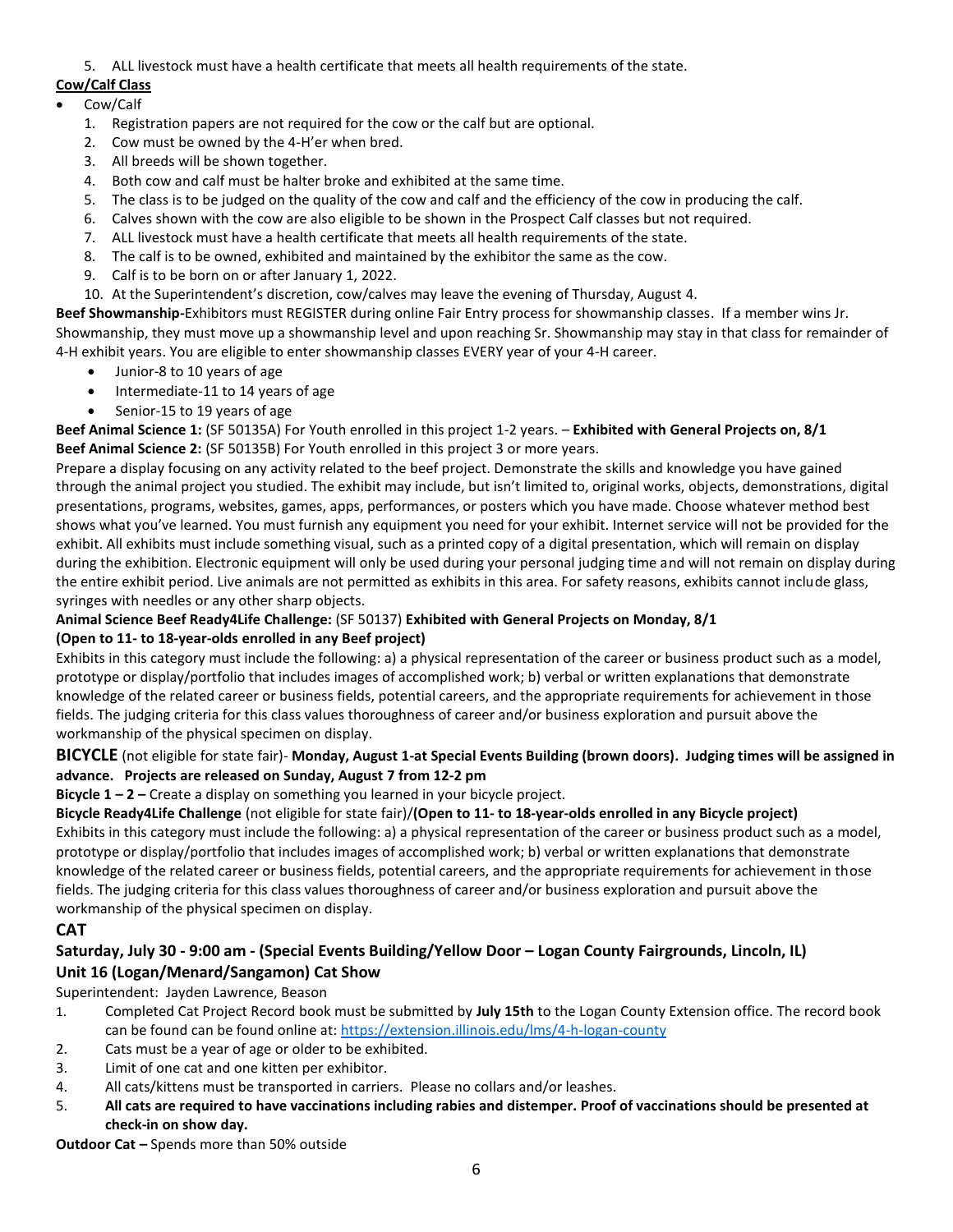5. ALL livestock must have a health certificate that meets all health requirements of the state.

**Cow/Calf Class**

- Cow/Calf
  1. Registration papers are not required for the cow or the calf but are optional.
  2. Cow must be owned by the 4-H'er when bred.
  3. All breeds will be shown together.
  4. Both cow and calf must be halter broke and exhibited at the same time.
  5. The class is to be judged on the quality of the cow and calf and the efficiency of the cow in producing the calf.
  6. Calves shown with the cow are also eligible to be shown in the Prospect Calf classes but not required.
  7. ALL livestock must have a health certificate that meets all health requirements of the state.
  8. The calf is to be owned, exhibited and maintained by the exhibitor the same as the cow.
  9. Calf is to be born on or after January 1, 2022.
  10. At the Superintendent's discretion, cow/calves may leave the evening of Thursday, August 4.

**Beef Showmanship-**Exhibitors must REGISTER during online Fair Entry process for showmanship classes. If a member wins Jr. Showmanship, they must move up a showmanship level and upon reaching Sr. Showmanship may stay in that class for remainder of 4-H exhibit years. You are eligible to enter showmanship classes EVERY year of your 4-H career.

- Junior-8 to 10 years of age
- Intermediate-11 to 14 years of age
- Senior-15 to 19 years of age

**Beef Animal Science 1:** (SF 50135A) For Youth enrolled in this project 1-2 years. – **Exhibited with General Projects on, 8/1**
**Beef Animal Science 2:** (SF 50135B) For Youth enrolled in this project 3 or more years.
Prepare a display focusing on any activity related to the beef project. Demonstrate the skills and knowledge you have gained through the animal project you studied. The exhibit may include, but isn't limited to, original works, objects, demonstrations, digital presentations, programs, websites, games, apps, performances, or posters which you have made. Choose whatever method best shows what you've learned. You must furnish any equipment you need for your exhibit. Internet service will not be provided for the exhibit. All exhibits must include something visual, such as a printed copy of a digital presentation, which will remain on display during the exhibition. Electronic equipment will only be used during your personal judging time and will not remain on display during the entire exhibit period. Live animals are not permitted as exhibits in this area. For safety reasons, exhibits cannot include glass, syringes with needles or any other sharp objects.

**Animal Science Beef Ready4Life Challenge:** (SF 50137) **Exhibited with General Projects on Monday, 8/1**
**(Open to 11- to 18-year-olds enrolled in any Beef project)**
Exhibits in this category must include the following: a) a physical representation of the career or business product such as a model, prototype or display/portfolio that includes images of accomplished work; b) verbal or written explanations that demonstrate knowledge of the related career or business fields, potential careers, and the appropriate requirements for achievement in those fields. The judging criteria for this class values thoroughness of career and/or business exploration and pursuit above the workmanship of the physical specimen on display.

**BICYCLE** (not eligible for state fair)- **Monday, August 1-at Special Events Building (brown doors). Judging times will be assigned in advance. Projects are released on Sunday, August 7 from 12-2 pm**

**Bicycle 1 – 2 –** Create a display on something you learned in your bicycle project.

**Bicycle Ready4Life Challenge** (not eligible for state fair)/**(Open to 11- to 18-year-olds enrolled in any Bicycle project)**
Exhibits in this category must include the following: a) a physical representation of the career or business product such as a model, prototype or display/portfolio that includes images of accomplished work; b) verbal or written explanations that demonstrate knowledge of the related career or business fields, potential careers, and the appropriate requirements for achievement in those fields. The judging criteria for this class values thoroughness of career and/or business exploration and pursuit above the workmanship of the physical specimen on display.

## CAT

### Saturday, July 30 - 9:00 am - (Special Events Building/Yellow Door – Logan County Fairgrounds, Lincoln, IL)
### Unit 16 (Logan/Menard/Sangamon) Cat Show

Superintendent: Jayden Lawrence, Beason

1. Completed Cat Project Record book must be submitted by **July 15th** to the Logan County Extension office. The record book can be found can be found online at: https://extension.illinois.edu/lms/4-h-logan-county
2. Cats must be a year of age or older to be exhibited.
3. Limit of one cat and one kitten per exhibitor.
4. All cats/kittens must be transported in carriers. Please no collars and/or leashes.
5. **All cats are required to have vaccinations including rabies and distemper. Proof of vaccinations should be presented at check-in on show day.**

**Outdoor Cat –** Spends more than 50% outside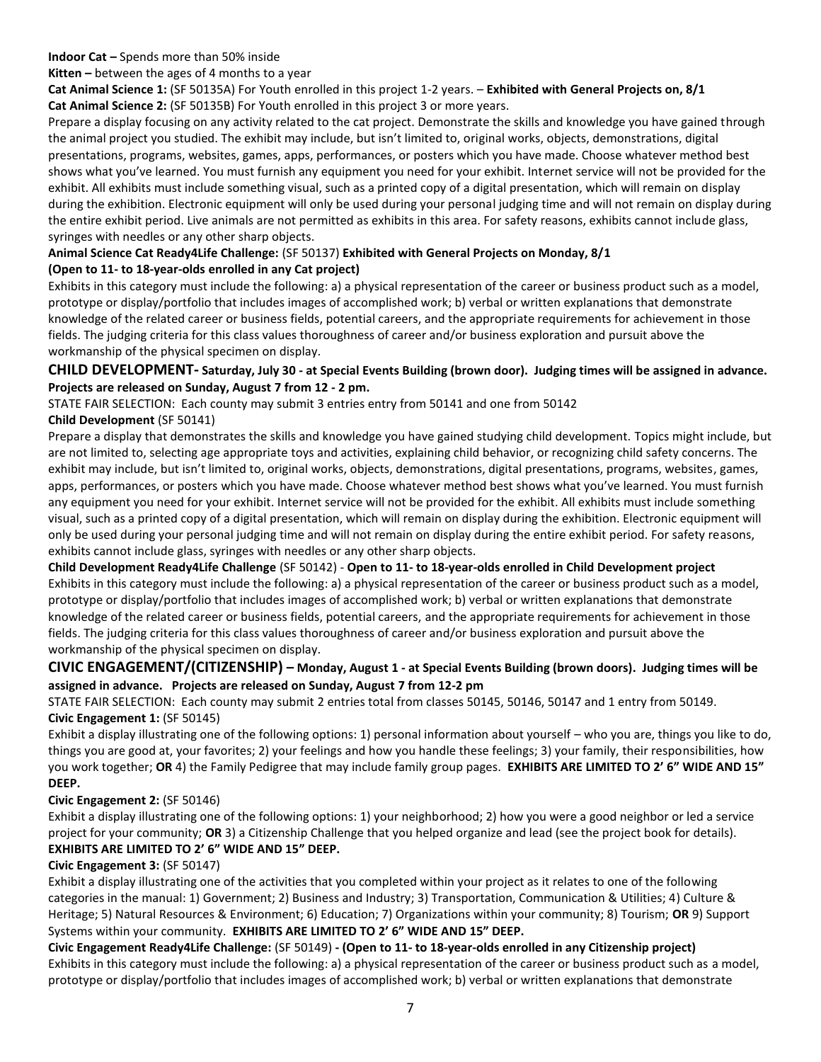**Indoor Cat –** Spends more than 50% inside

**Kitten –** between the ages of 4 months to a year

**Cat Animal Science 1:** (SF 50135A) For Youth enrolled in this project 1-2 years. – **Exhibited with General Projects on, 8/1**

**Cat Animal Science 2:** (SF 50135B) For Youth enrolled in this project 3 or more years.

Prepare a display focusing on any activity related to the cat project. Demonstrate the skills and knowledge you have gained through the animal project you studied. The exhibit may include, but isn't limited to, original works, objects, demonstrations, digital presentations, programs, websites, games, apps, performances, or posters which you have made. Choose whatever method best shows what you've learned. You must furnish any equipment you need for your exhibit. Internet service will not be provided for the exhibit. All exhibits must include something visual, such as a printed copy of a digital presentation, which will remain on display during the exhibition. Electronic equipment will only be used during your personal judging time and will not remain on display during the entire exhibit period. Live animals are not permitted as exhibits in this area. For safety reasons, exhibits cannot include glass, syringes with needles or any other sharp objects.

**Animal Science Cat Ready4Life Challenge:** (SF 50137) **Exhibited with General Projects on Monday, 8/1**
**(Open to 11- to 18-year-olds enrolled in any Cat project)**

Exhibits in this category must include the following: a) a physical representation of the career or business product such as a model, prototype or display/portfolio that includes images of accomplished work; b) verbal or written explanations that demonstrate knowledge of the related career or business fields, potential careers, and the appropriate requirements for achievement in those fields. The judging criteria for this class values thoroughness of career and/or business exploration and pursuit above the workmanship of the physical specimen on display.

## CHILD DEVELOPMENT- Saturday, July 30 - at Special Events Building (brown door). Judging times will be assigned in advance. Projects are released on Sunday, August 7 from 12 - 2 pm.

STATE FAIR SELECTION: Each county may submit 3 entries entry from 50141 and one from 50142

**Child Development** (SF 50141)

Prepare a display that demonstrates the skills and knowledge you have gained studying child development. Topics might include, but are not limited to, selecting age appropriate toys and activities, explaining child behavior, or recognizing child safety concerns. The exhibit may include, but isn't limited to, original works, objects, demonstrations, digital presentations, programs, websites, games, apps, performances, or posters which you have made. Choose whatever method best shows what you've learned. You must furnish any equipment you need for your exhibit. Internet service will not be provided for the exhibit. All exhibits must include something visual, such as a printed copy of a digital presentation, which will remain on display during the exhibition. Electronic equipment will only be used during your personal judging time and will not remain on display during the entire exhibit period. For safety reasons, exhibits cannot include glass, syringes with needles or any other sharp objects.

**Child Development Ready4Life Challenge** (SF 50142) - **Open to 11- to 18-year-olds enrolled in Child Development project**

Exhibits in this category must include the following: a) a physical representation of the career or business product such as a model, prototype or display/portfolio that includes images of accomplished work; b) verbal or written explanations that demonstrate knowledge of the related career or business fields, potential careers, and the appropriate requirements for achievement in those fields. The judging criteria for this class values thoroughness of career and/or business exploration and pursuit above the workmanship of the physical specimen on display.

## CIVIC ENGAGEMENT/(CITIZENSHIP) – Monday, August 1 - at Special Events Building (brown doors). Judging times will be assigned in advance. Projects are released on Sunday, August 7 from 12-2 pm

STATE FAIR SELECTION: Each county may submit 2 entries total from classes 50145, 50146, 50147 and 1 entry from 50149.

**Civic Engagement 1:** (SF 50145)

Exhibit a display illustrating one of the following options: 1) personal information about yourself – who you are, things you like to do, things you are good at, your favorites; 2) your feelings and how you handle these feelings; 3) your family, their responsibilities, how you work together; **OR** 4) the Family Pedigree that may include family group pages. **EXHIBITS ARE LIMITED TO 2' 6" WIDE AND 15" DEEP.**

**Civic Engagement 2:** (SF 50146)

Exhibit a display illustrating one of the following options: 1) your neighborhood; 2) how you were a good neighbor or led a service project for your community; **OR** 3) a Citizenship Challenge that you helped organize and lead (see the project book for details). **EXHIBITS ARE LIMITED TO 2' 6" WIDE AND 15" DEEP.**

**Civic Engagement 3:** (SF 50147)

Exhibit a display illustrating one of the activities that you completed within your project as it relates to one of the following categories in the manual: 1) Government; 2) Business and Industry; 3) Transportation, Communication & Utilities; 4) Culture & Heritage; 5) Natural Resources & Environment; 6) Education; 7) Organizations within your community; 8) Tourism; **OR** 9) Support Systems within your community. **EXHIBITS ARE LIMITED TO 2' 6" WIDE AND 15" DEEP.**

**Civic Engagement Ready4Life Challenge:** (SF 50149) **- (Open to 11- to 18-year-olds enrolled in any Citizenship project)**

Exhibits in this category must include the following: a) a physical representation of the career or business product such as a model, prototype or display/portfolio that includes images of accomplished work; b) verbal or written explanations that demonstrate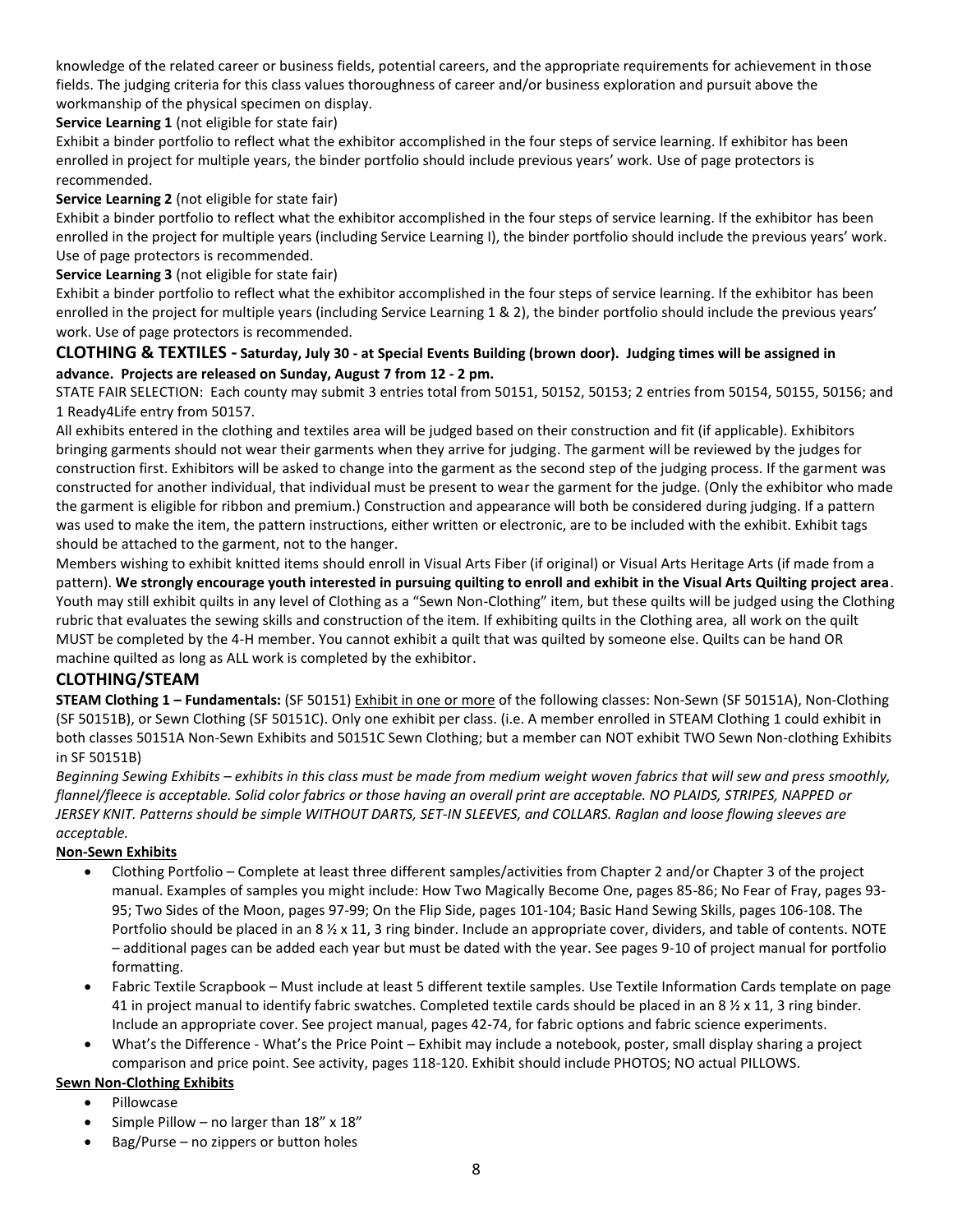knowledge of the related career or business fields, potential careers, and the appropriate requirements for achievement in those fields. The judging criteria for this class values thoroughness of career and/or business exploration and pursuit above the workmanship of the physical specimen on display.

**Service Learning 1** (not eligible for state fair)

Exhibit a binder portfolio to reflect what the exhibitor accomplished in the four steps of service learning. If exhibitor has been enrolled in project for multiple years, the binder portfolio should include previous years' work. Use of page protectors is recommended.

**Service Learning 2** (not eligible for state fair)

Exhibit a binder portfolio to reflect what the exhibitor accomplished in the four steps of service learning. If the exhibitor has been enrolled in the project for multiple years (including Service Learning I), the binder portfolio should include the previous years' work. Use of page protectors is recommended.

**Service Learning 3** (not eligible for state fair)

Exhibit a binder portfolio to reflect what the exhibitor accomplished in the four steps of service learning. If the exhibitor has been enrolled in the project for multiple years (including Service Learning 1 & 2), the binder portfolio should include the previous years' work. Use of page protectors is recommended.

## CLOTHING & TEXTILES - Saturday, July 30 - at Special Events Building (brown door). Judging times will be assigned in advance. Projects are released on Sunday, August 7 from 12 - 2 pm.

STATE FAIR SELECTION: Each county may submit 3 entries total from 50151, 50152, 50153; 2 entries from 50154, 50155, 50156; and 1 Ready4Life entry from 50157.

All exhibits entered in the clothing and textiles area will be judged based on their construction and fit (if applicable). Exhibitors bringing garments should not wear their garments when they arrive for judging. The garment will be reviewed by the judges for construction first. Exhibitors will be asked to change into the garment as the second step of the judging process. If the garment was constructed for another individual, that individual must be present to wear the garment for the judge. (Only the exhibitor who made the garment is eligible for ribbon and premium.) Construction and appearance will both be considered during judging. If a pattern was used to make the item, the pattern instructions, either written or electronic, are to be included with the exhibit. Exhibit tags should be attached to the garment, not to the hanger.

Members wishing to exhibit knitted items should enroll in Visual Arts Fiber (if original) or Visual Arts Heritage Arts (if made from a pattern). **We strongly encourage youth interested in pursuing quilting to enroll and exhibit in the Visual Arts Quilting project area**. Youth may still exhibit quilts in any level of Clothing as a "Sewn Non-Clothing" item, but these quilts will be judged using the Clothing rubric that evaluates the sewing skills and construction of the item. If exhibiting quilts in the Clothing area, all work on the quilt MUST be completed by the 4-H member. You cannot exhibit a quilt that was quilted by someone else. Quilts can be hand OR machine quilted as long as ALL work is completed by the exhibitor.

## CLOTHING/STEAM

**STEAM Clothing 1 – Fundamentals:** (SF 50151) Exhibit in one or more of the following classes: Non-Sewn (SF 50151A), Non-Clothing (SF 50151B), or Sewn Clothing (SF 50151C). Only one exhibit per class. (i.e. A member enrolled in STEAM Clothing 1 could exhibit in both classes 50151A Non-Sewn Exhibits and 50151C Sewn Clothing; but a member can NOT exhibit TWO Sewn Non-clothing Exhibits in SF 50151B)

*Beginning Sewing Exhibits – exhibits in this class must be made from medium weight woven fabrics that will sew and press smoothly, flannel/fleece is acceptable. Solid color fabrics or those having an overall print are acceptable. NO PLAIDS, STRIPES, NAPPED or JERSEY KNIT. Patterns should be simple WITHOUT DARTS, SET-IN SLEEVES, and COLLARS. Raglan and loose flowing sleeves are acceptable.*

**Non-Sewn Exhibits**

- Clothing Portfolio – Complete at least three different samples/activities from Chapter 2 and/or Chapter 3 of the project manual. Examples of samples you might include: How Two Magically Become One, pages 85-86; No Fear of Fray, pages 93-95; Two Sides of the Moon, pages 97-99; On the Flip Side, pages 101-104; Basic Hand Sewing Skills, pages 106-108. The Portfolio should be placed in an 8 ½ x 11, 3 ring binder. Include an appropriate cover, dividers, and table of contents. NOTE – additional pages can be added each year but must be dated with the year. See pages 9-10 of project manual for portfolio formatting.
- Fabric Textile Scrapbook – Must include at least 5 different textile samples. Use Textile Information Cards template on page 41 in project manual to identify fabric swatches. Completed textile cards should be placed in an 8 ½ x 11, 3 ring binder. Include an appropriate cover. See project manual, pages 42-74, for fabric options and fabric science experiments.
- What's the Difference - What's the Price Point – Exhibit may include a notebook, poster, small display sharing a project comparison and price point. See activity, pages 118-120. Exhibit should include PHOTOS; NO actual PILLOWS.

**Sewn Non-Clothing Exhibits**

- Pillowcase
- Simple Pillow – no larger than 18" x 18"
- Bag/Purse – no zippers or button holes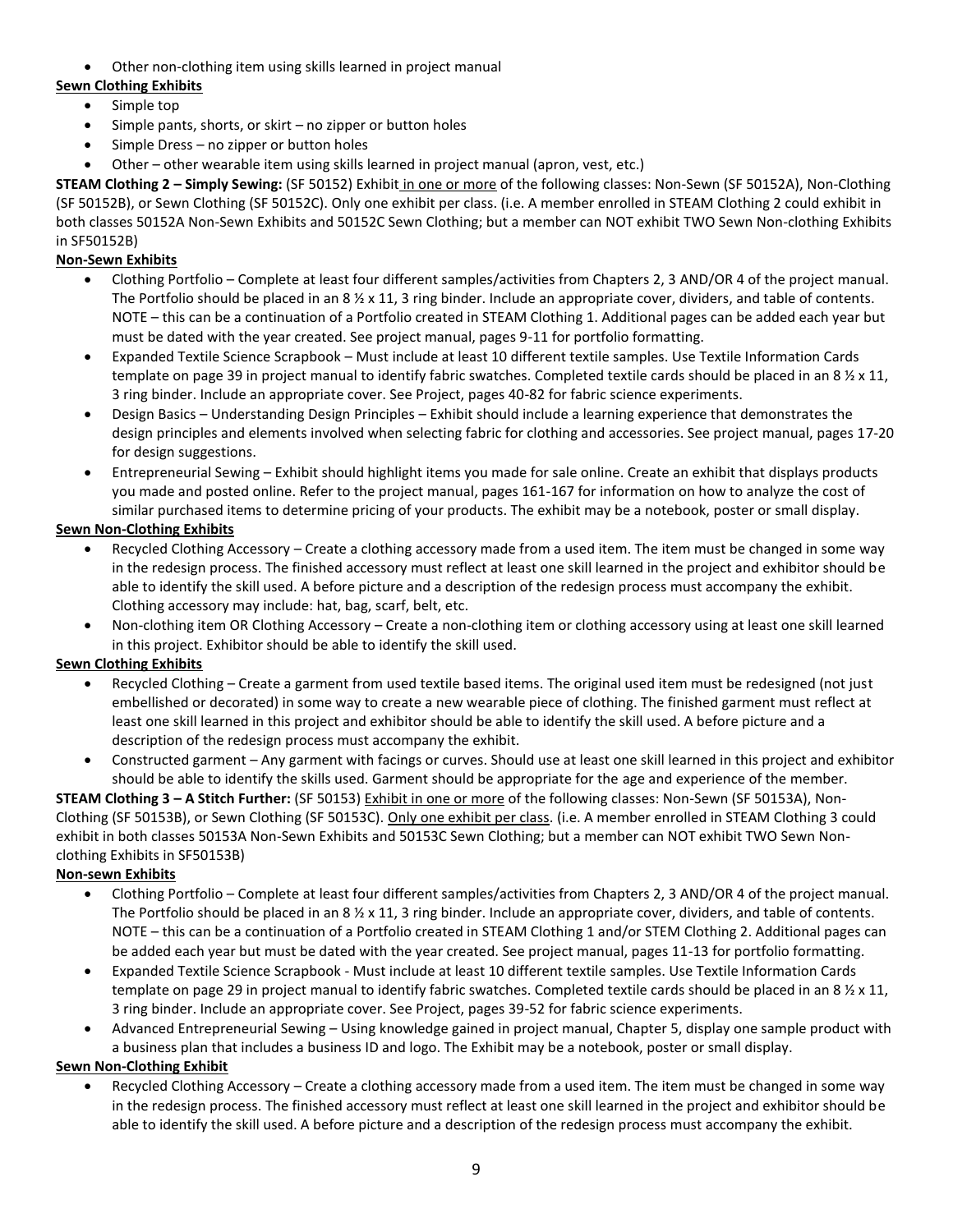- Other non-clothing item using skills learned in project manual

**Sewn Clothing Exhibits**

- Simple top
- Simple pants, shorts, or skirt – no zipper or button holes
- Simple Dress – no zipper or button holes
- Other – other wearable item using skills learned in project manual (apron, vest, etc.)

**STEAM Clothing 2 – Simply Sewing:** (SF 50152) Exhibit in one or more of the following classes: Non-Sewn (SF 50152A), Non-Clothing (SF 50152B), or Sewn Clothing (SF 50152C). Only one exhibit per class. (i.e. A member enrolled in STEAM Clothing 2 could exhibit in both classes 50152A Non-Sewn Exhibits and 50152C Sewn Clothing; but a member can NOT exhibit TWO Sewn Non-clothing Exhibits in SF50152B)

**Non-Sewn Exhibits**

- Clothing Portfolio – Complete at least four different samples/activities from Chapters 2, 3 AND/OR 4 of the project manual. The Portfolio should be placed in an 8 ½ x 11, 3 ring binder. Include an appropriate cover, dividers, and table of contents. NOTE – this can be a continuation of a Portfolio created in STEAM Clothing 1. Additional pages can be added each year but must be dated with the year created. See project manual, pages 9-11 for portfolio formatting.
- Expanded Textile Science Scrapbook – Must include at least 10 different textile samples. Use Textile Information Cards template on page 39 in project manual to identify fabric swatches. Completed textile cards should be placed in an 8 ½ x 11, 3 ring binder. Include an appropriate cover. See Project, pages 40-82 for fabric science experiments.
- Design Basics – Understanding Design Principles – Exhibit should include a learning experience that demonstrates the design principles and elements involved when selecting fabric for clothing and accessories. See project manual, pages 17-20 for design suggestions.
- Entrepreneurial Sewing – Exhibit should highlight items you made for sale online. Create an exhibit that displays products you made and posted online. Refer to the project manual, pages 161-167 for information on how to analyze the cost of similar purchased items to determine pricing of your products. The exhibit may be a notebook, poster or small display.

**Sewn Non-Clothing Exhibits**

- Recycled Clothing Accessory – Create a clothing accessory made from a used item. The item must be changed in some way in the redesign process. The finished accessory must reflect at least one skill learned in the project and exhibitor should be able to identify the skill used. A before picture and a description of the redesign process must accompany the exhibit. Clothing accessory may include: hat, bag, scarf, belt, etc.
- Non-clothing item OR Clothing Accessory – Create a non-clothing item or clothing accessory using at least one skill learned in this project. Exhibitor should be able to identify the skill used.

**Sewn Clothing Exhibits**

- Recycled Clothing – Create a garment from used textile based items. The original used item must be redesigned (not just embellished or decorated) in some way to create a new wearable piece of clothing. The finished garment must reflect at least one skill learned in this project and exhibitor should be able to identify the skill used. A before picture and a description of the redesign process must accompany the exhibit.
- Constructed garment – Any garment with facings or curves. Should use at least one skill learned in this project and exhibitor should be able to identify the skills used. Garment should be appropriate for the age and experience of the member.

**STEAM Clothing 3 – A Stitch Further:** (SF 50153) Exhibit in one or more of the following classes: Non-Sewn (SF 50153A), Non-Clothing (SF 50153B), or Sewn Clothing (SF 50153C). Only one exhibit per class. (i.e. A member enrolled in STEAM Clothing 3 could exhibit in both classes 50153A Non-Sewn Exhibits and 50153C Sewn Clothing; but a member can NOT exhibit TWO Sewn Non-clothing Exhibits in SF50153B)

**Non-sewn Exhibits**

- Clothing Portfolio – Complete at least four different samples/activities from Chapters 2, 3 AND/OR 4 of the project manual. The Portfolio should be placed in an 8 ½ x 11, 3 ring binder. Include an appropriate cover, dividers, and table of contents. NOTE – this can be a continuation of a Portfolio created in STEAM Clothing 1 and/or STEM Clothing 2. Additional pages can be added each year but must be dated with the year created. See project manual, pages 11-13 for portfolio formatting.
- Expanded Textile Science Scrapbook - Must include at least 10 different textile samples. Use Textile Information Cards template on page 29 in project manual to identify fabric swatches. Completed textile cards should be placed in an 8 ½ x 11, 3 ring binder. Include an appropriate cover. See Project, pages 39-52 for fabric science experiments.
- Advanced Entrepreneurial Sewing – Using knowledge gained in project manual, Chapter 5, display one sample product with a business plan that includes a business ID and logo. The Exhibit may be a notebook, poster or small display.

**Sewn Non-Clothing Exhibit**

- Recycled Clothing Accessory – Create a clothing accessory made from a used item. The item must be changed in some way in the redesign process. The finished accessory must reflect at least one skill learned in the project and exhibitor should be able to identify the skill used. A before picture and a description of the redesign process must accompany the exhibit.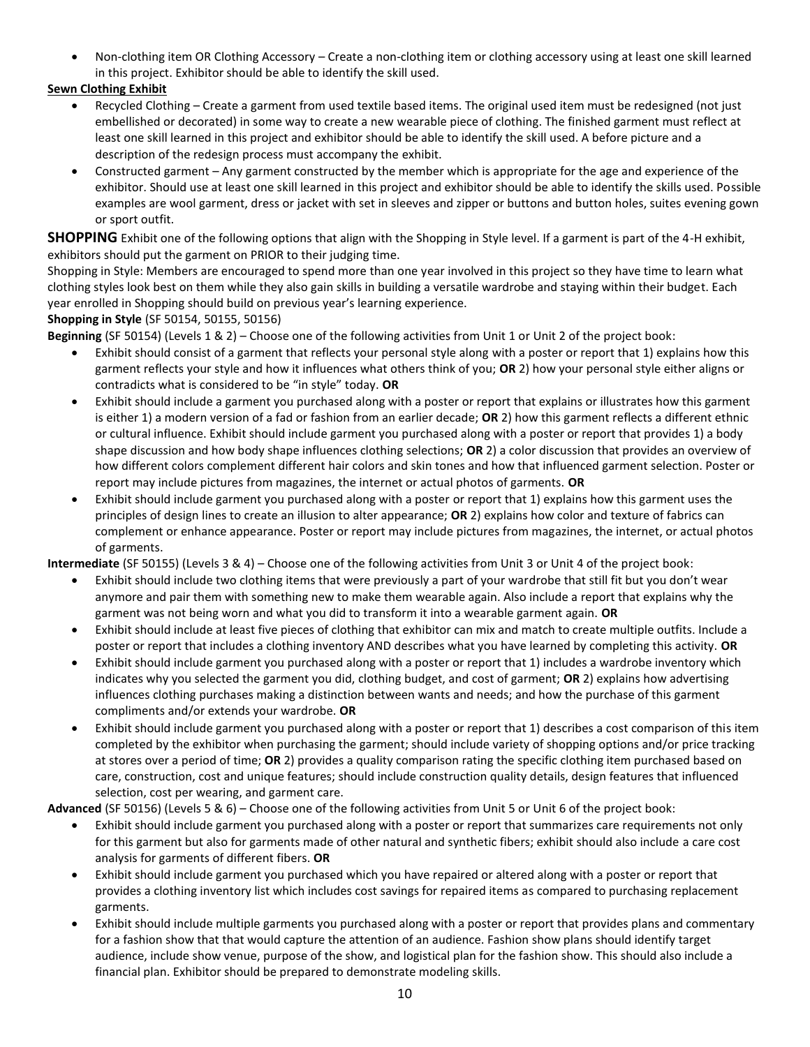- Non-clothing item OR Clothing Accessory – Create a non-clothing item or clothing accessory using at least one skill learned in this project. Exhibitor should be able to identify the skill used.

**Sewn Clothing Exhibit**

- Recycled Clothing – Create a garment from used textile based items. The original used item must be redesigned (not just embellished or decorated) in some way to create a new wearable piece of clothing. The finished garment must reflect at least one skill learned in this project and exhibitor should be able to identify the skill used. A before picture and a description of the redesign process must accompany the exhibit.
- Constructed garment – Any garment constructed by the member which is appropriate for the age and experience of the exhibitor. Should use at least one skill learned in this project and exhibitor should be able to identify the skills used. Possible examples are wool garment, dress or jacket with set in sleeves and zipper or buttons and button holes, suites evening gown or sport outfit.

**SHOPPING** Exhibit one of the following options that align with the Shopping in Style level. If a garment is part of the 4-H exhibit, exhibitors should put the garment on PRIOR to their judging time.

Shopping in Style: Members are encouraged to spend more than one year involved in this project so they have time to learn what clothing styles look best on them while they also gain skills in building a versatile wardrobe and staying within their budget. Each year enrolled in Shopping should build on previous year's learning experience.

**Shopping in Style** (SF 50154, 50155, 50156)

**Beginning** (SF 50154) (Levels 1 & 2) – Choose one of the following activities from Unit 1 or Unit 2 of the project book:

- Exhibit should consist of a garment that reflects your personal style along with a poster or report that 1) explains how this garment reflects your style and how it influences what others think of you; **OR** 2) how your personal style either aligns or contradicts what is considered to be "in style" today. **OR**
- Exhibit should include a garment you purchased along with a poster or report that explains or illustrates how this garment is either 1) a modern version of a fad or fashion from an earlier decade; **OR** 2) how this garment reflects a different ethnic or cultural influence. Exhibit should include garment you purchased along with a poster or report that provides 1) a body shape discussion and how body shape influences clothing selections; **OR** 2) a color discussion that provides an overview of how different colors complement different hair colors and skin tones and how that influenced garment selection. Poster or report may include pictures from magazines, the internet or actual photos of garments. **OR**
- Exhibit should include garment you purchased along with a poster or report that 1) explains how this garment uses the principles of design lines to create an illusion to alter appearance; **OR** 2) explains how color and texture of fabrics can complement or enhance appearance. Poster or report may include pictures from magazines, the internet, or actual photos of garments.

**Intermediate** (SF 50155) (Levels 3 & 4) – Choose one of the following activities from Unit 3 or Unit 4 of the project book:

- Exhibit should include two clothing items that were previously a part of your wardrobe that still fit but you don't wear anymore and pair them with something new to make them wearable again. Also include a report that explains why the garment was not being worn and what you did to transform it into a wearable garment again. **OR**
- Exhibit should include at least five pieces of clothing that exhibitor can mix and match to create multiple outfits. Include a poster or report that includes a clothing inventory AND describes what you have learned by completing this activity. **OR**
- Exhibit should include garment you purchased along with a poster or report that 1) includes a wardrobe inventory which indicates why you selected the garment you did, clothing budget, and cost of garment; **OR** 2) explains how advertising influences clothing purchases making a distinction between wants and needs; and how the purchase of this garment compliments and/or extends your wardrobe. **OR**
- Exhibit should include garment you purchased along with a poster or report that 1) describes a cost comparison of this item completed by the exhibitor when purchasing the garment; should include variety of shopping options and/or price tracking at stores over a period of time; **OR** 2) provides a quality comparison rating the specific clothing item purchased based on care, construction, cost and unique features; should include construction quality details, design features that influenced selection, cost per wearing, and garment care.

**Advanced** (SF 50156) (Levels 5 & 6) – Choose one of the following activities from Unit 5 or Unit 6 of the project book:

- Exhibit should include garment you purchased along with a poster or report that summarizes care requirements not only for this garment but also for garments made of other natural and synthetic fibers; exhibit should also include a care cost analysis for garments of different fibers. **OR**
- Exhibit should include garment you purchased which you have repaired or altered along with a poster or report that provides a clothing inventory list which includes cost savings for repaired items as compared to purchasing replacement garments.
- Exhibit should include multiple garments you purchased along with a poster or report that provides plans and commentary for a fashion show that that would capture the attention of an audience. Fashion show plans should identify target audience, include show venue, purpose of the show, and logistical plan for the fashion show. This should also include a financial plan. Exhibitor should be prepared to demonstrate modeling skills.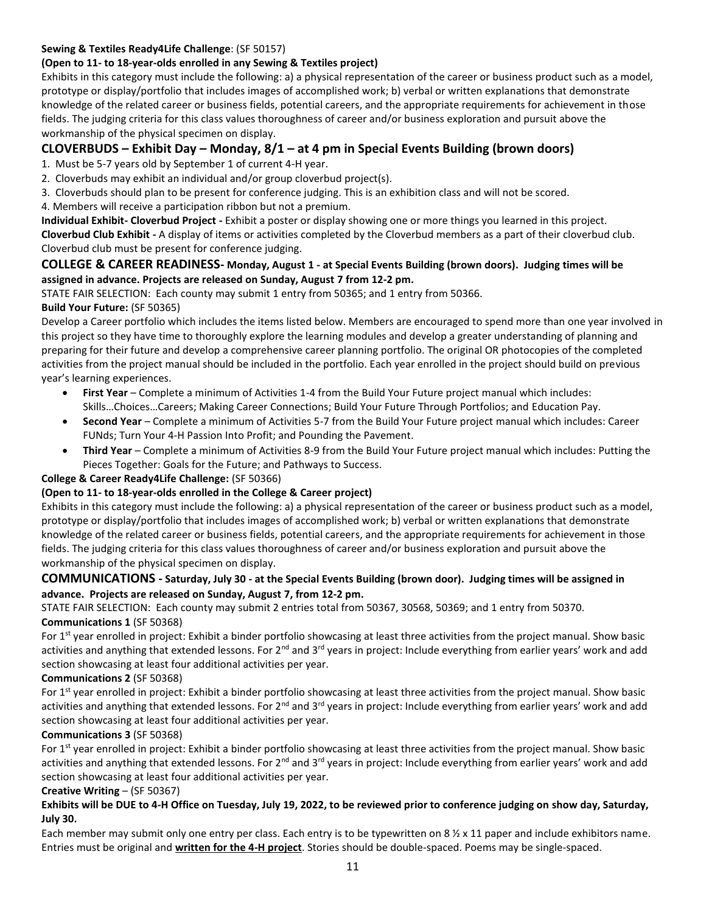**Sewing & Textiles Ready4Life Challenge**: (SF 50157)

**(Open to 11- to 18-year-olds enrolled in any Sewing & Textiles project)**

Exhibits in this category must include the following: a) a physical representation of the career or business product such as a model, prototype or display/portfolio that includes images of accomplished work; b) verbal or written explanations that demonstrate knowledge of the related career or business fields, potential careers, and the appropriate requirements for achievement in those fields. The judging criteria for this class values thoroughness of career and/or business exploration and pursuit above the workmanship of the physical specimen on display.

## CLOVERBUDS – Exhibit Day – Monday, 8/1 – at 4 pm in Special Events Building (brown doors)

1. Must be 5-7 years old by September 1 of current 4-H year.
2. Cloverbuds may exhibit an individual and/or group cloverbud project(s).
3. Cloverbuds should plan to be present for conference judging. This is an exhibition class and will not be scored.
4. Members will receive a participation ribbon but not a premium.

**Individual Exhibit- Cloverbud Project -** Exhibit a poster or display showing one or more things you learned in this project.

**Cloverbud Club Exhibit -** A display of items or activities completed by the Cloverbud members as a part of their cloverbud club. Cloverbud club must be present for conference judging.

## COLLEGE & CAREER READINESS- Monday, August 1 - at Special Events Building (brown doors). Judging times will be assigned in advance. Projects are released on Sunday, August 7 from 12-2 pm.

STATE FAIR SELECTION: Each county may submit 1 entry from 50365; and 1 entry from 50366.

**Build Your Future:** (SF 50365)

Develop a Career portfolio which includes the items listed below. Members are encouraged to spend more than one year involved in this project so they have time to thoroughly explore the learning modules and develop a greater understanding of planning and preparing for their future and develop a comprehensive career planning portfolio. The original OR photocopies of the completed activities from the project manual should be included in the portfolio. Each year enrolled in the project should build on previous year's learning experiences.

- **First Year** – Complete a minimum of Activities 1-4 from the Build Your Future project manual which includes: Skills…Choices…Careers; Making Career Connections; Build Your Future Through Portfolios; and Education Pay.
- **Second Year** – Complete a minimum of Activities 5-7 from the Build Your Future project manual which includes: Career FUNds; Turn Your 4-H Passion Into Profit; and Pounding the Pavement.
- **Third Year** – Complete a minimum of Activities 8-9 from the Build Your Future project manual which includes: Putting the Pieces Together: Goals for the Future; and Pathways to Success.

**College & Career Ready4Life Challenge:** (SF 50366)

**(Open to 11- to 18-year-olds enrolled in the College & Career project)**

Exhibits in this category must include the following: a) a physical representation of the career or business product such as a model, prototype or display/portfolio that includes images of accomplished work; b) verbal or written explanations that demonstrate knowledge of the related career or business fields, potential careers, and the appropriate requirements for achievement in those fields. The judging criteria for this class values thoroughness of career and/or business exploration and pursuit above the workmanship of the physical specimen on display.

## COMMUNICATIONS - Saturday, July 30 - at the Special Events Building (brown door). Judging times will be assigned in advance. Projects are released on Sunday, August 7, from 12-2 pm.

STATE FAIR SELECTION: Each county may submit 2 entries total from 50367, 30568, 50369; and 1 entry from 50370.

**Communications 1** (SF 50368)

For 1st year enrolled in project: Exhibit a binder portfolio showcasing at least three activities from the project manual. Show basic activities and anything that extended lessons. For 2nd and 3rd years in project: Include everything from earlier years' work and add section showcasing at least four additional activities per year.

**Communications 2** (SF 50368)

For 1st year enrolled in project: Exhibit a binder portfolio showcasing at least three activities from the project manual. Show basic activities and anything that extended lessons. For 2nd and 3rd years in project: Include everything from earlier years' work and add section showcasing at least four additional activities per year.

**Communications 3** (SF 50368)

For 1st year enrolled in project: Exhibit a binder portfolio showcasing at least three activities from the project manual. Show basic activities and anything that extended lessons. For 2nd and 3rd years in project: Include everything from earlier years' work and add section showcasing at least four additional activities per year.

**Creative Writing** – (SF 50367)

**Exhibits will be DUE to 4-H Office on Tuesday, July 19, 2022, to be reviewed prior to conference judging on show day, Saturday, July 30.**

Each member may submit only one entry per class. Each entry is to be typewritten on 8 ½ x 11 paper and include exhibitors name. Entries must be original and **written for the 4-H project**. Stories should be double-spaced. Poems may be single-spaced.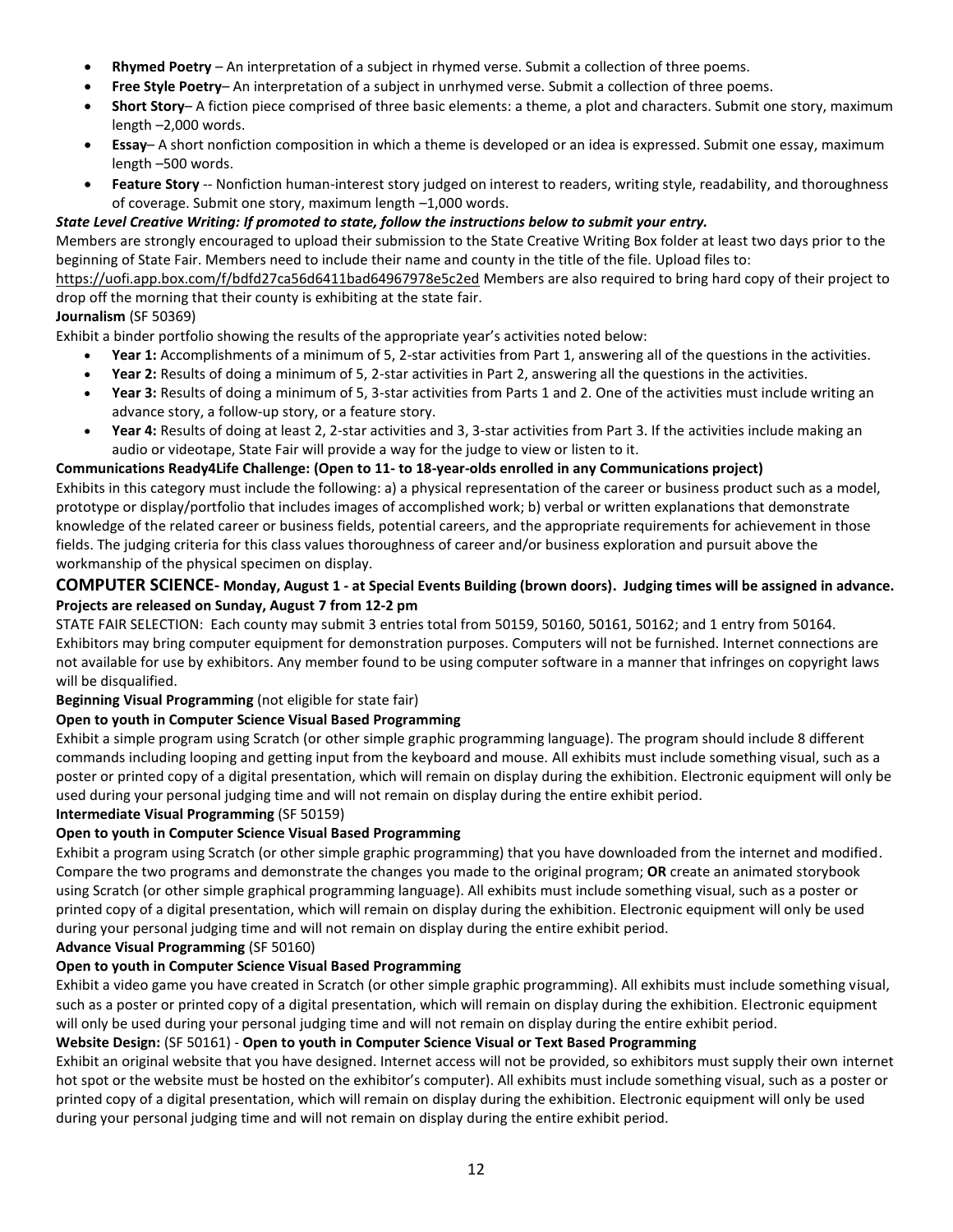- **Rhymed Poetry** – An interpretation of a subject in rhymed verse. Submit a collection of three poems.
- **Free Style Poetry**– An interpretation of a subject in unrhymed verse. Submit a collection of three poems.
- **Short Story**– A fiction piece comprised of three basic elements: a theme, a plot and characters. Submit one story, maximum length –2,000 words.
- **Essay**– A short nonfiction composition in which a theme is developed or an idea is expressed. Submit one essay, maximum length –500 words.
- **Feature Story** -- Nonfiction human-interest story judged on interest to readers, writing style, readability, and thoroughness of coverage. Submit one story, maximum length –1,000 words.

***State Level Creative Writing: If promoted to state, follow the instructions below to submit your entry.***

Members are strongly encouraged to upload their submission to the State Creative Writing Box folder at least two days prior to the beginning of State Fair. Members need to include their name and county in the title of the file. Upload files to: https://uofi.app.box.com/f/bdfd27ca56d6411bad64967978e5c2ed Members are also required to bring hard copy of their project to drop off the morning that their county is exhibiting at the state fair.

**Journalism** (SF 50369)

Exhibit a binder portfolio showing the results of the appropriate year's activities noted below:

- **Year 1:** Accomplishments of a minimum of 5, 2-star activities from Part 1, answering all of the questions in the activities.
- **Year 2:** Results of doing a minimum of 5, 2-star activities in Part 2, answering all the questions in the activities.
- **Year 3:** Results of doing a minimum of 5, 3-star activities from Parts 1 and 2. One of the activities must include writing an advance story, a follow-up story, or a feature story.
- **Year 4:** Results of doing at least 2, 2-star activities and 3, 3-star activities from Part 3. If the activities include making an audio or videotape, State Fair will provide a way for the judge to view or listen to it.

**Communications Ready4Life Challenge: (Open to 11- to 18-year-olds enrolled in any Communications project)**

Exhibits in this category must include the following: a) a physical representation of the career or business product such as a model, prototype or display/portfolio that includes images of accomplished work; b) verbal or written explanations that demonstrate knowledge of the related career or business fields, potential careers, and the appropriate requirements for achievement in those fields. The judging criteria for this class values thoroughness of career and/or business exploration and pursuit above the workmanship of the physical specimen on display.

## COMPUTER SCIENCE- Monday, August 1 - at Special Events Building (brown doors). Judging times will be assigned in advance. Projects are released on Sunday, August 7 from 12-2 pm

STATE FAIR SELECTION: Each county may submit 3 entries total from 50159, 50160, 50161, 50162; and 1 entry from 50164. Exhibitors may bring computer equipment for demonstration purposes. Computers will not be furnished. Internet connections are not available for use by exhibitors. Any member found to be using computer software in a manner that infringes on copyright laws will be disqualified.

**Beginning Visual Programming** (not eligible for state fair)

**Open to youth in Computer Science Visual Based Programming**

Exhibit a simple program using Scratch (or other simple graphic programming language). The program should include 8 different commands including looping and getting input from the keyboard and mouse. All exhibits must include something visual, such as a poster or printed copy of a digital presentation, which will remain on display during the exhibition. Electronic equipment will only be used during your personal judging time and will not remain on display during the entire exhibit period.

**Intermediate Visual Programming** (SF 50159)

**Open to youth in Computer Science Visual Based Programming**

Exhibit a program using Scratch (or other simple graphic programming) that you have downloaded from the internet and modified. Compare the two programs and demonstrate the changes you made to the original program; **OR** create an animated storybook using Scratch (or other simple graphical programming language). All exhibits must include something visual, such as a poster or printed copy of a digital presentation, which will remain on display during the exhibition. Electronic equipment will only be used during your personal judging time and will not remain on display during the entire exhibit period.

**Advance Visual Programming** (SF 50160)

**Open to youth in Computer Science Visual Based Programming**

Exhibit a video game you have created in Scratch (or other simple graphic programming). All exhibits must include something visual, such as a poster or printed copy of a digital presentation, which will remain on display during the exhibition. Electronic equipment will only be used during your personal judging time and will not remain on display during the entire exhibit period.

**Website Design:** (SF 50161) - **Open to youth in Computer Science Visual or Text Based Programming**

Exhibit an original website that you have designed. Internet access will not be provided, so exhibitors must supply their own internet hot spot or the website must be hosted on the exhibitor's computer). All exhibits must include something visual, such as a poster or printed copy of a digital presentation, which will remain on display during the exhibition. Electronic equipment will only be used during your personal judging time and will not remain on display during the entire exhibit period.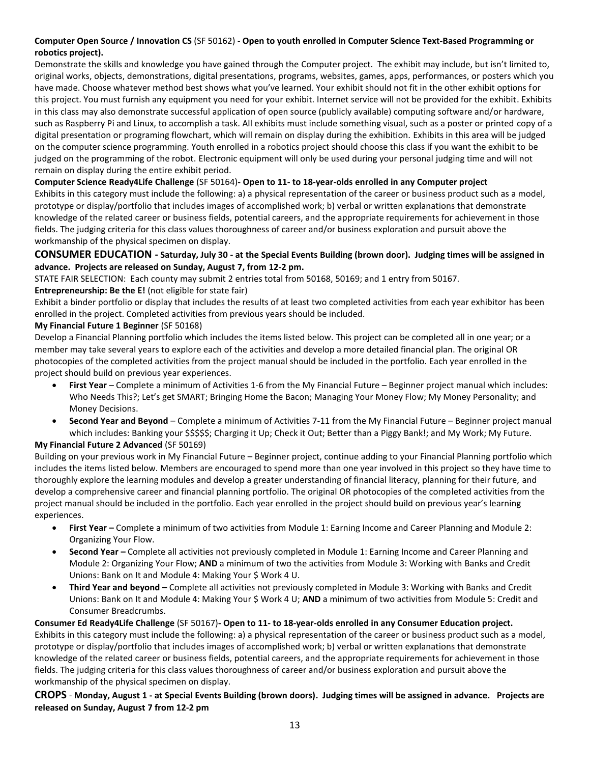**Computer Open Source / Innovation CS** (SF 50162) - **Open to youth enrolled in Computer Science Text-Based Programming or robotics project).**

Demonstrate the skills and knowledge you have gained through the Computer project. The exhibit may include, but isn't limited to, original works, objects, demonstrations, digital presentations, programs, websites, games, apps, performances, or posters which you have made. Choose whatever method best shows what you've learned. Your exhibit should not fit in the other exhibit options for this project. You must furnish any equipment you need for your exhibit. Internet service will not be provided for the exhibit. Exhibits in this class may also demonstrate successful application of open source (publicly available) computing software and/or hardware, such as Raspberry Pi and Linux, to accomplish a task. All exhibits must include something visual, such as a poster or printed copy of a digital presentation or programing flowchart, which will remain on display during the exhibition. Exhibits in this area will be judged on the computer science programming. Youth enrolled in a robotics project should choose this class if you want the exhibit to be judged on the programming of the robot. Electronic equipment will only be used during your personal judging time and will not remain on display during the entire exhibit period.

**Computer Science Ready4Life Challenge** (SF 50164)**- Open to 11- to 18-year-olds enrolled in any Computer project**

Exhibits in this category must include the following: a) a physical representation of the career or business product such as a model, prototype or display/portfolio that includes images of accomplished work; b) verbal or written explanations that demonstrate knowledge of the related career or business fields, potential careers, and the appropriate requirements for achievement in those fields. The judging criteria for this class values thoroughness of career and/or business exploration and pursuit above the workmanship of the physical specimen on display.

## CONSUMER EDUCATION - Saturday, July 30 - at the Special Events Building (brown door). Judging times will be assigned in advance. Projects are released on Sunday, August 7, from 12-2 pm.

STATE FAIR SELECTION: Each county may submit 2 entries total from 50168, 50169; and 1 entry from 50167.

**Entrepreneurship: Be the E!** (not eligible for state fair)

Exhibit a binder portfolio or display that includes the results of at least two completed activities from each year exhibitor has been enrolled in the project. Completed activities from previous years should be included.

**My Financial Future 1 Beginner** (SF 50168)

Develop a Financial Planning portfolio which includes the items listed below. This project can be completed all in one year; or a member may take several years to explore each of the activities and develop a more detailed financial plan. The original OR photocopies of the completed activities from the project manual should be included in the portfolio. Each year enrolled in the project should build on previous year experiences.

- **First Year** – Complete a minimum of Activities 1-6 from the My Financial Future – Beginner project manual which includes: Who Needs This?; Let's get SMART; Bringing Home the Bacon; Managing Your Money Flow; My Money Personality; and Money Decisions.
- **Second Year and Beyond** – Complete a minimum of Activities 7-11 from the My Financial Future – Beginner project manual which includes: Banking your $$$$$; Charging it Up; Check it Out; Better than a Piggy Bank!; and My Work; My Future.

**My Financial Future 2 Advanced** (SF 50169)

Building on your previous work in My Financial Future – Beginner project, continue adding to your Financial Planning portfolio which includes the items listed below. Members are encouraged to spend more than one year involved in this project so they have time to thoroughly explore the learning modules and develop a greater understanding of financial literacy, planning for their future, and develop a comprehensive career and financial planning portfolio. The original OR photocopies of the completed activities from the project manual should be included in the portfolio. Each year enrolled in the project should build on previous year's learning experiences.

- **First Year –** Complete a minimum of two activities from Module 1: Earning Income and Career Planning and Module 2: Organizing Your Flow.
- **Second Year –** Complete all activities not previously completed in Module 1: Earning Income and Career Planning and Module 2: Organizing Your Flow; **AND** a minimum of two the activities from Module 3: Working with Banks and Credit Unions: Bank on It and Module 4: Making Your $ Work 4 U.
- **Third Year and beyond –** Complete all activities not previously completed in Module 3: Working with Banks and Credit Unions: Bank on It and Module 4: Making Your $ Work 4 U; **AND** a minimum of two activities from Module 5: Credit and Consumer Breadcrumbs.

**Consumer Ed Ready4Life Challenge** (SF 50167)**- Open to 11- to 18-year-olds enrolled in any Consumer Education project.**

Exhibits in this category must include the following: a) a physical representation of the career or business product such as a model, prototype or display/portfolio that includes images of accomplished work; b) verbal or written explanations that demonstrate knowledge of the related career or business fields, potential careers, and the appropriate requirements for achievement in those fields. The judging criteria for this class values thoroughness of career and/or business exploration and pursuit above the workmanship of the physical specimen on display.

## CROPS - Monday, August 1 - at Special Events Building (brown doors). Judging times will be assigned in advance. Projects are released on Sunday, August 7 from 12-2 pm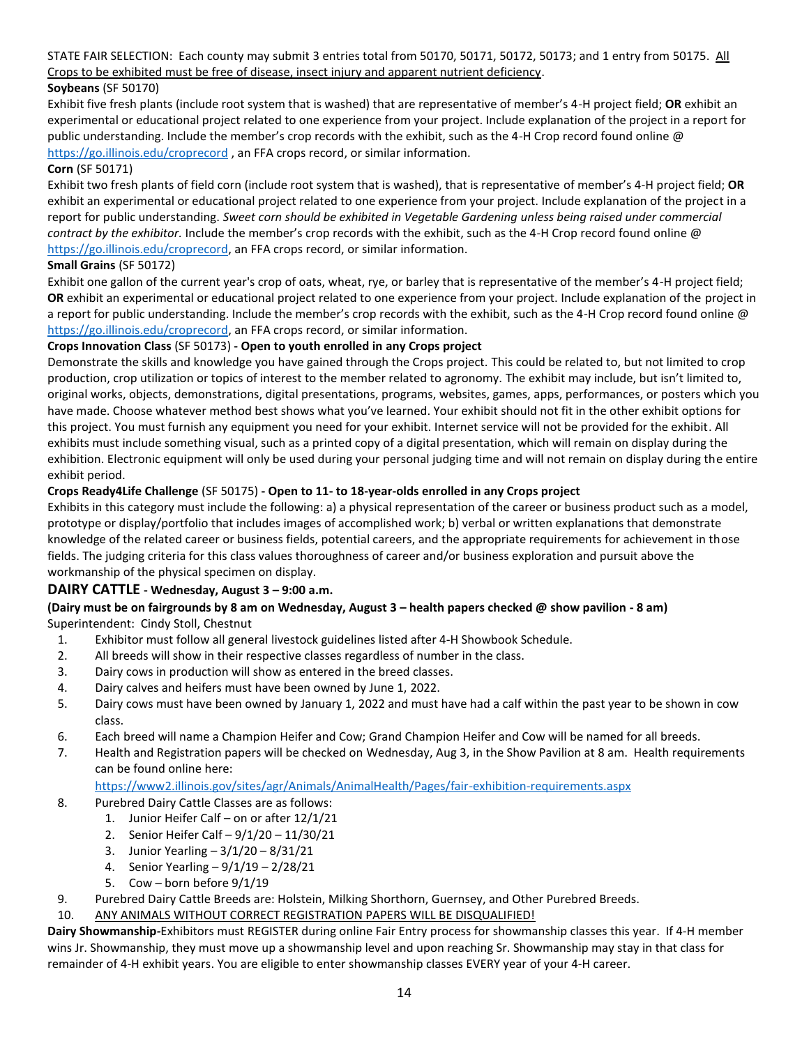STATE FAIR SELECTION: Each county may submit 3 entries total from 50170, 50171, 50172, 50173; and 1 entry from 50175. All Crops to be exhibited must be free of disease, insect injury and apparent nutrient deficiency.

**Soybeans** (SF 50170)

Exhibit five fresh plants (include root system that is washed) that are representative of member's 4-H project field; **OR** exhibit an experimental or educational project related to one experience from your project. Include explanation of the project in a report for public understanding. Include the member's crop records with the exhibit, such as the 4-H Crop record found online @ https://go.illinois.edu/croprecord , an FFA crops record, or similar information.

**Corn** (SF 50171)

Exhibit two fresh plants of field corn (include root system that is washed), that is representative of member's 4-H project field; **OR** exhibit an experimental or educational project related to one experience from your project. Include explanation of the project in a report for public understanding. *Sweet corn should be exhibited in Vegetable Gardening unless being raised under commercial contract by the exhibitor.* Include the member's crop records with the exhibit, such as the 4-H Crop record found online @ https://go.illinois.edu/croprecord, an FFA crops record, or similar information.

**Small Grains** (SF 50172)

Exhibit one gallon of the current year's crop of oats, wheat, rye, or barley that is representative of the member's 4-H project field; **OR** exhibit an experimental or educational project related to one experience from your project. Include explanation of the project in a report for public understanding. Include the member's crop records with the exhibit, such as the 4-H Crop record found online @ https://go.illinois.edu/croprecord, an FFA crops record, or similar information.

**Crops Innovation Class** (SF 50173) **- Open to youth enrolled in any Crops project**

Demonstrate the skills and knowledge you have gained through the Crops project. This could be related to, but not limited to crop production, crop utilization or topics of interest to the member related to agronomy. The exhibit may include, but isn't limited to, original works, objects, demonstrations, digital presentations, programs, websites, games, apps, performances, or posters which you have made. Choose whatever method best shows what you've learned. Your exhibit should not fit in the other exhibit options for this project. You must furnish any equipment you need for your exhibit. Internet service will not be provided for the exhibit. All exhibits must include something visual, such as a printed copy of a digital presentation, which will remain on display during the exhibition. Electronic equipment will only be used during your personal judging time and will not remain on display during the entire exhibit period.

**Crops Ready4Life Challenge** (SF 50175) **- Open to 11- to 18-year-olds enrolled in any Crops project**

Exhibits in this category must include the following: a) a physical representation of the career or business product such as a model, prototype or display/portfolio that includes images of accomplished work; b) verbal or written explanations that demonstrate knowledge of the related career or business fields, potential careers, and the appropriate requirements for achievement in those fields. The judging criteria for this class values thoroughness of career and/or business exploration and pursuit above the workmanship of the physical specimen on display.

## DAIRY CATTLE - Wednesday, August 3 – 9:00 a.m.

**(Dairy must be on fairgrounds by 8 am on Wednesday, August 3 – health papers checked @ show pavilion - 8 am)**

Superintendent: Cindy Stoll, Chestnut

1. Exhibitor must follow all general livestock guidelines listed after 4-H Showbook Schedule.
2. All breeds will show in their respective classes regardless of number in the class.
3. Dairy cows in production will show as entered in the breed classes.
4. Dairy calves and heifers must have been owned by June 1, 2022.
5. Dairy cows must have been owned by January 1, 2022 and must have had a calf within the past year to be shown in cow class.
6. Each breed will name a Champion Heifer and Cow; Grand Champion Heifer and Cow will be named for all breeds.
7. Health and Registration papers will be checked on Wednesday, Aug 3, in the Show Pavilion at 8 am. Health requirements can be found online here:
   https://www2.illinois.gov/sites/agr/Animals/AnimalHealth/Pages/fair-exhibition-requirements.aspx
8. Purebred Dairy Cattle Classes are as follows:
   1. Junior Heifer Calf – on or after 12/1/21
   2. Senior Heifer Calf – 9/1/20 – 11/30/21
   3. Junior Yearling – 3/1/20 – 8/31/21
   4. Senior Yearling – 9/1/19 – 2/28/21
   5. Cow – born before 9/1/19
9. Purebred Dairy Cattle Breeds are: Holstein, Milking Shorthorn, Guernsey, and Other Purebred Breeds.
10. ANY ANIMALS WITHOUT CORRECT REGISTRATION PAPERS WILL BE DISQUALIFIED!

**Dairy Showmanship-**Exhibitors must REGISTER during online Fair Entry process for showmanship classes this year. If 4-H member wins Jr. Showmanship, they must move up a showmanship level and upon reaching Sr. Showmanship may stay in that class for remainder of 4-H exhibit years. You are eligible to enter showmanship classes EVERY year of your 4-H career.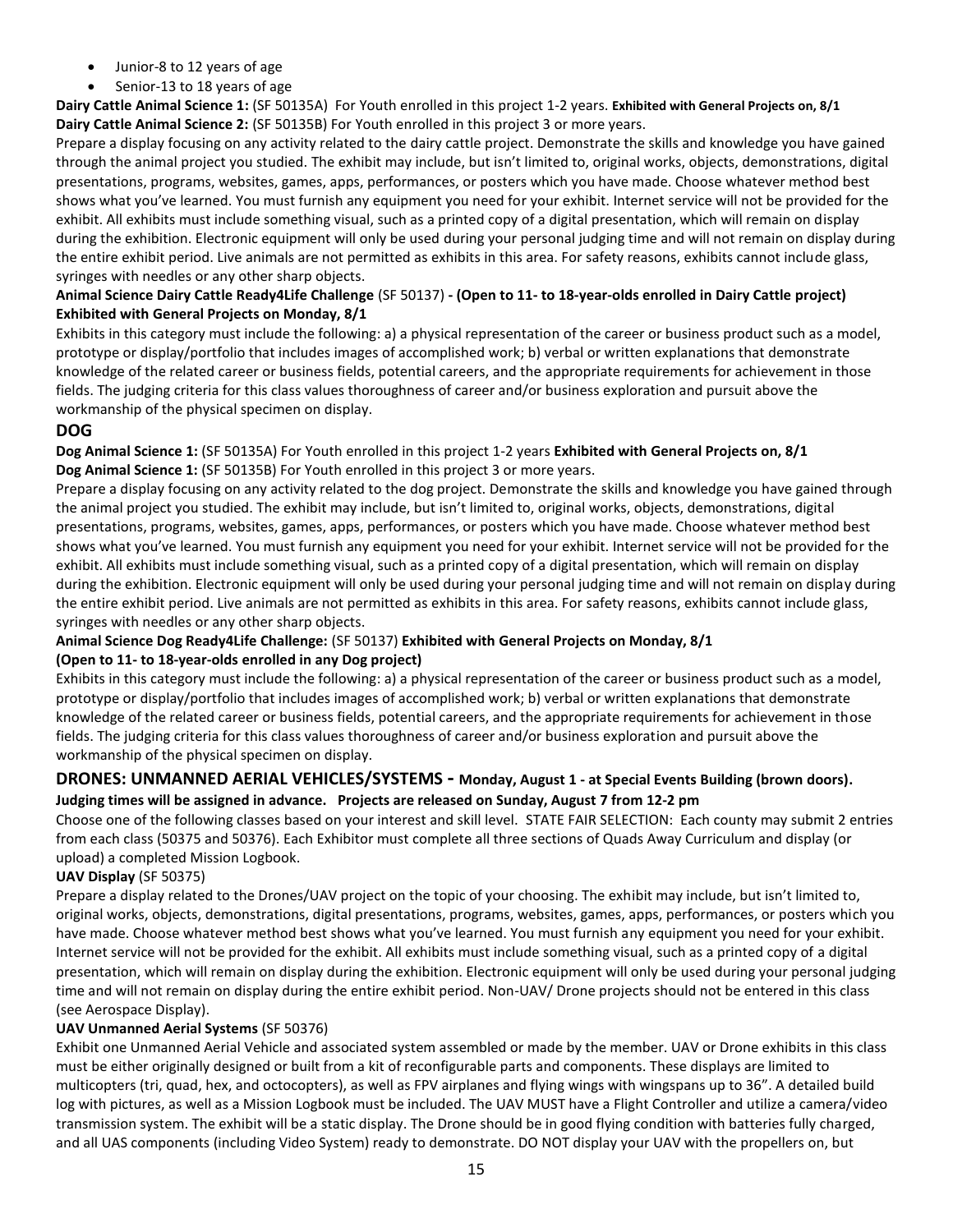- Junior-8 to 12 years of age
- Senior-13 to 18 years of age

**Dairy Cattle Animal Science 1:** (SF 50135A) For Youth enrolled in this project 1-2 years. **Exhibited with General Projects on, 8/1**
**Dairy Cattle Animal Science 2:** (SF 50135B) For Youth enrolled in this project 3 or more years.

Prepare a display focusing on any activity related to the dairy cattle project. Demonstrate the skills and knowledge you have gained through the animal project you studied. The exhibit may include, but isn't limited to, original works, objects, demonstrations, digital presentations, programs, websites, games, apps, performances, or posters which you have made. Choose whatever method best shows what you've learned. You must furnish any equipment you need for your exhibit. Internet service will not be provided for the exhibit. All exhibits must include something visual, such as a printed copy of a digital presentation, which will remain on display during the exhibition. Electronic equipment will only be used during your personal judging time and will not remain on display during the entire exhibit period. Live animals are not permitted as exhibits in this area. For safety reasons, exhibits cannot include glass, syringes with needles or any other sharp objects.

**Animal Science Dairy Cattle Ready4Life Challenge** (SF 50137) **- (Open to 11- to 18-year-olds enrolled in Dairy Cattle project) Exhibited with General Projects on Monday, 8/1**

Exhibits in this category must include the following: a) a physical representation of the career or business product such as a model, prototype or display/portfolio that includes images of accomplished work; b) verbal or written explanations that demonstrate knowledge of the related career or business fields, potential careers, and the appropriate requirements for achievement in those fields. The judging criteria for this class values thoroughness of career and/or business exploration and pursuit above the workmanship of the physical specimen on display.

## DOG

**Dog Animal Science 1:** (SF 50135A) For Youth enrolled in this project 1-2 years **Exhibited with General Projects on, 8/1**
**Dog Animal Science 1:** (SF 50135B) For Youth enrolled in this project 3 or more years.

Prepare a display focusing on any activity related to the dog project. Demonstrate the skills and knowledge you have gained through the animal project you studied. The exhibit may include, but isn't limited to, original works, objects, demonstrations, digital presentations, programs, websites, games, apps, performances, or posters which you have made. Choose whatever method best shows what you've learned. You must furnish any equipment you need for your exhibit. Internet service will not be provided for the exhibit. All exhibits must include something visual, such as a printed copy of a digital presentation, which will remain on display during the exhibition. Electronic equipment will only be used during your personal judging time and will not remain on display during the entire exhibit period. Live animals are not permitted as exhibits in this area. For safety reasons, exhibits cannot include glass, syringes with needles or any other sharp objects.

**Animal Science Dog Ready4Life Challenge:** (SF 50137) **Exhibited with General Projects on Monday, 8/1**
**(Open to 11- to 18-year-olds enrolled in any Dog project)**

Exhibits in this category must include the following: a) a physical representation of the career or business product such as a model, prototype or display/portfolio that includes images of accomplished work; b) verbal or written explanations that demonstrate knowledge of the related career or business fields, potential careers, and the appropriate requirements for achievement in those fields. The judging criteria for this class values thoroughness of career and/or business exploration and pursuit above the workmanship of the physical specimen on display.

## DRONES: UNMANNED AERIAL VEHICLES/SYSTEMS - Monday, August 1 - at Special Events Building (brown doors).

**Judging times will be assigned in advance. Projects are released on Sunday, August 7 from 12-2 pm**

Choose one of the following classes based on your interest and skill level. STATE FAIR SELECTION: Each county may submit 2 entries from each class (50375 and 50376). Each Exhibitor must complete all three sections of Quads Away Curriculum and display (or upload) a completed Mission Logbook.

**UAV Display** (SF 50375)

Prepare a display related to the Drones/UAV project on the topic of your choosing. The exhibit may include, but isn't limited to, original works, objects, demonstrations, digital presentations, programs, websites, games, apps, performances, or posters which you have made. Choose whatever method best shows what you've learned. You must furnish any equipment you need for your exhibit. Internet service will not be provided for the exhibit. All exhibits must include something visual, such as a printed copy of a digital presentation, which will remain on display during the exhibition. Electronic equipment will only be used during your personal judging time and will not remain on display during the entire exhibit period. Non-UAV/ Drone projects should not be entered in this class (see Aerospace Display).

**UAV Unmanned Aerial Systems** (SF 50376)

Exhibit one Unmanned Aerial Vehicle and associated system assembled or made by the member. UAV or Drone exhibits in this class must be either originally designed or built from a kit of reconfigurable parts and components. These displays are limited to multicopters (tri, quad, hex, and octocopters), as well as FPV airplanes and flying wings with wingspans up to 36". A detailed build log with pictures, as well as a Mission Logbook must be included. The UAV MUST have a Flight Controller and utilize a camera/video transmission system. The exhibit will be a static display. The Drone should be in good flying condition with batteries fully charged, and all UAS components (including Video System) ready to demonstrate. DO NOT display your UAV with the propellers on, but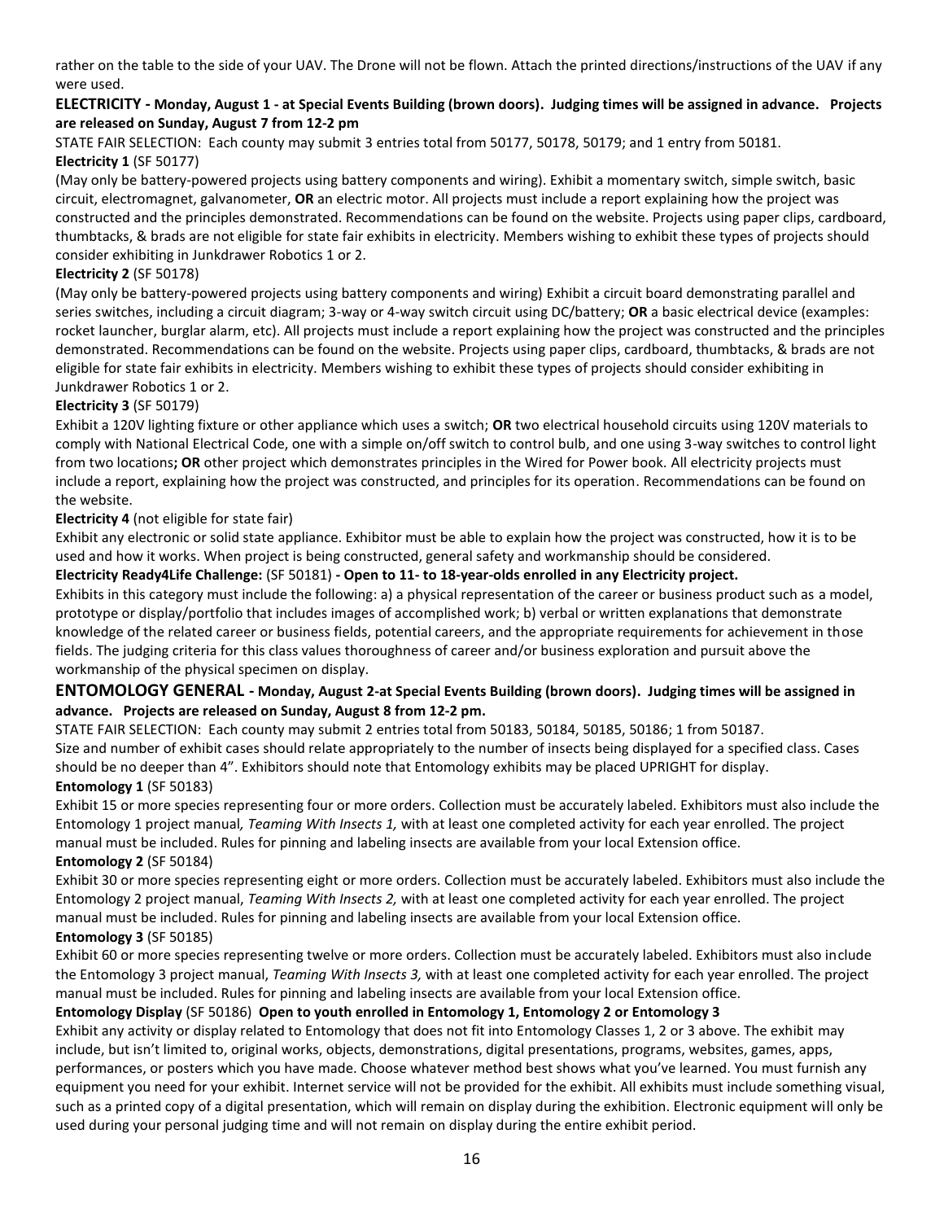rather on the table to the side of your UAV. The Drone will not be flown. Attach the printed directions/instructions of the UAV if any were used.

**ELECTRICITY - Monday, August 1 - at Special Events Building (brown doors). Judging times will be assigned in advance. Projects are released on Sunday, August 7 from 12-2 pm**

STATE FAIR SELECTION: Each county may submit 3 entries total from 50177, 50178, 50179; and 1 entry from 50181.

**Electricity 1** (SF 50177)

(May only be battery-powered projects using battery components and wiring). Exhibit a momentary switch, simple switch, basic circuit, electromagnet, galvanometer, **OR** an electric motor. All projects must include a report explaining how the project was constructed and the principles demonstrated. Recommendations can be found on the website. Projects using paper clips, cardboard, thumbtacks, & brads are not eligible for state fair exhibits in electricity. Members wishing to exhibit these types of projects should consider exhibiting in Junkdrawer Robotics 1 or 2.

**Electricity 2** (SF 50178)

(May only be battery-powered projects using battery components and wiring) Exhibit a circuit board demonstrating parallel and series switches, including a circuit diagram; 3-way or 4-way switch circuit using DC/battery; **OR** a basic electrical device (examples: rocket launcher, burglar alarm, etc). All projects must include a report explaining how the project was constructed and the principles demonstrated. Recommendations can be found on the website. Projects using paper clips, cardboard, thumbtacks, & brads are not eligible for state fair exhibits in electricity. Members wishing to exhibit these types of projects should consider exhibiting in Junkdrawer Robotics 1 or 2.

**Electricity 3** (SF 50179)

Exhibit a 120V lighting fixture or other appliance which uses a switch; **OR** two electrical household circuits using 120V materials to comply with National Electrical Code, one with a simple on/off switch to control bulb, and one using 3-way switches to control light from two locations**; OR** other project which demonstrates principles in the Wired for Power book. All electricity projects must include a report, explaining how the project was constructed, and principles for its operation. Recommendations can be found on the website.

**Electricity 4** (not eligible for state fair)

Exhibit any electronic or solid state appliance. Exhibitor must be able to explain how the project was constructed, how it is to be used and how it works. When project is being constructed, general safety and workmanship should be considered.

**Electricity Ready4Life Challenge:** (SF 50181) **- Open to 11- to 18-year-olds enrolled in any Electricity project.**

Exhibits in this category must include the following: a) a physical representation of the career or business product such as a model, prototype or display/portfolio that includes images of accomplished work; b) verbal or written explanations that demonstrate knowledge of the related career or business fields, potential careers, and the appropriate requirements for achievement in those fields. The judging criteria for this class values thoroughness of career and/or business exploration and pursuit above the workmanship of the physical specimen on display.

**ENTOMOLOGY GENERAL - Monday, August 2-at Special Events Building (brown doors). Judging times will be assigned in advance. Projects are released on Sunday, August 8 from 12-2 pm.**

STATE FAIR SELECTION: Each county may submit 2 entries total from 50183, 50184, 50185, 50186; 1 from 50187.

Size and number of exhibit cases should relate appropriately to the number of insects being displayed for a specified class. Cases should be no deeper than 4". Exhibitors should note that Entomology exhibits may be placed UPRIGHT for display.

**Entomology 1** (SF 50183)

Exhibit 15 or more species representing four or more orders. Collection must be accurately labeled. Exhibitors must also include the Entomology 1 project manual*, Teaming With Insects 1,* with at least one completed activity for each year enrolled. The project manual must be included. Rules for pinning and labeling insects are available from your local Extension office.

**Entomology 2** (SF 50184)

Exhibit 30 or more species representing eight or more orders. Collection must be accurately labeled. Exhibitors must also include the Entomology 2 project manual, *Teaming With Insects 2,* with at least one completed activity for each year enrolled. The project manual must be included. Rules for pinning and labeling insects are available from your local Extension office.

**Entomology 3** (SF 50185)

Exhibit 60 or more species representing twelve or more orders. Collection must be accurately labeled. Exhibitors must also include the Entomology 3 project manual, *Teaming With Insects 3,* with at least one completed activity for each year enrolled. The project manual must be included. Rules for pinning and labeling insects are available from your local Extension office.

**Entomology Display** (SF 50186) **Open to youth enrolled in Entomology 1, Entomology 2 or Entomology 3**

Exhibit any activity or display related to Entomology that does not fit into Entomology Classes 1, 2 or 3 above. The exhibit may include, but isn't limited to, original works, objects, demonstrations, digital presentations, programs, websites, games, apps, performances, or posters which you have made. Choose whatever method best shows what you've learned. You must furnish any equipment you need for your exhibit. Internet service will not be provided for the exhibit. All exhibits must include something visual, such as a printed copy of a digital presentation, which will remain on display during the exhibition. Electronic equipment will only be used during your personal judging time and will not remain on display during the entire exhibit period.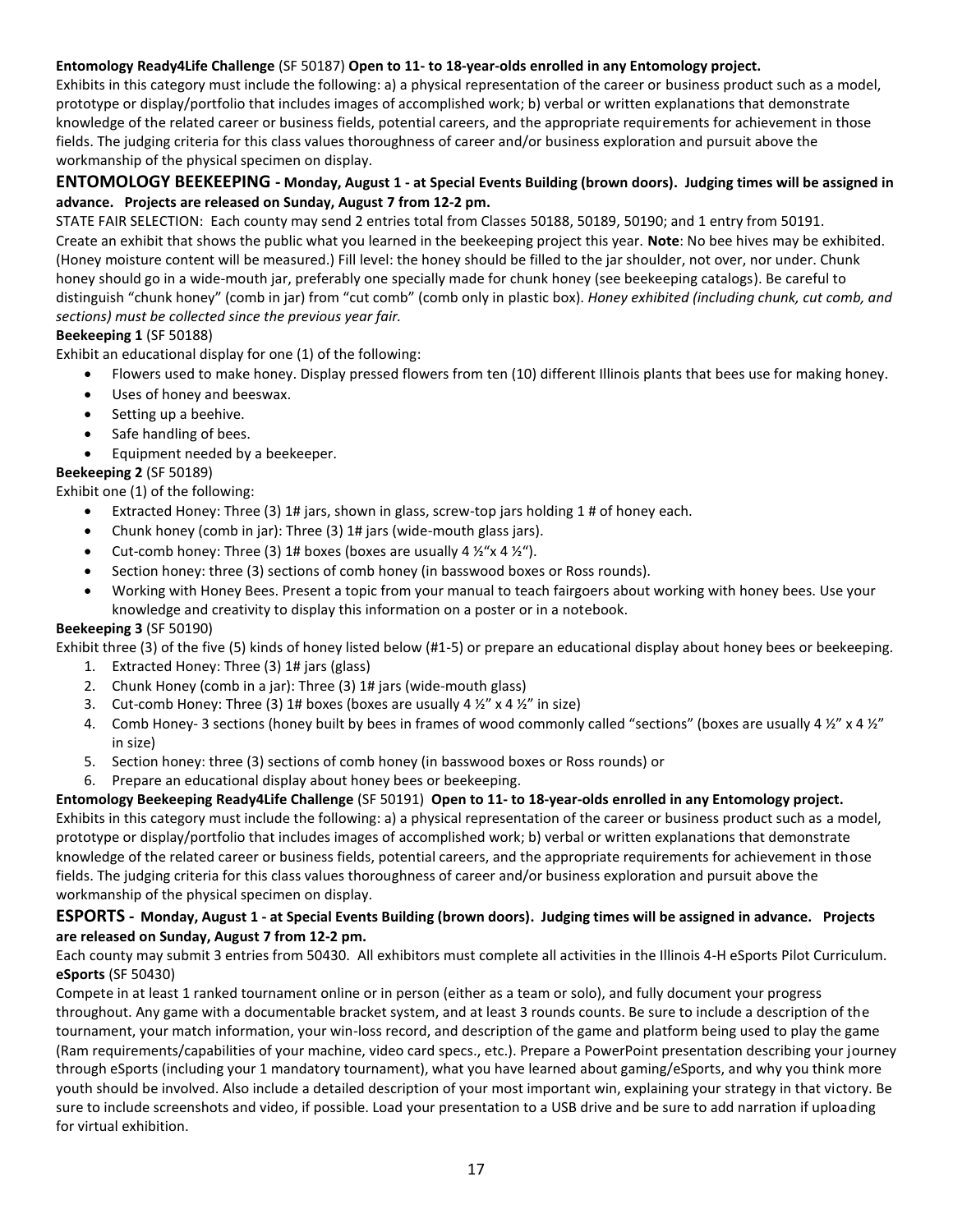**Entomology Ready4Life Challenge** (SF 50187) **Open to 11- to 18-year-olds enrolled in any Entomology project.**
Exhibits in this category must include the following: a) a physical representation of the career or business product such as a model, prototype or display/portfolio that includes images of accomplished work; b) verbal or written explanations that demonstrate knowledge of the related career or business fields, potential careers, and the appropriate requirements for achievement in those fields. The judging criteria for this class values thoroughness of career and/or business exploration and pursuit above the workmanship of the physical specimen on display.

## ENTOMOLOGY BEEKEEPING - Monday, August 1 - at Special Events Building (brown doors). Judging times will be assigned in advance. Projects are released on Sunday, August 7 from 12-2 pm.

STATE FAIR SELECTION: Each county may send 2 entries total from Classes 50188, 50189, 50190; and 1 entry from 50191.
Create an exhibit that shows the public what you learned in the beekeeping project this year. **Note**: No bee hives may be exhibited. (Honey moisture content will be measured.) Fill level: the honey should be filled to the jar shoulder, not over, nor under. Chunk honey should go in a wide-mouth jar, preferably one specially made for chunk honey (see beekeeping catalogs). Be careful to distinguish "chunk honey" (comb in jar) from "cut comb" (comb only in plastic box). *Honey exhibited (including chunk, cut comb, and sections) must be collected since the previous year fair.*

**Beekeeping 1** (SF 50188)
Exhibit an educational display for one (1) of the following:

- Flowers used to make honey. Display pressed flowers from ten (10) different Illinois plants that bees use for making honey.
- Uses of honey and beeswax.
- Setting up a beehive.
- Safe handling of bees.
- Equipment needed by a beekeeper.

**Beekeeping 2** (SF 50189)
Exhibit one (1) of the following:

- Extracted Honey: Three (3) 1# jars, shown in glass, screw-top jars holding 1 # of honey each.
- Chunk honey (comb in jar): Three (3) 1# jars (wide-mouth glass jars).
- Cut-comb honey: Three (3) 1# boxes (boxes are usually 4 ½"x 4 ½").
- Section honey: three (3) sections of comb honey (in basswood boxes or Ross rounds).
- Working with Honey Bees. Present a topic from your manual to teach fairgoers about working with honey bees. Use your knowledge and creativity to display this information on a poster or in a notebook.

**Beekeeping 3** (SF 50190)
Exhibit three (3) of the five (5) kinds of honey listed below (#1-5) or prepare an educational display about honey bees or beekeeping.

1. Extracted Honey: Three (3) 1# jars (glass)
2. Chunk Honey (comb in a jar): Three (3) 1# jars (wide-mouth glass)
3. Cut-comb Honey: Three (3) 1# boxes (boxes are usually 4 ½" x 4 ½" in size)
4. Comb Honey- 3 sections (honey built by bees in frames of wood commonly called "sections" (boxes are usually 4 ½" x 4 ½" in size)
5. Section honey: three (3) sections of comb honey (in basswood boxes or Ross rounds) or
6. Prepare an educational display about honey bees or beekeeping.

**Entomology Beekeeping Ready4Life Challenge** (SF 50191) **Open to 11- to 18-year-olds enrolled in any Entomology project.**
Exhibits in this category must include the following: a) a physical representation of the career or business product such as a model, prototype or display/portfolio that includes images of accomplished work; b) verbal or written explanations that demonstrate knowledge of the related career or business fields, potential careers, and the appropriate requirements for achievement in those fields. The judging criteria for this class values thoroughness of career and/or business exploration and pursuit above the workmanship of the physical specimen on display.

## ESPORTS - Monday, August 1 - at Special Events Building (brown doors). Judging times will be assigned in advance. Projects are released on Sunday, August 7 from 12-2 pm.

Each county may submit 3 entries from 50430. All exhibitors must complete all activities in the Illinois 4-H eSports Pilot Curriculum.
**eSports** (SF 50430)
Compete in at least 1 ranked tournament online or in person (either as a team or solo), and fully document your progress throughout. Any game with a documentable bracket system, and at least 3 rounds counts. Be sure to include a description of the tournament, your match information, your win-loss record, and description of the game and platform being used to play the game (Ram requirements/capabilities of your machine, video card specs., etc.). Prepare a PowerPoint presentation describing your journey through eSports (including your 1 mandatory tournament), what you have learned about gaming/eSports, and why you think more youth should be involved. Also include a detailed description of your most important win, explaining your strategy in that victory. Be sure to include screenshots and video, if possible. Load your presentation to a USB drive and be sure to add narration if uploading for virtual exhibition.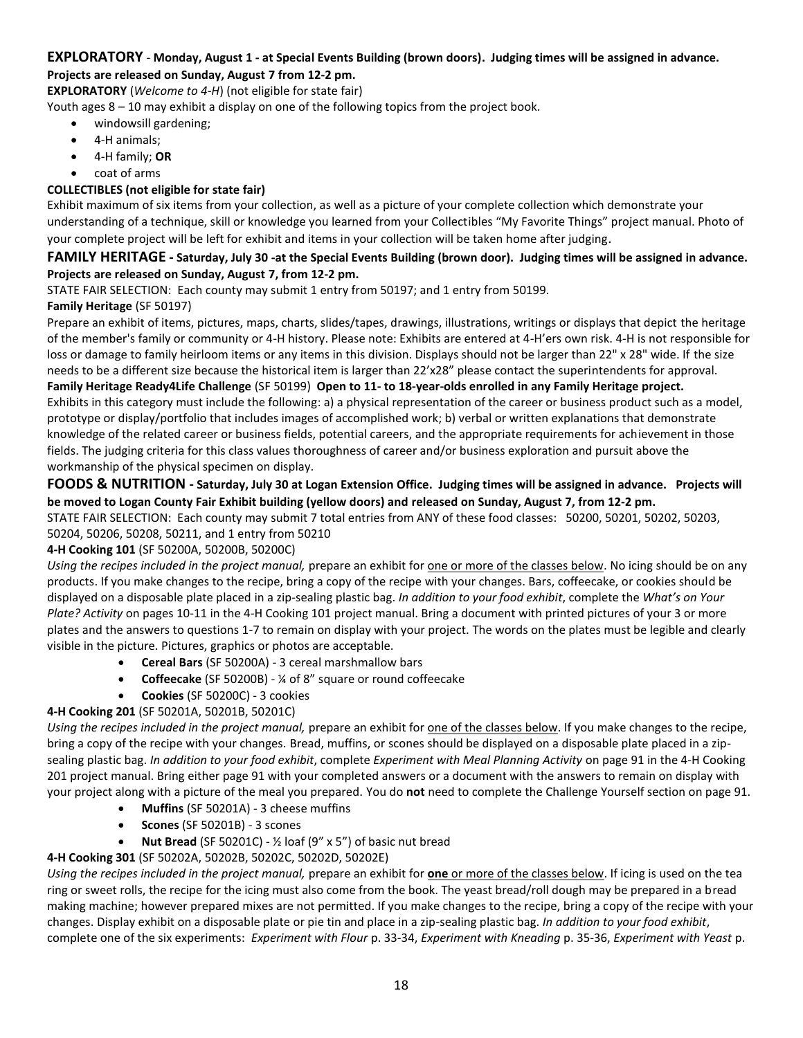## EXPLORATORY - Monday, August 1 - at Special Events Building (brown doors). Judging times will be assigned in advance.

**Projects are released on Sunday, August 7 from 12-2 pm.**

**EXPLORATORY** (*Welcome to 4-H*) (not eligible for state fair)

Youth ages 8 – 10 may exhibit a display on one of the following topics from the project book.

- windowsill gardening;
- 4-H animals;
- 4-H family; **OR**
- coat of arms

**COLLECTIBLES (not eligible for state fair)**

Exhibit maximum of six items from your collection, as well as a picture of your complete collection which demonstrate your understanding of a technique, skill or knowledge you learned from your Collectibles "My Favorite Things" project manual. Photo of your complete project will be left for exhibit and items in your collection will be taken home after judging.

## FAMILY HERITAGE - Saturday, July 30 -at the Special Events Building (brown door). Judging times will be assigned in advance. Projects are released on Sunday, August 7, from 12-2 pm.

STATE FAIR SELECTION: Each county may submit 1 entry from 50197; and 1 entry from 50199.

**Family Heritage** (SF 50197)

Prepare an exhibit of items, pictures, maps, charts, slides/tapes, drawings, illustrations, writings or displays that depict the heritage of the member's family or community or 4-H history. Please note: Exhibits are entered at 4-H'ers own risk. 4-H is not responsible for loss or damage to family heirloom items or any items in this division. Displays should not be larger than 22" x 28" wide. If the size needs to be a different size because the historical item is larger than 22'x28" please contact the superintendents for approval.

**Family Heritage Ready4Life Challenge** (SF 50199) **Open to 11- to 18-year-olds enrolled in any Family Heritage project.**

Exhibits in this category must include the following: a) a physical representation of the career or business product such as a model, prototype or display/portfolio that includes images of accomplished work; b) verbal or written explanations that demonstrate knowledge of the related career or business fields, potential careers, and the appropriate requirements for achievement in those fields. The judging criteria for this class values thoroughness of career and/or business exploration and pursuit above the workmanship of the physical specimen on display.

## FOODS & NUTRITION - Saturday, July 30 at Logan Extension Office. Judging times will be assigned in advance. Projects will be moved to Logan County Fair Exhibit building (yellow doors) and released on Sunday, August 7, from 12-2 pm.

STATE FAIR SELECTION: Each county may submit 7 total entries from ANY of these food classes: 50200, 50201, 50202, 50203, 50204, 50206, 50208, 50211, and 1 entry from 50210

**4-H Cooking 101** (SF 50200A, 50200B, 50200C)

*Using the recipes included in the project manual,* prepare an exhibit for one or more of the classes below. No icing should be on any products. If you make changes to the recipe, bring a copy of the recipe with your changes. Bars, coffeecake, or cookies should be displayed on a disposable plate placed in a zip-sealing plastic bag. *In addition to your food exhibit*, complete the *What's on Your Plate? Activity* on pages 10-11 in the 4-H Cooking 101 project manual. Bring a document with printed pictures of your 3 or more plates and the answers to questions 1-7 to remain on display with your project. The words on the plates must be legible and clearly visible in the picture. Pictures, graphics or photos are acceptable.

- **Cereal Bars** (SF 50200A) - 3 cereal marshmallow bars
- **Coffeecake** (SF 50200B) - ¼ of 8" square or round coffeecake
- **Cookies** (SF 50200C) - 3 cookies

**4-H Cooking 201** (SF 50201A, 50201B, 50201C)

*Using the recipes included in the project manual,* prepare an exhibit for one of the classes below. If you make changes to the recipe, bring a copy of the recipe with your changes. Bread, muffins, or scones should be displayed on a disposable plate placed in a zip-sealing plastic bag. *In addition to your food exhibit*, complete *Experiment with Meal Planning Activity* on page 91 in the 4-H Cooking 201 project manual. Bring either page 91 with your completed answers or a document with the answers to remain on display with your project along with a picture of the meal you prepared. You do **not** need to complete the Challenge Yourself section on page 91.

- **Muffins** (SF 50201A) - 3 cheese muffins
- **Scones** (SF 50201B) - 3 scones
- **Nut Bread** (SF 50201C) - ½ loaf (9" x 5") of basic nut bread

**4-H Cooking 301** (SF 50202A, 50202B, 50202C, 50202D, 50202E)

*Using the recipes included in the project manual,* prepare an exhibit for **one** or more of the classes below. If icing is used on the tea ring or sweet rolls, the recipe for the icing must also come from the book. The yeast bread/roll dough may be prepared in a bread making machine; however prepared mixes are not permitted. If you make changes to the recipe, bring a copy of the recipe with your changes. Display exhibit on a disposable plate or pie tin and place in a zip-sealing plastic bag. *In addition to your food exhibit*, complete one of the six experiments: *Experiment with Flour* p. 33-34, *Experiment with Kneading* p. 35-36, *Experiment with Yeast* p.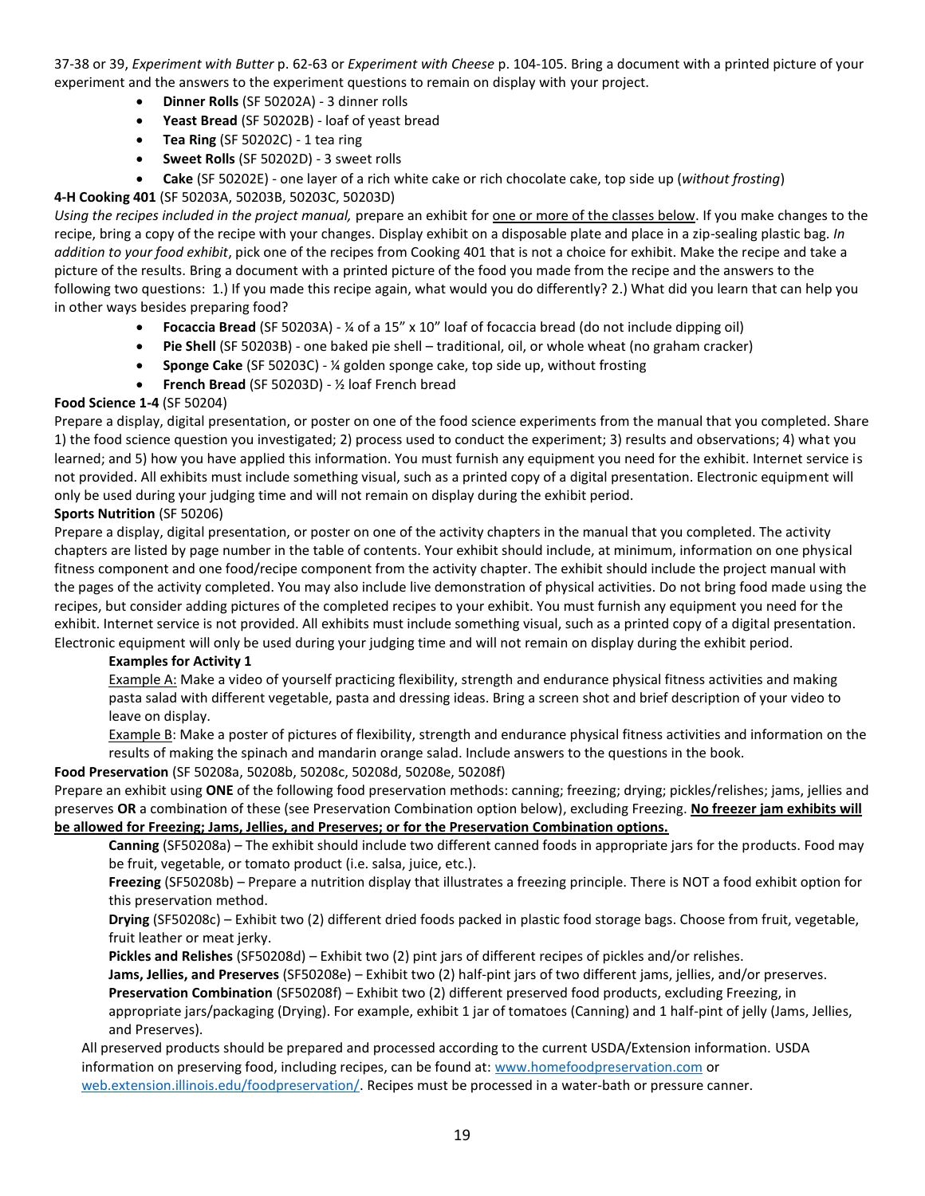37-38 or 39, *Experiment with Butter* p. 62-63 or *Experiment with Cheese* p. 104-105. Bring a document with a printed picture of your experiment and the answers to the experiment questions to remain on display with your project.

- **Dinner Rolls** (SF 50202A) - 3 dinner rolls
- **Yeast Bread** (SF 50202B) - loaf of yeast bread
- **Tea Ring** (SF 50202C) - 1 tea ring
- **Sweet Rolls** (SF 50202D) - 3 sweet rolls
- **Cake** (SF 50202E) - one layer of a rich white cake or rich chocolate cake, top side up (*without frosting*)

**4-H Cooking 401** (SF 50203A, 50203B, 50203C, 50203D)

*Using the recipes included in the project manual,* prepare an exhibit for one or more of the classes below. If you make changes to the recipe, bring a copy of the recipe with your changes. Display exhibit on a disposable plate and place in a zip-sealing plastic bag. *In addition to your food exhibit*, pick one of the recipes from Cooking 401 that is not a choice for exhibit. Make the recipe and take a picture of the results. Bring a document with a printed picture of the food you made from the recipe and the answers to the following two questions: 1.) If you made this recipe again, what would you do differently? 2.) What did you learn that can help you in other ways besides preparing food?

- **Focaccia Bread** (SF 50203A) - ¼ of a 15" x 10" loaf of focaccia bread (do not include dipping oil)
- **Pie Shell** (SF 50203B) - one baked pie shell – traditional, oil, or whole wheat (no graham cracker)
- **Sponge Cake** (SF 50203C) - ¼ golden sponge cake, top side up, without frosting
- **French Bread** (SF 50203D) - ½ loaf French bread

**Food Science 1-4** (SF 50204)

Prepare a display, digital presentation, or poster on one of the food science experiments from the manual that you completed. Share 1) the food science question you investigated; 2) process used to conduct the experiment; 3) results and observations; 4) what you learned; and 5) how you have applied this information. You must furnish any equipment you need for the exhibit. Internet service is not provided. All exhibits must include something visual, such as a printed copy of a digital presentation. Electronic equipment will only be used during your judging time and will not remain on display during the exhibit period.

**Sports Nutrition** (SF 50206)

Prepare a display, digital presentation, or poster on one of the activity chapters in the manual that you completed. The activity chapters are listed by page number in the table of contents. Your exhibit should include, at minimum, information on one physical fitness component and one food/recipe component from the activity chapter. The exhibit should include the project manual with the pages of the activity completed. You may also include live demonstration of physical activities. Do not bring food made using the recipes, but consider adding pictures of the completed recipes to your exhibit. You must furnish any equipment you need for the exhibit. Internet service is not provided. All exhibits must include something visual, such as a printed copy of a digital presentation. Electronic equipment will only be used during your judging time and will not remain on display during the exhibit period.

**Examples for Activity 1**

Example A: Make a video of yourself practicing flexibility, strength and endurance physical fitness activities and making pasta salad with different vegetable, pasta and dressing ideas. Bring a screen shot and brief description of your video to leave on display.

Example B: Make a poster of pictures of flexibility, strength and endurance physical fitness activities and information on the results of making the spinach and mandarin orange salad. Include answers to the questions in the book.

**Food Preservation** (SF 50208a, 50208b, 50208c, 50208d, 50208e, 50208f)

Prepare an exhibit using **ONE** of the following food preservation methods: canning; freezing; drying; pickles/relishes; jams, jellies and preserves **OR** a combination of these (see Preservation Combination option below), excluding Freezing. **No freezer jam exhibits will be allowed for Freezing; Jams, Jellies, and Preserves; or for the Preservation Combination options.**

**Canning** (SF50208a) – The exhibit should include two different canned foods in appropriate jars for the products. Food may be fruit, vegetable, or tomato product (i.e. salsa, juice, etc.).

**Freezing** (SF50208b) – Prepare a nutrition display that illustrates a freezing principle. There is NOT a food exhibit option for this preservation method.

**Drying** (SF50208c) – Exhibit two (2) different dried foods packed in plastic food storage bags. Choose from fruit, vegetable, fruit leather or meat jerky.

**Pickles and Relishes** (SF50208d) – Exhibit two (2) pint jars of different recipes of pickles and/or relishes.

**Jams, Jellies, and Preserves** (SF50208e) – Exhibit two (2) half-pint jars of two different jams, jellies, and/or preserves.

**Preservation Combination** (SF50208f) – Exhibit two (2) different preserved food products, excluding Freezing, in appropriate jars/packaging (Drying). For example, exhibit 1 jar of tomatoes (Canning) and 1 half-pint of jelly (Jams, Jellies, and Preserves).

All preserved products should be prepared and processed according to the current USDA/Extension information. USDA information on preserving food, including recipes, can be found at: www.homefoodpreservation.com or web.extension.illinois.edu/foodpreservation/. Recipes must be processed in a water-bath or pressure canner.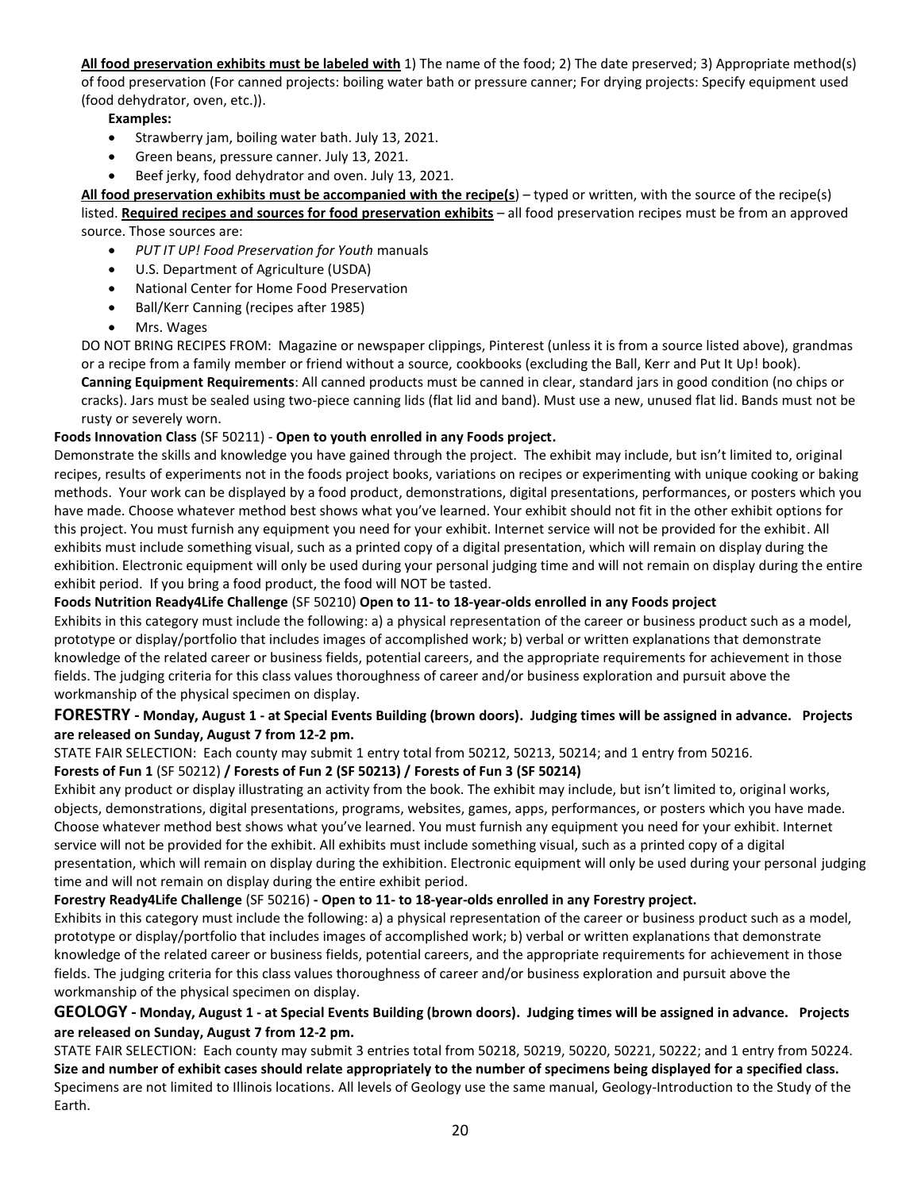**<u>All food preservation exhibits must be labeled with</u>** 1) The name of the food; 2) The date preserved; 3) Appropriate method(s) of food preservation (For canned projects: boiling water bath or pressure canner; For drying projects: Specify equipment used (food dehydrator, oven, etc.)).

**Examples:**

- Strawberry jam, boiling water bath. July 13, 2021.
- Green beans, pressure canner. July 13, 2021.
- Beef jerky, food dehydrator and oven. July 13, 2021.

**<u>All food preservation exhibits must be accompanied with the recipe(s</u>**) – typed or written, with the source of the recipe(s) listed. **<u>Required recipes and sources for food preservation exhibits</u>** – all food preservation recipes must be from an approved source. Those sources are:

- *PUT IT UP! Food Preservation for Youth* manuals
- U.S. Department of Agriculture (USDA)
- National Center for Home Food Preservation
- Ball/Kerr Canning (recipes after 1985)
- Mrs. Wages

DO NOT BRING RECIPES FROM: Magazine or newspaper clippings, Pinterest (unless it is from a source listed above), grandmas or a recipe from a family member or friend without a source, cookbooks (excluding the Ball, Kerr and Put It Up! book).

**Canning Equipment Requirements**: All canned products must be canned in clear, standard jars in good condition (no chips or cracks). Jars must be sealed using two-piece canning lids (flat lid and band). Must use a new, unused flat lid. Bands must not be rusty or severely worn.

**Foods Innovation Class** (SF 50211) - **Open to youth enrolled in any Foods project.**

Demonstrate the skills and knowledge you have gained through the project. The exhibit may include, but isn't limited to, original recipes, results of experiments not in the foods project books, variations on recipes or experimenting with unique cooking or baking methods. Your work can be displayed by a food product, demonstrations, digital presentations, performances, or posters which you have made. Choose whatever method best shows what you've learned. Your exhibit should not fit in the other exhibit options for this project. You must furnish any equipment you need for your exhibit. Internet service will not be provided for the exhibit. All exhibits must include something visual, such as a printed copy of a digital presentation, which will remain on display during the exhibition. Electronic equipment will only be used during your personal judging time and will not remain on display during the entire exhibit period. If you bring a food product, the food will NOT be tasted.

**Foods Nutrition Ready4Life Challenge** (SF 50210) **Open to 11- to 18-year-olds enrolled in any Foods project**

Exhibits in this category must include the following: a) a physical representation of the career or business product such as a model, prototype or display/portfolio that includes images of accomplished work; b) verbal or written explanations that demonstrate knowledge of the related career or business fields, potential careers, and the appropriate requirements for achievement in those fields. The judging criteria for this class values thoroughness of career and/or business exploration and pursuit above the workmanship of the physical specimen on display.

## FORESTRY - Monday, August 1 - at Special Events Building (brown doors). Judging times will be assigned in advance. Projects are released on Sunday, August 7 from 12-2 pm.

STATE FAIR SELECTION: Each county may submit 1 entry total from 50212, 50213, 50214; and 1 entry from 50216.

**Forests of Fun 1** (SF 50212) **/ Forests of Fun 2 (SF 50213) / Forests of Fun 3 (SF 50214)**

Exhibit any product or display illustrating an activity from the book. The exhibit may include, but isn't limited to, original works, objects, demonstrations, digital presentations, programs, websites, games, apps, performances, or posters which you have made. Choose whatever method best shows what you've learned. You must furnish any equipment you need for your exhibit. Internet service will not be provided for the exhibit. All exhibits must include something visual, such as a printed copy of a digital presentation, which will remain on display during the exhibition. Electronic equipment will only be used during your personal judging time and will not remain on display during the entire exhibit period.

**Forestry Ready4Life Challenge** (SF 50216) **- Open to 11- to 18-year-olds enrolled in any Forestry project.**

Exhibits in this category must include the following: a) a physical representation of the career or business product such as a model, prototype or display/portfolio that includes images of accomplished work; b) verbal or written explanations that demonstrate knowledge of the related career or business fields, potential careers, and the appropriate requirements for achievement in those fields. The judging criteria for this class values thoroughness of career and/or business exploration and pursuit above the workmanship of the physical specimen on display.

## GEOLOGY - Monday, August 1 - at Special Events Building (brown doors). Judging times will be assigned in advance. Projects are released on Sunday, August 7 from 12-2 pm.

STATE FAIR SELECTION: Each county may submit 3 entries total from 50218, 50219, 50220, 50221, 50222; and 1 entry from 50224.

**Size and number of exhibit cases should relate appropriately to the number of specimens being displayed for a specified class.** Specimens are not limited to Illinois locations. All levels of Geology use the same manual, Geology-Introduction to the Study of the Earth.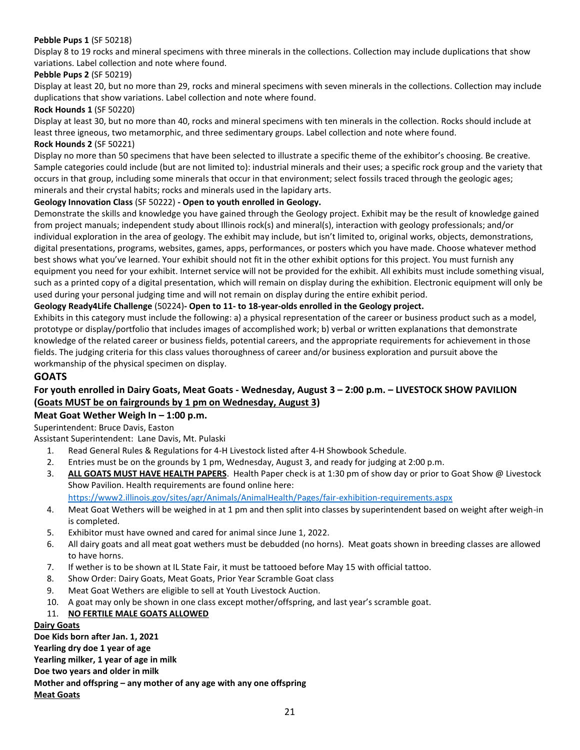**Pebble Pups 1** (SF 50218)

Display 8 to 19 rocks and mineral specimens with three minerals in the collections. Collection may include duplications that show variations. Label collection and note where found.

**Pebble Pups 2** (SF 50219)

Display at least 20, but no more than 29, rocks and mineral specimens with seven minerals in the collections. Collection may include duplications that show variations. Label collection and note where found.

**Rock Hounds 1** (SF 50220)

Display at least 30, but no more than 40, rocks and mineral specimens with ten minerals in the collection. Rocks should include at least three igneous, two metamorphic, and three sedimentary groups. Label collection and note where found.

**Rock Hounds 2** (SF 50221)

Display no more than 50 specimens that have been selected to illustrate a specific theme of the exhibitor's choosing. Be creative. Sample categories could include (but are not limited to): industrial minerals and their uses; a specific rock group and the variety that occurs in that group, including some minerals that occur in that environment; select fossils traced through the geologic ages; minerals and their crystal habits; rocks and minerals used in the lapidary arts.

**Geology Innovation Class** (SF 50222) **- Open to youth enrolled in Geology.**

Demonstrate the skills and knowledge you have gained through the Geology project. Exhibit may be the result of knowledge gained from project manuals; independent study about Illinois rock(s) and mineral(s), interaction with geology professionals; and/or individual exploration in the area of geology. The exhibit may include, but isn't limited to, original works, objects, demonstrations, digital presentations, programs, websites, games, apps, performances, or posters which you have made. Choose whatever method best shows what you've learned. Your exhibit should not fit in the other exhibit options for this project. You must furnish any equipment you need for your exhibit. Internet service will not be provided for the exhibit. All exhibits must include something visual, such as a printed copy of a digital presentation, which will remain on display during the exhibition. Electronic equipment will only be used during your personal judging time and will not remain on display during the entire exhibit period.

**Geology Ready4Life Challenge** (50224)**- Open to 11- to 18-year-olds enrolled in the Geology project.**

Exhibits in this category must include the following: a) a physical representation of the career or business product such as a model, prototype or display/portfolio that includes images of accomplished work; b) verbal or written explanations that demonstrate knowledge of the related career or business fields, potential careers, and the appropriate requirements for achievement in those fields. The judging criteria for this class values thoroughness of career and/or business exploration and pursuit above the workmanship of the physical specimen on display.

## GOATS

### For youth enrolled in Dairy Goats, Meat Goats - Wednesday, August 3 – 2:00 p.m. – LIVESTOCK SHOW PAVILION (<u>Goats MUST be on fairgrounds by 1 pm on Wednesday, August 3</u>)

### Meat Goat Wether Weigh In – 1:00 p.m.

Superintendent: Bruce Davis, Easton

Assistant Superintendent: Lane Davis, Mt. Pulaski

1. Read General Rules & Regulations for 4-H Livestock listed after 4-H Showbook Schedule.
2. Entries must be on the grounds by 1 pm, Wednesday, August 3, and ready for judging at 2:00 p.m.
3. **<u>ALL GOATS MUST HAVE HEALTH PAPERS</u>**. Health Paper check is at 1:30 pm of show day or prior to Goat Show @ Livestock Show Pavilion. Health requirements are found online here: https://www2.illinois.gov/sites/agr/Animals/AnimalHealth/Pages/fair-exhibition-requirements.aspx
4. Meat Goat Wethers will be weighed in at 1 pm and then split into classes by superintendent based on weight after weigh-in is completed.
5. Exhibitor must have owned and cared for animal since June 1, 2022.
6. All dairy goats and all meat goat wethers must be debudded (no horns). Meat goats shown in breeding classes are allowed to have horns.
7. If wether is to be shown at IL State Fair, it must be tattooed before May 15 with official tattoo.
8. Show Order: Dairy Goats, Meat Goats, Prior Year Scramble Goat class
9. Meat Goat Wethers are eligible to sell at Youth Livestock Auction.
10. A goat may only be shown in one class except mother/offspring, and last year's scramble goat.
11. **<u>NO FERTILE MALE GOATS ALLOWED</u>**

**<u>Dairy Goats</u>**

**Doe Kids born after Jan. 1, 2021**

**Yearling dry doe 1 year of age**

**Yearling milker, 1 year of age in milk**

**Doe two years and older in milk**

**Mother and offspring – any mother of any age with any one offspring**

**<u>Meat Goats</u>**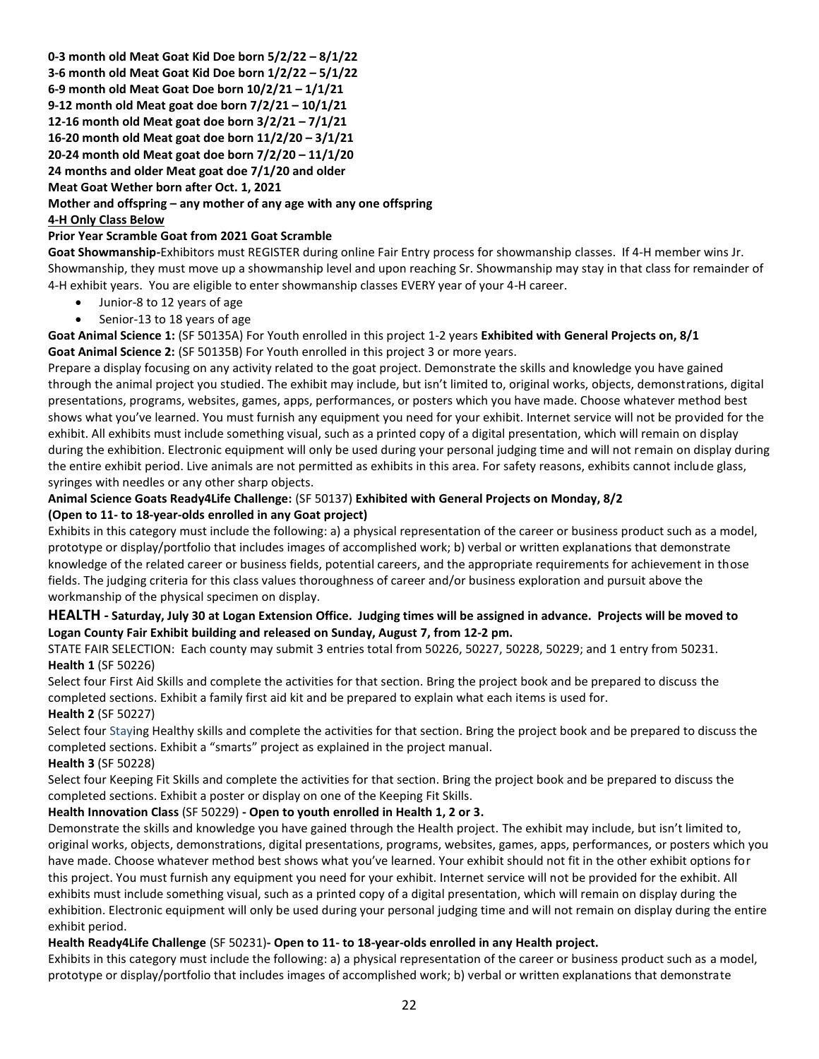**0-3 month old Meat Goat Kid Doe born 5/2/22 – 8/1/22**
**3-6 month old Meat Goat Kid Doe born 1/2/22 – 5/1/22**
**6-9 month old Meat Goat Doe born 10/2/21 – 1/1/21**
**9-12 month old Meat goat doe born 7/2/21 – 10/1/21**
**12-16 month old Meat goat doe born 3/2/21 – 7/1/21**
**16-20 month old Meat goat doe born 11/2/20 – 3/1/21**
**20-24 month old Meat goat doe born 7/2/20 – 11/1/20**
**24 months and older Meat goat doe 7/1/20 and older**
**Meat Goat Wether born after Oct. 1, 2021**
**Mother and offspring – any mother of any age with any one offspring**
**4-H Only Class Below**
**Prior Year Scramble Goat from 2021 Goat Scramble**

**Goat Showmanship-**Exhibitors must REGISTER during online Fair Entry process for showmanship classes. If 4-H member wins Jr. Showmanship, they must move up a showmanship level and upon reaching Sr. Showmanship may stay in that class for remainder of 4-H exhibit years. You are eligible to enter showmanship classes EVERY year of your 4-H career.

- Junior-8 to 12 years of age
- Senior-13 to 18 years of age

**Goat Animal Science 1:** (SF 50135A) For Youth enrolled in this project 1-2 years **Exhibited with General Projects on, 8/1**
**Goat Animal Science 2:** (SF 50135B) For Youth enrolled in this project 3 or more years.
Prepare a display focusing on any activity related to the goat project. Demonstrate the skills and knowledge you have gained through the animal project you studied. The exhibit may include, but isn't limited to, original works, objects, demonstrations, digital presentations, programs, websites, games, apps, performances, or posters which you have made. Choose whatever method best shows what you've learned. You must furnish any equipment you need for your exhibit. Internet service will not be provided for the exhibit. All exhibits must include something visual, such as a printed copy of a digital presentation, which will remain on display during the exhibition. Electronic equipment will only be used during your personal judging time and will not remain on display during the entire exhibit period. Live animals are not permitted as exhibits in this area. For safety reasons, exhibits cannot include glass, syringes with needles or any other sharp objects.

**Animal Science Goats Ready4Life Challenge:** (SF 50137) **Exhibited with General Projects on Monday, 8/2**
**(Open to 11- to 18-year-olds enrolled in any Goat project)**
Exhibits in this category must include the following: a) a physical representation of the career or business product such as a model, prototype or display/portfolio that includes images of accomplished work; b) verbal or written explanations that demonstrate knowledge of the related career or business fields, potential careers, and the appropriate requirements for achievement in those fields. The judging criteria for this class values thoroughness of career and/or business exploration and pursuit above the workmanship of the physical specimen on display.

## HEALTH - Saturday, July 30 at Logan Extension Office. Judging times will be assigned in advance. Projects will be moved to Logan County Fair Exhibit building and released on Sunday, August 7, from 12-2 pm.

STATE FAIR SELECTION: Each county may submit 3 entries total from 50226, 50227, 50228, 50229; and 1 entry from 50231.

**Health 1** (SF 50226)
Select four First Aid Skills and complete the activities for that section. Bring the project book and be prepared to discuss the completed sections. Exhibit a family first aid kit and be prepared to explain what each items is used for.

**Health 2** (SF 50227)
Select four Staying Healthy skills and complete the activities for that section. Bring the project book and be prepared to discuss the completed sections. Exhibit a "smarts" project as explained in the project manual.

**Health 3** (SF 50228)
Select four Keeping Fit Skills and complete the activities for that section. Bring the project book and be prepared to discuss the completed sections. Exhibit a poster or display on one of the Keeping Fit Skills.

**Health Innovation Class** (SF 50229) **- Open to youth enrolled in Health 1, 2 or 3.**
Demonstrate the skills and knowledge you have gained through the Health project. The exhibit may include, but isn't limited to, original works, objects, demonstrations, digital presentations, programs, websites, games, apps, performances, or posters which you have made. Choose whatever method best shows what you've learned. Your exhibit should not fit in the other exhibit options for this project. You must furnish any equipment you need for your exhibit. Internet service will not be provided for the exhibit. All exhibits must include something visual, such as a printed copy of a digital presentation, which will remain on display during the exhibition. Electronic equipment will only be used during your personal judging time and will not remain on display during the entire exhibit period.

**Health Ready4Life Challenge** (SF 50231)**- Open to 11- to 18-year-olds enrolled in any Health project.**
Exhibits in this category must include the following: a) a physical representation of the career or business product such as a model, prototype or display/portfolio that includes images of accomplished work; b) verbal or written explanations that demonstrate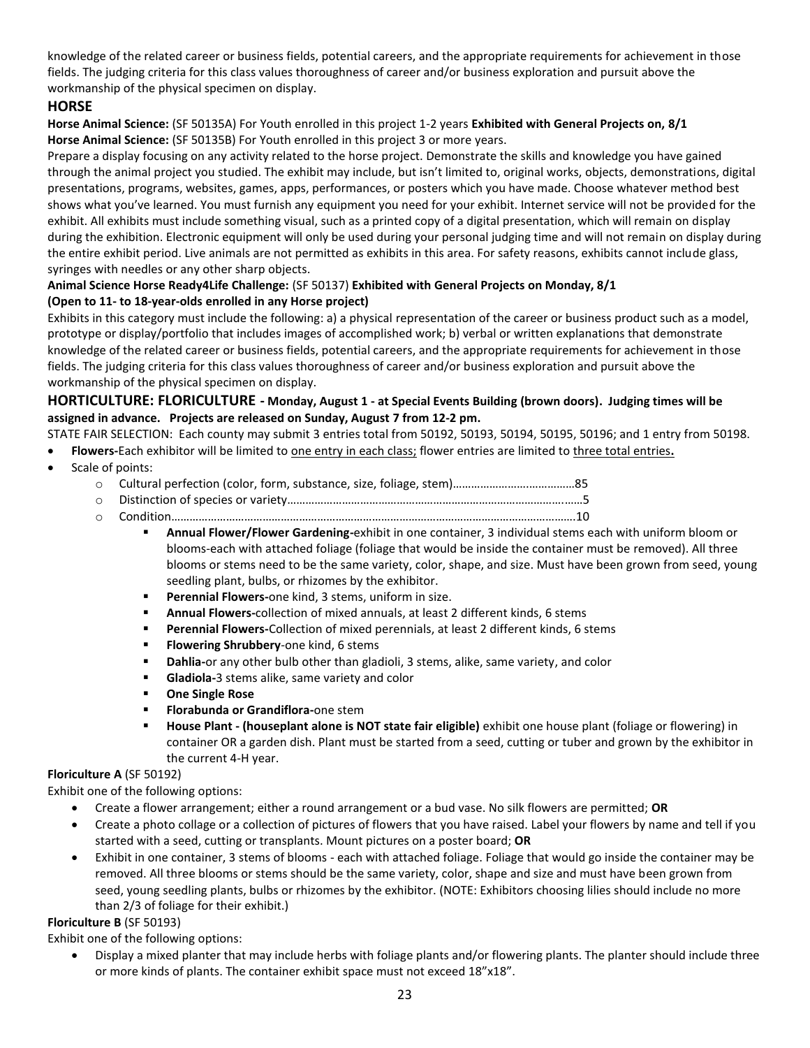knowledge of the related career or business fields, potential careers, and the appropriate requirements for achievement in those fields. The judging criteria for this class values thoroughness of career and/or business exploration and pursuit above the workmanship of the physical specimen on display.

## HORSE

**Horse Animal Science:** (SF 50135A) For Youth enrolled in this project 1-2 years **Exhibited with General Projects on, 8/1**
**Horse Animal Science:** (SF 50135B) For Youth enrolled in this project 3 or more years.

Prepare a display focusing on any activity related to the horse project. Demonstrate the skills and knowledge you have gained through the animal project you studied. The exhibit may include, but isn't limited to, original works, objects, demonstrations, digital presentations, programs, websites, games, apps, performances, or posters which you have made. Choose whatever method best shows what you've learned. You must furnish any equipment you need for your exhibit. Internet service will not be provided for the exhibit. All exhibits must include something visual, such as a printed copy of a digital presentation, which will remain on display during the exhibition. Electronic equipment will only be used during your personal judging time and will not remain on display during the entire exhibit period. Live animals are not permitted as exhibits in this area. For safety reasons, exhibits cannot include glass, syringes with needles or any other sharp objects.

**Animal Science Horse Ready4Life Challenge:** (SF 50137) **Exhibited with General Projects on Monday, 8/1**
**(Open to 11- to 18-year-olds enrolled in any Horse project)**

Exhibits in this category must include the following: a) a physical representation of the career or business product such as a model, prototype or display/portfolio that includes images of accomplished work; b) verbal or written explanations that demonstrate knowledge of the related career or business fields, potential careers, and the appropriate requirements for achievement in those fields. The judging criteria for this class values thoroughness of career and/or business exploration and pursuit above the workmanship of the physical specimen on display.

## HORTICULTURE: FLORICULTURE - Monday, August 1 - at Special Events Building (brown doors). Judging times will be assigned in advance. Projects are released on Sunday, August 7 from 12-2 pm.

STATE FAIR SELECTION: Each county may submit 3 entries total from 50192, 50193, 50194, 50195, 50196; and 1 entry from 50198.

- **Flowers-**Each exhibitor will be limited to one entry in each class; flower entries are limited to three total entries**.**
- Scale of points:
  - Cultural perfection (color, form, substance, size, foliage, stem)…………………………………85
  - Distinction of species or variety……………………………………………………………………………5
  - Condition………………………………………………………………………………………………………10
    - **Annual Flower/Flower Gardening-**exhibit in one container, 3 individual stems each with uniform bloom or blooms-each with attached foliage (foliage that would be inside the container must be removed). All three blooms or stems need to be the same variety, color, shape, and size. Must have been grown from seed, young seedling plant, bulbs, or rhizomes by the exhibitor.
    - **Perennial Flowers-**one kind, 3 stems, uniform in size.
    - **Annual Flowers-**collection of mixed annuals, at least 2 different kinds, 6 stems
    - **Perennial Flowers-**Collection of mixed perennials, at least 2 different kinds, 6 stems
    - **Flowering Shrubbery**-one kind, 6 stems
    - **Dahlia-**or any other bulb other than gladioli, 3 stems, alike, same variety, and color
    - **Gladiola-**3 stems alike, same variety and color
    - **One Single Rose**
    - **Florabunda or Grandiflora-**one stem
    - **House Plant - (houseplant alone is NOT state fair eligible)** exhibit one house plant (foliage or flowering) in container OR a garden dish. Plant must be started from a seed, cutting or tuber and grown by the exhibitor in the current 4-H year.

**Floriculture A** (SF 50192)

Exhibit one of the following options:

- Create a flower arrangement; either a round arrangement or a bud vase. No silk flowers are permitted; **OR**
- Create a photo collage or a collection of pictures of flowers that you have raised. Label your flowers by name and tell if you started with a seed, cutting or transplants. Mount pictures on a poster board; **OR**
- Exhibit in one container, 3 stems of blooms - each with attached foliage. Foliage that would go inside the container may be removed. All three blooms or stems should be the same variety, color, shape and size and must have been grown from seed, young seedling plants, bulbs or rhizomes by the exhibitor. (NOTE: Exhibitors choosing lilies should include no more than 2/3 of foliage for their exhibit.)

**Floriculture B** (SF 50193)

Exhibit one of the following options:

- Display a mixed planter that may include herbs with foliage plants and/or flowering plants. The planter should include three or more kinds of plants. The container exhibit space must not exceed 18"x18".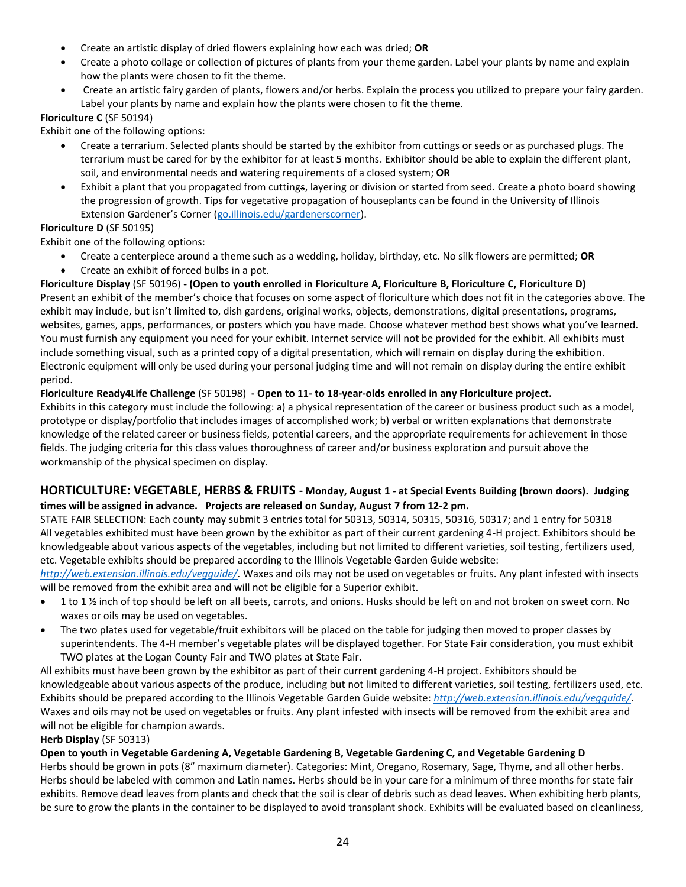- Create an artistic display of dried flowers explaining how each was dried; **OR**
- Create a photo collage or collection of pictures of plants from your theme garden. Label your plants by name and explain how the plants were chosen to fit the theme.
- Create an artistic fairy garden of plants, flowers and/or herbs. Explain the process you utilized to prepare your fairy garden. Label your plants by name and explain how the plants were chosen to fit the theme.

**Floriculture C** (SF 50194)

Exhibit one of the following options:

- Create a terrarium. Selected plants should be started by the exhibitor from cuttings or seeds or as purchased plugs. The terrarium must be cared for by the exhibitor for at least 5 months. Exhibitor should be able to explain the different plant, soil, and environmental needs and watering requirements of a closed system; **OR**
- Exhibit a plant that you propagated from cuttings, layering or division or started from seed. Create a photo board showing the progression of growth. Tips for vegetative propagation of houseplants can be found in the University of Illinois Extension Gardener's Corner (go.illinois.edu/gardenerscorner).

**Floriculture D** (SF 50195)

Exhibit one of the following options:

- Create a centerpiece around a theme such as a wedding, holiday, birthday, etc. No silk flowers are permitted; **OR**
- Create an exhibit of forced bulbs in a pot.

**Floriculture Display** (SF 50196) **- (Open to youth enrolled in Floriculture A, Floriculture B, Floriculture C, Floriculture D)**

Present an exhibit of the member's choice that focuses on some aspect of floriculture which does not fit in the categories above. The exhibit may include, but isn't limited to, dish gardens, original works, objects, demonstrations, digital presentations, programs, websites, games, apps, performances, or posters which you have made. Choose whatever method best shows what you've learned. You must furnish any equipment you need for your exhibit. Internet service will not be provided for the exhibit. All exhibits must include something visual, such as a printed copy of a digital presentation, which will remain on display during the exhibition. Electronic equipment will only be used during your personal judging time and will not remain on display during the entire exhibit period.

**Floriculture Ready4Life Challenge** (SF 50198) **- Open to 11- to 18-year-olds enrolled in any Floriculture project.**

Exhibits in this category must include the following: a) a physical representation of the career or business product such as a model, prototype or display/portfolio that includes images of accomplished work; b) verbal or written explanations that demonstrate knowledge of the related career or business fields, potential careers, and the appropriate requirements for achievement in those fields. The judging criteria for this class values thoroughness of career and/or business exploration and pursuit above the workmanship of the physical specimen on display.

## HORTICULTURE: VEGETABLE, HERBS & FRUITS - Monday, August 1 - at Special Events Building (brown doors). Judging times will be assigned in advance. Projects are released on Sunday, August 7 from 12-2 pm.

STATE FAIR SELECTION: Each county may submit 3 entries total for 50313, 50314, 50315, 50316, 50317; and 1 entry for 50318

All vegetables exhibited must have been grown by the exhibitor as part of their current gardening 4-H project. Exhibitors should be knowledgeable about various aspects of the vegetables, including but not limited to different varieties, soil testing, fertilizers used, etc. Vegetable exhibits should be prepared according to the Illinois Vegetable Garden Guide website: *http://web.extension.illinois.edu/vegguide/.* Waxes and oils may not be used on vegetables or fruits. Any plant infested with insects will be removed from the exhibit area and will not be eligible for a Superior exhibit.

- 1 to 1 ½ inch of top should be left on all beets, carrots, and onions. Husks should be left on and not broken on sweet corn. No waxes or oils may be used on vegetables.
- The two plates used for vegetable/fruit exhibitors will be placed on the table for judging then moved to proper classes by superintendents. The 4-H member's vegetable plates will be displayed together. For State Fair consideration, you must exhibit TWO plates at the Logan County Fair and TWO plates at State Fair.

All exhibits must have been grown by the exhibitor as part of their current gardening 4-H project. Exhibitors should be knowledgeable about various aspects of the produce, including but not limited to different varieties, soil testing, fertilizers used, etc. Exhibits should be prepared according to the Illinois Vegetable Garden Guide website: *http://web.extension.illinois.edu/vegguide/.* Waxes and oils may not be used on vegetables or fruits. Any plant infested with insects will be removed from the exhibit area and will not be eligible for champion awards.

**Herb Display** (SF 50313)

**Open to youth in Vegetable Gardening A, Vegetable Gardening B, Vegetable Gardening C, and Vegetable Gardening D**

Herbs should be grown in pots (8" maximum diameter). Categories: Mint, Oregano, Rosemary, Sage, Thyme, and all other herbs. Herbs should be labeled with common and Latin names. Herbs should be in your care for a minimum of three months for state fair exhibits. Remove dead leaves from plants and check that the soil is clear of debris such as dead leaves. When exhibiting herb plants, be sure to grow the plants in the container to be displayed to avoid transplant shock. Exhibits will be evaluated based on cleanliness,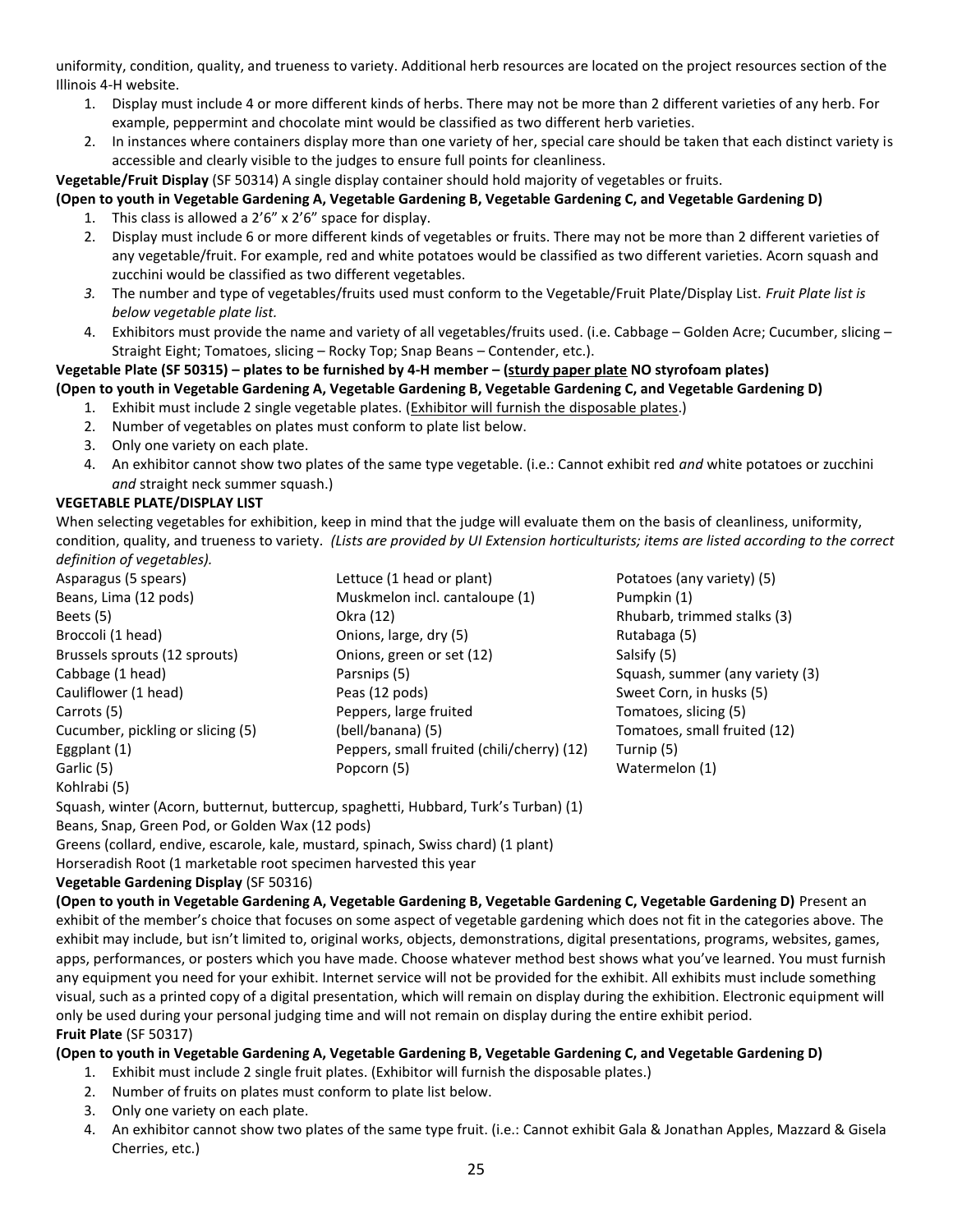uniformity, condition, quality, and trueness to variety. Additional herb resources are located on the project resources section of the Illinois 4-H website.

1. Display must include 4 or more different kinds of herbs. There may not be more than 2 different varieties of any herb. For example, peppermint and chocolate mint would be classified as two different herb varieties.
2. In instances where containers display more than one variety of her, special care should be taken that each distinct variety is accessible and clearly visible to the judges to ensure full points for cleanliness.

**Vegetable/Fruit Display** (SF 50314) A single display container should hold majority of vegetables or fruits.

**(Open to youth in Vegetable Gardening A, Vegetable Gardening B, Vegetable Gardening C, and Vegetable Gardening D)**

1. This class is allowed a 2'6" x 2'6" space for display.
2. Display must include 6 or more different kinds of vegetables or fruits. There may not be more than 2 different varieties of any vegetable/fruit. For example, red and white potatoes would be classified as two different varieties. Acorn squash and zucchini would be classified as two different vegetables.
3. The number and type of vegetables/fruits used must conform to the Vegetable/Fruit Plate/Display List. *Fruit Plate list is below vegetable plate list.*
4. Exhibitors must provide the name and variety of all vegetables/fruits used. (i.e. Cabbage – Golden Acre; Cucumber, slicing – Straight Eight; Tomatoes, slicing – Rocky Top; Snap Beans – Contender, etc.).

**Vegetable Plate (SF 50315) – plates to be furnished by 4-H member – (<u>sturdy paper plate</u> NO styrofoam plates)**

**(Open to youth in Vegetable Gardening A, Vegetable Gardening B, Vegetable Gardening C, and Vegetable Gardening D)**

1. Exhibit must include 2 single vegetable plates. (<u>Exhibitor will furnish the disposable plates</u>.)
2. Number of vegetables on plates must conform to plate list below.
3. Only one variety on each plate.
4. An exhibitor cannot show two plates of the same type vegetable. (i.e.: Cannot exhibit red *and* white potatoes or zucchini *and* straight neck summer squash.)

**VEGETABLE PLATE/DISPLAY LIST**

When selecting vegetables for exhibition, keep in mind that the judge will evaluate them on the basis of cleanliness, uniformity, condition, quality, and trueness to variety. *(Lists are provided by UI Extension horticulturists; items are listed according to the correct definition of vegetables).*

Asparagus (5 spears)
Beans, Lima (12 pods)
Beets (5)
Broccoli (1 head)
Brussels sprouts (12 sprouts)
Cabbage (1 head)
Cauliflower (1 head)
Carrots (5)
Cucumber, pickling or slicing (5)
Eggplant (1)
Garlic (5)
Kohlrabi (5)
Lettuce (1 head or plant)
Muskmelon incl. cantaloupe (1)
Okra (12)
Onions, large, dry (5)
Onions, green or set (12)
Parsnips (5)
Peas (12 pods)
Peppers, large fruited (bell/banana) (5)
Peppers, small fruited (chili/cherry) (12)
Popcorn (5)
Potatoes (any variety) (5)
Pumpkin (1)
Rhubarb, trimmed stalks (3)
Rutabaga (5)
Salsify (5)
Squash, summer (any variety (3)
Sweet Corn, in husks (5)
Tomatoes, slicing (5)
Tomatoes, small fruited (12)
Turnip (5)
Watermelon (1)
Squash, winter (Acorn, butternut, buttercup, spaghetti, Hubbard, Turk's Turban) (1)
Beans, Snap, Green Pod, or Golden Wax (12 pods)
Greens (collard, endive, escarole, kale, mustard, spinach, Swiss chard) (1 plant)
Horseradish Root (1 marketable root specimen harvested this year

**Vegetable Gardening Display** (SF 50316)

**(Open to youth in Vegetable Gardening A, Vegetable Gardening B, Vegetable Gardening C, Vegetable Gardening D)** Present an exhibit of the member's choice that focuses on some aspect of vegetable gardening which does not fit in the categories above. The exhibit may include, but isn't limited to, original works, objects, demonstrations, digital presentations, programs, websites, games, apps, performances, or posters which you have made. Choose whatever method best shows what you've learned. You must furnish any equipment you need for your exhibit. Internet service will not be provided for the exhibit. All exhibits must include something visual, such as a printed copy of a digital presentation, which will remain on display during the exhibition. Electronic equipment will only be used during your personal judging time and will not remain on display during the entire exhibit period.

**Fruit Plate** (SF 50317)

**(Open to youth in Vegetable Gardening A, Vegetable Gardening B, Vegetable Gardening C, and Vegetable Gardening D)**

1. Exhibit must include 2 single fruit plates. (Exhibitor will furnish the disposable plates.)
2. Number of fruits on plates must conform to plate list below.
3. Only one variety on each plate.
4. An exhibitor cannot show two plates of the same type fruit. (i.e.: Cannot exhibit Gala & Jonathan Apples, Mazzard & Gisela Cherries, etc.)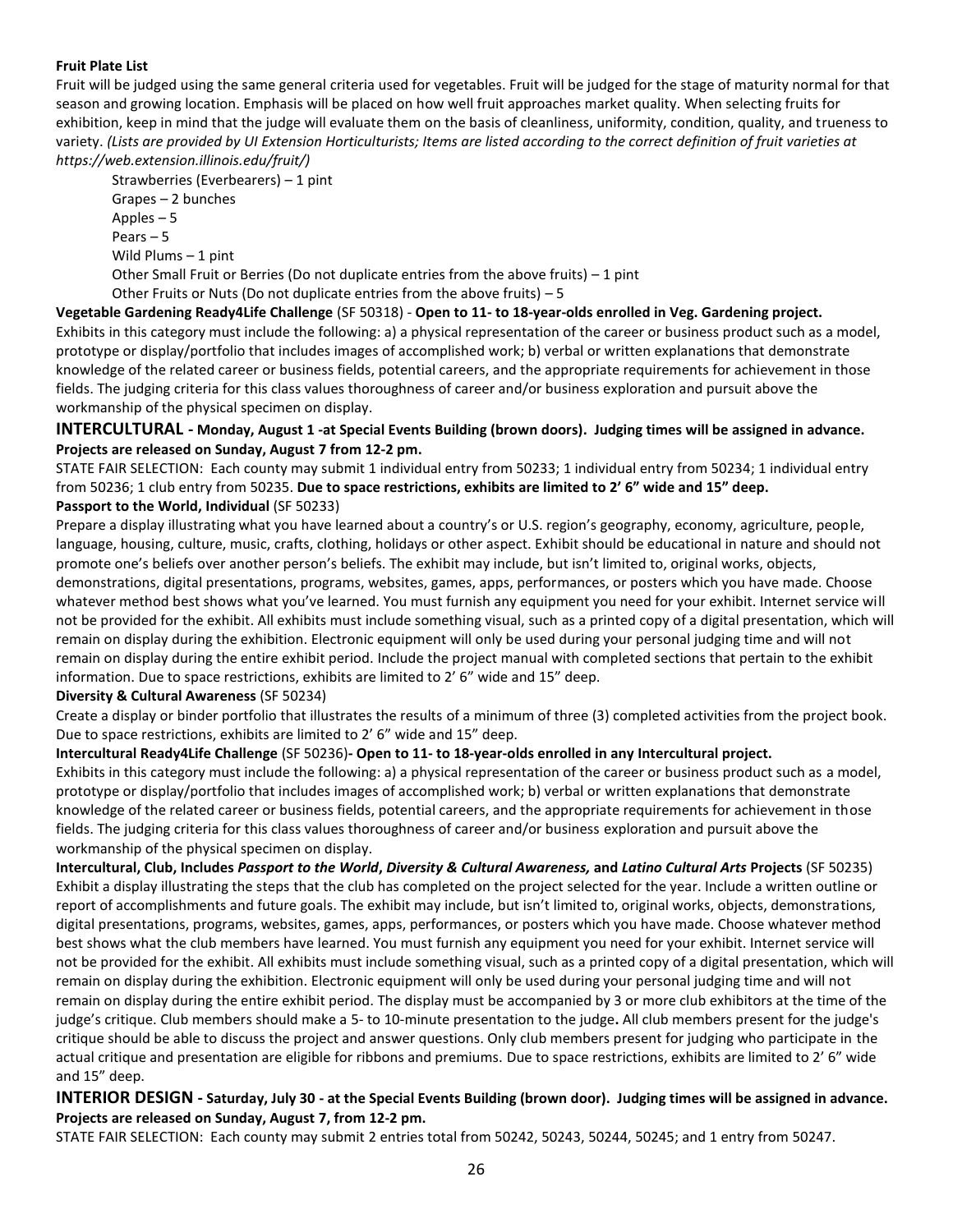**Fruit Plate List**

Fruit will be judged using the same general criteria used for vegetables. Fruit will be judged for the stage of maturity normal for that season and growing location. Emphasis will be placed on how well fruit approaches market quality. When selecting fruits for exhibition, keep in mind that the judge will evaluate them on the basis of cleanliness, uniformity, condition, quality, and trueness to variety. *(Lists are provided by UI Extension Horticulturists; Items are listed according to the correct definition of fruit varieties at https://web.extension.illinois.edu/fruit/)*

- Strawberries (Everbearers) – 1 pint
- Grapes – 2 bunches
- Apples – 5
- Pears – 5
- Wild Plums – 1 pint
- Other Small Fruit or Berries (Do not duplicate entries from the above fruits) – 1 pint
- Other Fruits or Nuts (Do not duplicate entries from the above fruits) – 5

**Vegetable Gardening Ready4Life Challenge** (SF 50318) - **Open to 11- to 18-year-olds enrolled in Veg. Gardening project.**
Exhibits in this category must include the following: a) a physical representation of the career or business product such as a model, prototype or display/portfolio that includes images of accomplished work; b) verbal or written explanations that demonstrate knowledge of the related career or business fields, potential careers, and the appropriate requirements for achievement in those fields. The judging criteria for this class values thoroughness of career and/or business exploration and pursuit above the workmanship of the physical specimen on display.

## INTERCULTURAL - Monday, August 1 -at Special Events Building (brown doors). Judging times will be assigned in advance. Projects are released on Sunday, August 7 from 12-2 pm.

STATE FAIR SELECTION: Each county may submit 1 individual entry from 50233; 1 individual entry from 50234; 1 individual entry from 50236; 1 club entry from 50235. **Due to space restrictions, exhibits are limited to 2' 6" wide and 15" deep.**

**Passport to the World, Individual** (SF 50233)
Prepare a display illustrating what you have learned about a country's or U.S. region's geography, economy, agriculture, people, language, housing, culture, music, crafts, clothing, holidays or other aspect. Exhibit should be educational in nature and should not promote one's beliefs over another person's beliefs. The exhibit may include, but isn't limited to, original works, objects, demonstrations, digital presentations, programs, websites, games, apps, performances, or posters which you have made. Choose whatever method best shows what you've learned. You must furnish any equipment you need for your exhibit. Internet service will not be provided for the exhibit. All exhibits must include something visual, such as a printed copy of a digital presentation, which will remain on display during the exhibition. Electronic equipment will only be used during your personal judging time and will not remain on display during the entire exhibit period. Include the project manual with completed sections that pertain to the exhibit information. Due to space restrictions, exhibits are limited to 2' 6" wide and 15" deep.

**Diversity & Cultural Awareness** (SF 50234)
Create a display or binder portfolio that illustrates the results of a minimum of three (3) completed activities from the project book. Due to space restrictions, exhibits are limited to 2' 6" wide and 15" deep.

**Intercultural Ready4Life Challenge** (SF 50236)**- Open to 11- to 18-year-olds enrolled in any Intercultural project.**
Exhibits in this category must include the following: a) a physical representation of the career or business product such as a model, prototype or display/portfolio that includes images of accomplished work; b) verbal or written explanations that demonstrate knowledge of the related career or business fields, potential careers, and the appropriate requirements for achievement in those fields. The judging criteria for this class values thoroughness of career and/or business exploration and pursuit above the workmanship of the physical specimen on display.

**Intercultural, Club, Includes *Passport to the World*, *Diversity & Cultural Awareness,* and *Latino Cultural Arts* Projects** (SF 50235)
Exhibit a display illustrating the steps that the club has completed on the project selected for the year. Include a written outline or report of accomplishments and future goals. The exhibit may include, but isn't limited to, original works, objects, demonstrations, digital presentations, programs, websites, games, apps, performances, or posters which you have made. Choose whatever method best shows what the club members have learned. You must furnish any equipment you need for your exhibit. Internet service will not be provided for the exhibit. All exhibits must include something visual, such as a printed copy of a digital presentation, which will remain on display during the exhibition. Electronic equipment will only be used during your personal judging time and will not remain on display during the entire exhibit period. The display must be accompanied by 3 or more club exhibitors at the time of the judge's critique. Club members should make a 5- to 10-minute presentation to the judge**.** All club members present for the judge's critique should be able to discuss the project and answer questions. Only club members present for judging who participate in the actual critique and presentation are eligible for ribbons and premiums. Due to space restrictions, exhibits are limited to 2' 6" wide and 15" deep.

## INTERIOR DESIGN - Saturday, July 30 - at the Special Events Building (brown door). Judging times will be assigned in advance. Projects are released on Sunday, August 7, from 12-2 pm.

STATE FAIR SELECTION: Each county may submit 2 entries total from 50242, 50243, 50244, 50245; and 1 entry from 50247.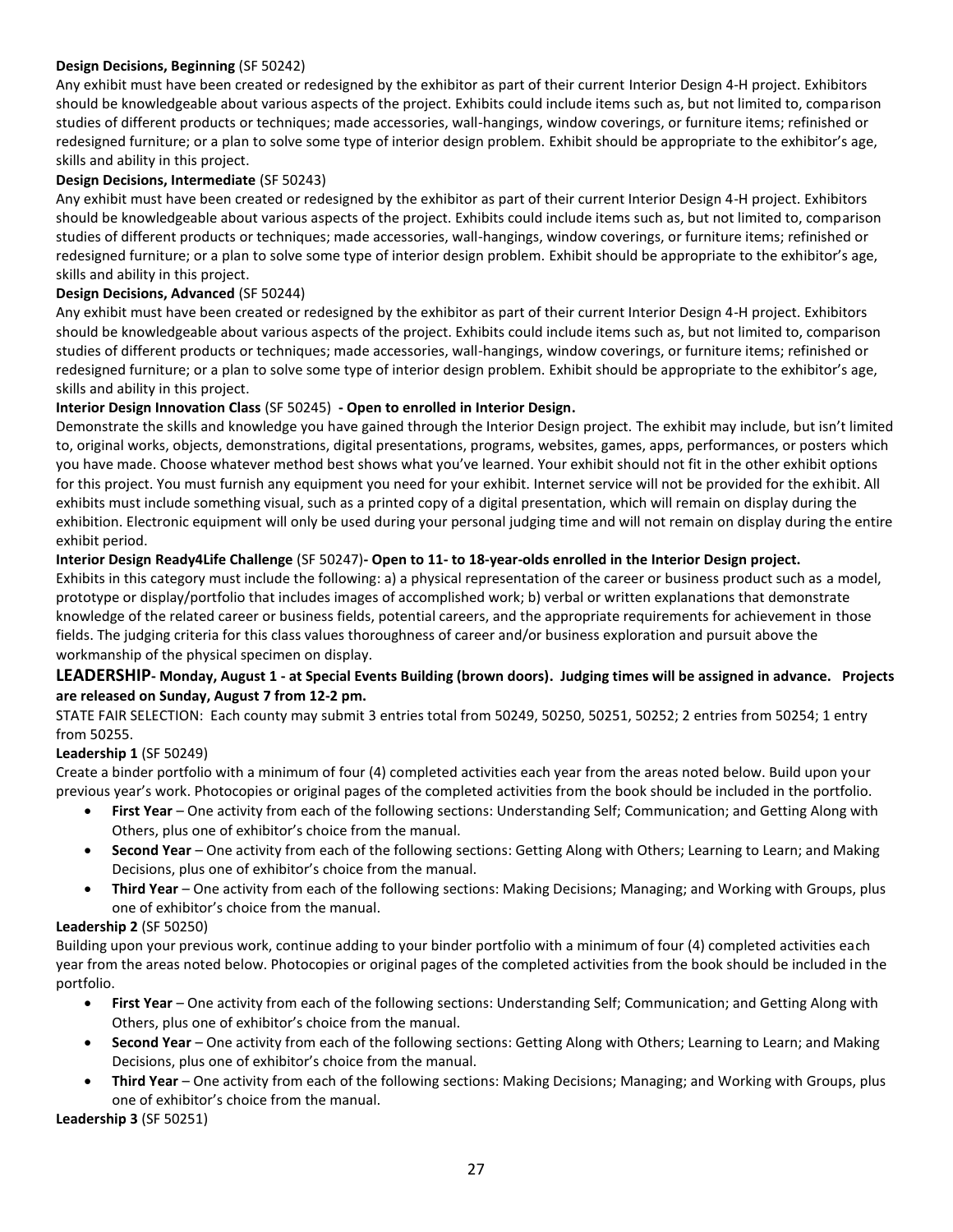**Design Decisions, Beginning** (SF 50242)

Any exhibit must have been created or redesigned by the exhibitor as part of their current Interior Design 4-H project. Exhibitors should be knowledgeable about various aspects of the project. Exhibits could include items such as, but not limited to, comparison studies of different products or techniques; made accessories, wall-hangings, window coverings, or furniture items; refinished or redesigned furniture; or a plan to solve some type of interior design problem. Exhibit should be appropriate to the exhibitor's age, skills and ability in this project.

**Design Decisions, Intermediate** (SF 50243)

Any exhibit must have been created or redesigned by the exhibitor as part of their current Interior Design 4-H project. Exhibitors should be knowledgeable about various aspects of the project. Exhibits could include items such as, but not limited to, comparison studies of different products or techniques; made accessories, wall-hangings, window coverings, or furniture items; refinished or redesigned furniture; or a plan to solve some type of interior design problem. Exhibit should be appropriate to the exhibitor's age, skills and ability in this project.

**Design Decisions, Advanced** (SF 50244)

Any exhibit must have been created or redesigned by the exhibitor as part of their current Interior Design 4-H project. Exhibitors should be knowledgeable about various aspects of the project. Exhibits could include items such as, but not limited to, comparison studies of different products or techniques; made accessories, wall-hangings, window coverings, or furniture items; refinished or redesigned furniture; or a plan to solve some type of interior design problem. Exhibit should be appropriate to the exhibitor's age, skills and ability in this project.

**Interior Design Innovation Class** (SF 50245) **- Open to enrolled in Interior Design.**

Demonstrate the skills and knowledge you have gained through the Interior Design project. The exhibit may include, but isn't limited to, original works, objects, demonstrations, digital presentations, programs, websites, games, apps, performances, or posters which you have made. Choose whatever method best shows what you've learned. Your exhibit should not fit in the other exhibit options for this project. You must furnish any equipment you need for your exhibit. Internet service will not be provided for the exhibit. All exhibits must include something visual, such as a printed copy of a digital presentation, which will remain on display during the exhibition. Electronic equipment will only be used during your personal judging time and will not remain on display during the entire exhibit period.

**Interior Design Ready4Life Challenge** (SF 50247)**- Open to 11- to 18-year-olds enrolled in the Interior Design project.**

Exhibits in this category must include the following: a) a physical representation of the career or business product such as a model, prototype or display/portfolio that includes images of accomplished work; b) verbal or written explanations that demonstrate knowledge of the related career or business fields, potential careers, and the appropriate requirements for achievement in those fields. The judging criteria for this class values thoroughness of career and/or business exploration and pursuit above the workmanship of the physical specimen on display.

## LEADERSHIP- Monday, August 1 - at Special Events Building (brown doors). Judging times will be assigned in advance. Projects are released on Sunday, August 7 from 12-2 pm.

STATE FAIR SELECTION: Each county may submit 3 entries total from 50249, 50250, 50251, 50252; 2 entries from 50254; 1 entry from 50255.

**Leadership 1** (SF 50249)

Create a binder portfolio with a minimum of four (4) completed activities each year from the areas noted below. Build upon your previous year's work. Photocopies or original pages of the completed activities from the book should be included in the portfolio.

- **First Year** – One activity from each of the following sections: Understanding Self; Communication; and Getting Along with Others, plus one of exhibitor's choice from the manual.
- **Second Year** – One activity from each of the following sections: Getting Along with Others; Learning to Learn; and Making Decisions, plus one of exhibitor's choice from the manual.
- **Third Year** – One activity from each of the following sections: Making Decisions; Managing; and Working with Groups, plus one of exhibitor's choice from the manual.

**Leadership 2** (SF 50250)

Building upon your previous work, continue adding to your binder portfolio with a minimum of four (4) completed activities each year from the areas noted below. Photocopies or original pages of the completed activities from the book should be included in the portfolio.

- **First Year** – One activity from each of the following sections: Understanding Self; Communication; and Getting Along with Others, plus one of exhibitor's choice from the manual.
- **Second Year** – One activity from each of the following sections: Getting Along with Others; Learning to Learn; and Making Decisions, plus one of exhibitor's choice from the manual.
- **Third Year** – One activity from each of the following sections: Making Decisions; Managing; and Working with Groups, plus one of exhibitor's choice from the manual.

**Leadership 3** (SF 50251)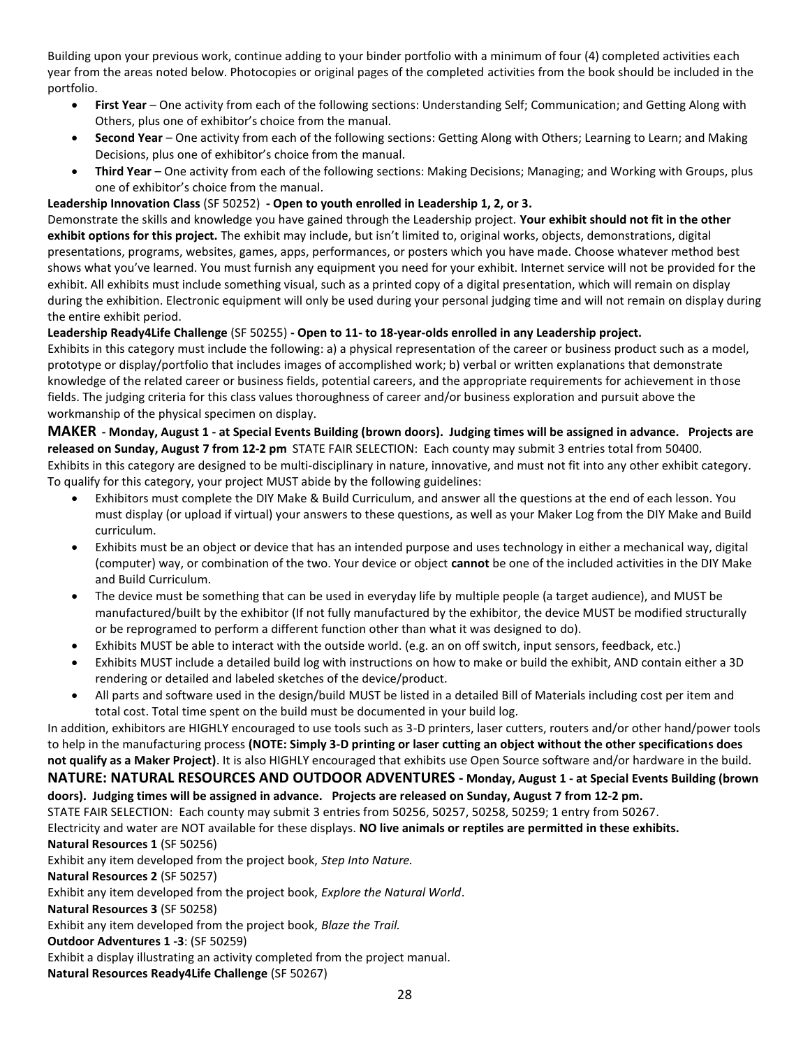Building upon your previous work, continue adding to your binder portfolio with a minimum of four (4) completed activities each year from the areas noted below. Photocopies or original pages of the completed activities from the book should be included in the portfolio.

- **First Year** – One activity from each of the following sections: Understanding Self; Communication; and Getting Along with Others, plus one of exhibitor's choice from the manual.
- **Second Year** – One activity from each of the following sections: Getting Along with Others; Learning to Learn; and Making Decisions, plus one of exhibitor's choice from the manual.
- **Third Year** – One activity from each of the following sections: Making Decisions; Managing; and Working with Groups, plus one of exhibitor's choice from the manual.

**Leadership Innovation Class** (SF 50252) **- Open to youth enrolled in Leadership 1, 2, or 3.**

Demonstrate the skills and knowledge you have gained through the Leadership project. **Your exhibit should not fit in the other exhibit options for this project.** The exhibit may include, but isn't limited to, original works, objects, demonstrations, digital presentations, programs, websites, games, apps, performances, or posters which you have made. Choose whatever method best shows what you've learned. You must furnish any equipment you need for your exhibit. Internet service will not be provided for the exhibit. All exhibits must include something visual, such as a printed copy of a digital presentation, which will remain on display during the exhibition. Electronic equipment will only be used during your personal judging time and will not remain on display during the entire exhibit period.

**Leadership Ready4Life Challenge** (SF 50255) **- Open to 11- to 18-year-olds enrolled in any Leadership project.**

Exhibits in this category must include the following: a) a physical representation of the career or business product such as a model, prototype or display/portfolio that includes images of accomplished work; b) verbal or written explanations that demonstrate knowledge of the related career or business fields, potential careers, and the appropriate requirements for achievement in those fields. The judging criteria for this class values thoroughness of career and/or business exploration and pursuit above the workmanship of the physical specimen on display.

## MAKER - Monday, August 1 - at Special Events Building (brown doors). Judging times will be assigned in advance. Projects are released on Sunday, August 7 from 12-2 pm

STATE FAIR SELECTION: Each county may submit 3 entries total from 50400.

Exhibits in this category are designed to be multi-disciplinary in nature, innovative, and must not fit into any other exhibit category. To qualify for this category, your project MUST abide by the following guidelines:

- Exhibitors must complete the DIY Make & Build Curriculum, and answer all the questions at the end of each lesson. You must display (or upload if virtual) your answers to these questions, as well as your Maker Log from the DIY Make and Build curriculum.
- Exhibits must be an object or device that has an intended purpose and uses technology in either a mechanical way, digital (computer) way, or combination of the two. Your device or object **cannot** be one of the included activities in the DIY Make and Build Curriculum.
- The device must be something that can be used in everyday life by multiple people (a target audience), and MUST be manufactured/built by the exhibitor (If not fully manufactured by the exhibitor, the device MUST be modified structurally or be reprogramed to perform a different function other than what it was designed to do).
- Exhibits MUST be able to interact with the outside world. (e.g. an on off switch, input sensors, feedback, etc.)
- Exhibits MUST include a detailed build log with instructions on how to make or build the exhibit, AND contain either a 3D rendering or detailed and labeled sketches of the device/product.
- All parts and software used in the design/build MUST be listed in a detailed Bill of Materials including cost per item and total cost. Total time spent on the build must be documented in your build log.

In addition, exhibitors are HIGHLY encouraged to use tools such as 3-D printers, laser cutters, routers and/or other hand/power tools to help in the manufacturing process **(NOTE: Simply 3-D printing or laser cutting an object without the other specifications does not qualify as a Maker Project)**. It is also HIGHLY encouraged that exhibits use Open Source software and/or hardware in the build.

## NATURE: NATURAL RESOURCES AND OUTDOOR ADVENTURES - Monday, August 1 - at Special Events Building (brown doors). Judging times will be assigned in advance. Projects are released on Sunday, August 7 from 12-2 pm.

STATE FAIR SELECTION: Each county may submit 3 entries from 50256, 50257, 50258, 50259; 1 entry from 50267.

Electricity and water are NOT available for these displays. **NO live animals or reptiles are permitted in these exhibits.**

**Natural Resources 1** (SF 50256)

Exhibit any item developed from the project book, *Step Into Nature.*

**Natural Resources 2** (SF 50257)

Exhibit any item developed from the project book, *Explore the Natural World*.

**Natural Resources 3** (SF 50258)

Exhibit any item developed from the project book, *Blaze the Trail.*

**Outdoor Adventures 1 -3**: (SF 50259)

Exhibit a display illustrating an activity completed from the project manual.

**Natural Resources Ready4Life Challenge** (SF 50267)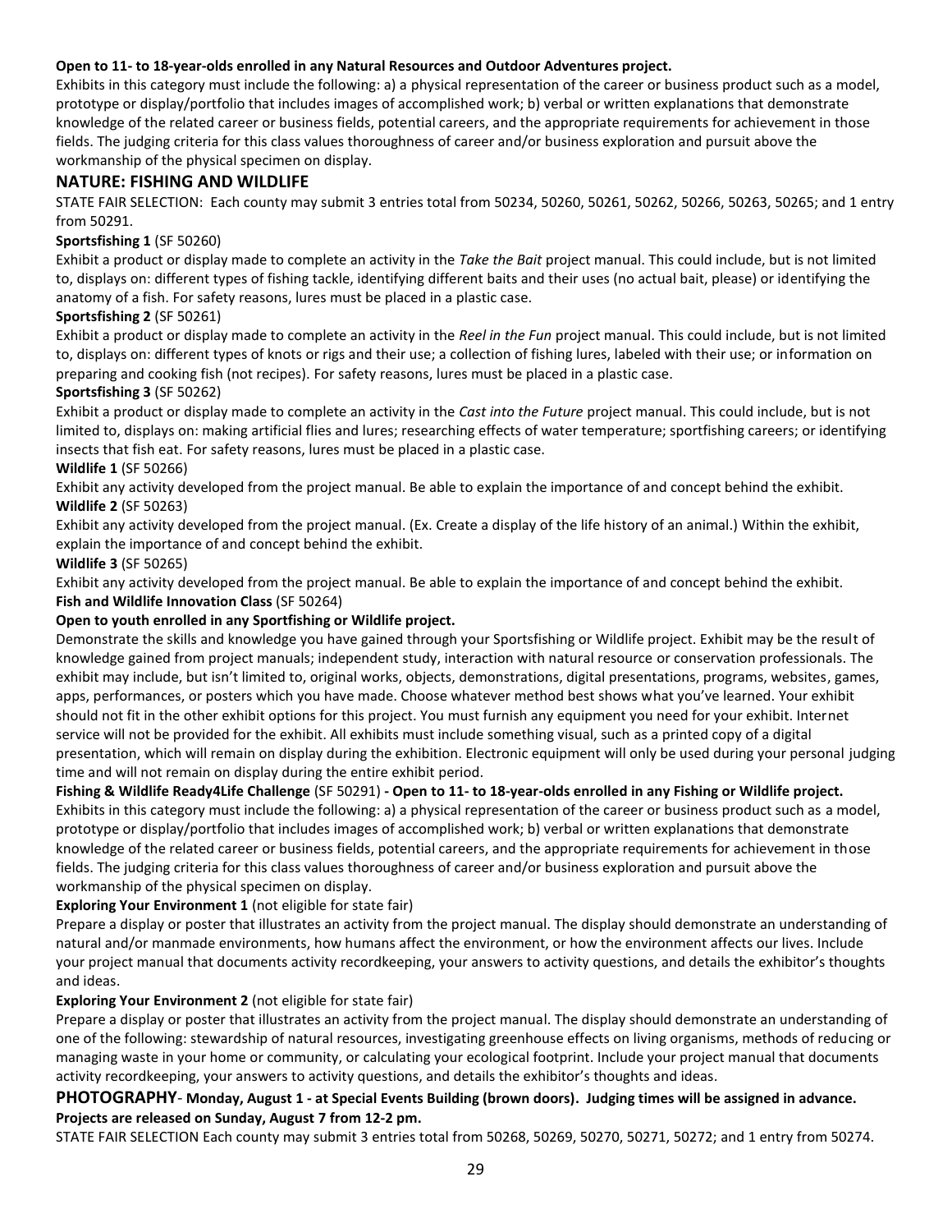**Open to 11- to 18-year-olds enrolled in any Natural Resources and Outdoor Adventures project.**
Exhibits in this category must include the following: a) a physical representation of the career or business product such as a model, prototype or display/portfolio that includes images of accomplished work; b) verbal or written explanations that demonstrate knowledge of the related career or business fields, potential careers, and the appropriate requirements for achievement in those fields. The judging criteria for this class values thoroughness of career and/or business exploration and pursuit above the workmanship of the physical specimen on display.

## NATURE: FISHING AND WILDLIFE

STATE FAIR SELECTION: Each county may submit 3 entries total from 50234, 50260, 50261, 50262, 50266, 50263, 50265; and 1 entry from 50291.

**Sportsfishing 1** (SF 50260)
Exhibit a product or display made to complete an activity in the *Take the Bait* project manual. This could include, but is not limited to, displays on: different types of fishing tackle, identifying different baits and their uses (no actual bait, please) or identifying the anatomy of a fish. For safety reasons, lures must be placed in a plastic case.

**Sportsfishing 2** (SF 50261)
Exhibit a product or display made to complete an activity in the *Reel in the Fun* project manual. This could include, but is not limited to, displays on: different types of knots or rigs and their use; a collection of fishing lures, labeled with their use; or information on preparing and cooking fish (not recipes). For safety reasons, lures must be placed in a plastic case.

**Sportsfishing 3** (SF 50262)
Exhibit a product or display made to complete an activity in the *Cast into the Future* project manual. This could include, but is not limited to, displays on: making artificial flies and lures; researching effects of water temperature; sportfishing careers; or identifying insects that fish eat. For safety reasons, lures must be placed in a plastic case.

**Wildlife 1** (SF 50266)
Exhibit any activity developed from the project manual. Be able to explain the importance of and concept behind the exhibit.

**Wildlife 2** (SF 50263)
Exhibit any activity developed from the project manual. (Ex. Create a display of the life history of an animal.) Within the exhibit, explain the importance of and concept behind the exhibit.

**Wildlife 3** (SF 50265)
Exhibit any activity developed from the project manual. Be able to explain the importance of and concept behind the exhibit.

**Fish and Wildlife Innovation Class** (SF 50264)
**Open to youth enrolled in any Sportfishing or Wildlife project.**
Demonstrate the skills and knowledge you have gained through your Sportsfishing or Wildlife project. Exhibit may be the result of knowledge gained from project manuals; independent study, interaction with natural resource or conservation professionals. The exhibit may include, but isn't limited to, original works, objects, demonstrations, digital presentations, programs, websites, games, apps, performances, or posters which you have made. Choose whatever method best shows what you've learned. Your exhibit should not fit in the other exhibit options for this project. You must furnish any equipment you need for your exhibit. Internet service will not be provided for the exhibit. All exhibits must include something visual, such as a printed copy of a digital presentation, which will remain on display during the exhibition. Electronic equipment will only be used during your personal judging time and will not remain on display during the entire exhibit period.

**Fishing & Wildlife Ready4Life Challenge** (SF 50291) **- Open to 11- to 18-year-olds enrolled in any Fishing or Wildlife project.**
Exhibits in this category must include the following: a) a physical representation of the career or business product such as a model, prototype or display/portfolio that includes images of accomplished work; b) verbal or written explanations that demonstrate knowledge of the related career or business fields, potential careers, and the appropriate requirements for achievement in those fields. The judging criteria for this class values thoroughness of career and/or business exploration and pursuit above the workmanship of the physical specimen on display.

**Exploring Your Environment 1** (not eligible for state fair)
Prepare a display or poster that illustrates an activity from the project manual. The display should demonstrate an understanding of natural and/or manmade environments, how humans affect the environment, or how the environment affects our lives. Include your project manual that documents activity recordkeeping, your answers to activity questions, and details the exhibitor's thoughts and ideas.

**Exploring Your Environment 2** (not eligible for state fair)
Prepare a display or poster that illustrates an activity from the project manual. The display should demonstrate an understanding of one of the following: stewardship of natural resources, investigating greenhouse effects on living organisms, methods of reducing or managing waste in your home or community, or calculating your ecological footprint. Include your project manual that documents activity recordkeeping, your answers to activity questions, and details the exhibitor's thoughts and ideas.

## PHOTOGRAPHY- Monday, August 1 - at Special Events Building (brown doors). Judging times will be assigned in advance. Projects are released on Sunday, August 7 from 12-2 pm.

STATE FAIR SELECTION Each county may submit 3 entries total from 50268, 50269, 50270, 50271, 50272; and 1 entry from 50274.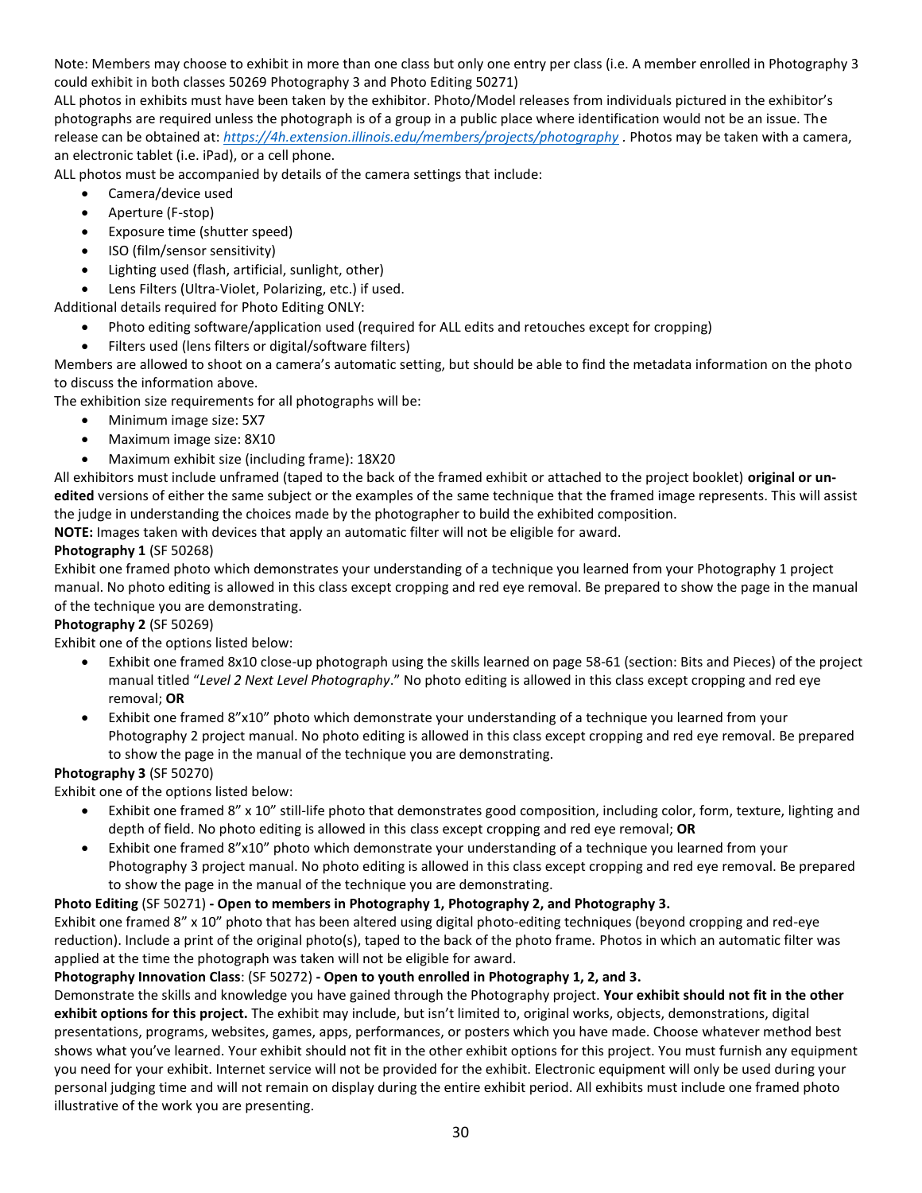Note: Members may choose to exhibit in more than one class but only one entry per class (i.e. A member enrolled in Photography 3 could exhibit in both classes 50269 Photography 3 and Photo Editing 50271)

ALL photos in exhibits must have been taken by the exhibitor. Photo/Model releases from individuals pictured in the exhibitor's photographs are required unless the photograph is of a group in a public place where identification would not be an issue. The release can be obtained at: *https://4h.extension.illinois.edu/members/projects/photography* . Photos may be taken with a camera, an electronic tablet (i.e. iPad), or a cell phone.

ALL photos must be accompanied by details of the camera settings that include:

- Camera/device used
- Aperture (F-stop)
- Exposure time (shutter speed)
- ISO (film/sensor sensitivity)
- Lighting used (flash, artificial, sunlight, other)
- Lens Filters (Ultra-Violet, Polarizing, etc.) if used.

Additional details required for Photo Editing ONLY:

- Photo editing software/application used (required for ALL edits and retouches except for cropping)
- Filters used (lens filters or digital/software filters)

Members are allowed to shoot on a camera's automatic setting, but should be able to find the metadata information on the photo to discuss the information above.

The exhibition size requirements for all photographs will be:

- Minimum image size: 5X7
- Maximum image size: 8X10
- Maximum exhibit size (including frame): 18X20

All exhibitors must include unframed (taped to the back of the framed exhibit or attached to the project booklet) **original or un-edited** versions of either the same subject or the examples of the same technique that the framed image represents. This will assist the judge in understanding the choices made by the photographer to build the exhibited composition.

**NOTE:** Images taken with devices that apply an automatic filter will not be eligible for award.

**Photography 1** (SF 50268)

Exhibit one framed photo which demonstrates your understanding of a technique you learned from your Photography 1 project manual. No photo editing is allowed in this class except cropping and red eye removal. Be prepared to show the page in the manual of the technique you are demonstrating.

**Photography 2** (SF 50269)

Exhibit one of the options listed below:

- Exhibit one framed 8x10 close-up photograph using the skills learned on page 58-61 (section: Bits and Pieces) of the project manual titled "*Level 2 Next Level Photography*." No photo editing is allowed in this class except cropping and red eye removal; **OR**
- Exhibit one framed 8"x10" photo which demonstrate your understanding of a technique you learned from your Photography 2 project manual. No photo editing is allowed in this class except cropping and red eye removal. Be prepared to show the page in the manual of the technique you are demonstrating.

**Photography 3** (SF 50270)

Exhibit one of the options listed below:

- Exhibit one framed 8" x 10" still-life photo that demonstrates good composition, including color, form, texture, lighting and depth of field. No photo editing is allowed in this class except cropping and red eye removal; **OR**
- Exhibit one framed 8"x10" photo which demonstrate your understanding of a technique you learned from your Photography 3 project manual. No photo editing is allowed in this class except cropping and red eye removal. Be prepared to show the page in the manual of the technique you are demonstrating.

**Photo Editing** (SF 50271) **- Open to members in Photography 1, Photography 2, and Photography 3.**

Exhibit one framed 8" x 10" photo that has been altered using digital photo-editing techniques (beyond cropping and red-eye reduction). Include a print of the original photo(s), taped to the back of the photo frame. Photos in which an automatic filter was applied at the time the photograph was taken will not be eligible for award.

**Photography Innovation Class**: (SF 50272) **- Open to youth enrolled in Photography 1, 2, and 3.**

Demonstrate the skills and knowledge you have gained through the Photography project. **Your exhibit should not fit in the other exhibit options for this project.** The exhibit may include, but isn't limited to, original works, objects, demonstrations, digital presentations, programs, websites, games, apps, performances, or posters which you have made. Choose whatever method best shows what you've learned. Your exhibit should not fit in the other exhibit options for this project. You must furnish any equipment you need for your exhibit. Internet service will not be provided for the exhibit. Electronic equipment will only be used during your personal judging time and will not remain on display during the entire exhibit period. All exhibits must include one framed photo illustrative of the work you are presenting.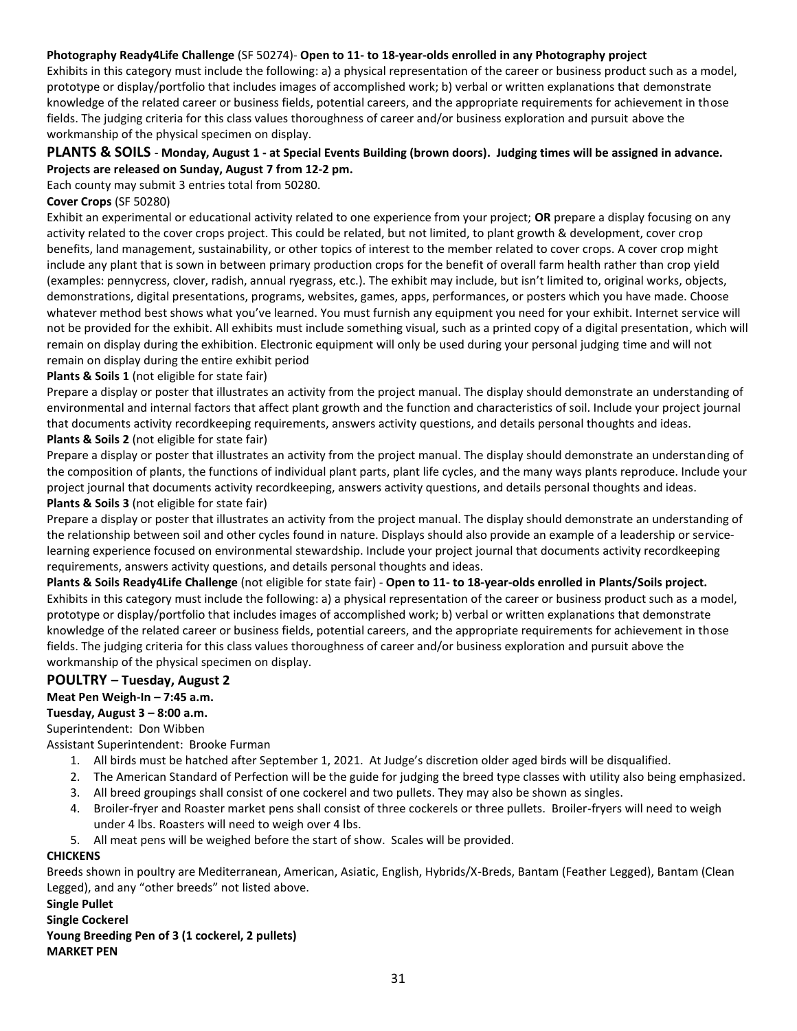**Photography Ready4Life Challenge** (SF 50274)- **Open to 11- to 18-year-olds enrolled in any Photography project**

Exhibits in this category must include the following: a) a physical representation of the career or business product such as a model, prototype or display/portfolio that includes images of accomplished work; b) verbal or written explanations that demonstrate knowledge of the related career or business fields, potential careers, and the appropriate requirements for achievement in those fields. The judging criteria for this class values thoroughness of career and/or business exploration and pursuit above the workmanship of the physical specimen on display.

## PLANTS & SOILS - Monday, August 1 - at Special Events Building (brown doors). Judging times will be assigned in advance. Projects are released on Sunday, August 7 from 12-2 pm.

Each county may submit 3 entries total from 50280.

**Cover Crops** (SF 50280)

Exhibit an experimental or educational activity related to one experience from your project; **OR** prepare a display focusing on any activity related to the cover crops project. This could be related, but not limited, to plant growth & development, cover crop benefits, land management, sustainability, or other topics of interest to the member related to cover crops. A cover crop might include any plant that is sown in between primary production crops for the benefit of overall farm health rather than crop yield (examples: pennycress, clover, radish, annual ryegrass, etc.). The exhibit may include, but isn't limited to, original works, objects, demonstrations, digital presentations, programs, websites, games, apps, performances, or posters which you have made. Choose whatever method best shows what you've learned. You must furnish any equipment you need for your exhibit. Internet service will not be provided for the exhibit. All exhibits must include something visual, such as a printed copy of a digital presentation, which will remain on display during the exhibition. Electronic equipment will only be used during your personal judging time and will not remain on display during the entire exhibit period

**Plants & Soils 1** (not eligible for state fair)

Prepare a display or poster that illustrates an activity from the project manual. The display should demonstrate an understanding of environmental and internal factors that affect plant growth and the function and characteristics of soil. Include your project journal that documents activity recordkeeping requirements, answers activity questions, and details personal thoughts and ideas.

**Plants & Soils 2** (not eligible for state fair)

Prepare a display or poster that illustrates an activity from the project manual. The display should demonstrate an understanding of the composition of plants, the functions of individual plant parts, plant life cycles, and the many ways plants reproduce. Include your project journal that documents activity recordkeeping, answers activity questions, and details personal thoughts and ideas.

**Plants & Soils 3** (not eligible for state fair)

Prepare a display or poster that illustrates an activity from the project manual. The display should demonstrate an understanding of the relationship between soil and other cycles found in nature. Displays should also provide an example of a leadership or service-learning experience focused on environmental stewardship. Include your project journal that documents activity recordkeeping requirements, answers activity questions, and details personal thoughts and ideas.

**Plants & Soils Ready4Life Challenge** (not eligible for state fair) - **Open to 11- to 18-year-olds enrolled in Plants/Soils project.**

Exhibits in this category must include the following: a) a physical representation of the career or business product such as a model, prototype or display/portfolio that includes images of accomplished work; b) verbal or written explanations that demonstrate knowledge of the related career or business fields, potential careers, and the appropriate requirements for achievement in those fields. The judging criteria for this class values thoroughness of career and/or business exploration and pursuit above the workmanship of the physical specimen on display.

## POULTRY – Tuesday, August 2

**Meat Pen Weigh-In – 7:45 a.m.**

**Tuesday, August 3 – 8:00 a.m.**

Superintendent: Don Wibben

Assistant Superintendent: Brooke Furman

1. All birds must be hatched after September 1, 2021. At Judge's discretion older aged birds will be disqualified.
2. The American Standard of Perfection will be the guide for judging the breed type classes with utility also being emphasized.
3. All breed groupings shall consist of one cockerel and two pullets. They may also be shown as singles.
4. Broiler-fryer and Roaster market pens shall consist of three cockerels or three pullets. Broiler-fryers will need to weigh under 4 lbs. Roasters will need to weigh over 4 lbs.
5. All meat pens will be weighed before the start of show. Scales will be provided.

**CHICKENS**

Breeds shown in poultry are Mediterranean, American, Asiatic, English, Hybrids/X-Breds, Bantam (Feather Legged), Bantam (Clean Legged), and any "other breeds" not listed above.

**Single Pullet**

**Single Cockerel**

**Young Breeding Pen of 3 (1 cockerel, 2 pullets)**

**MARKET PEN**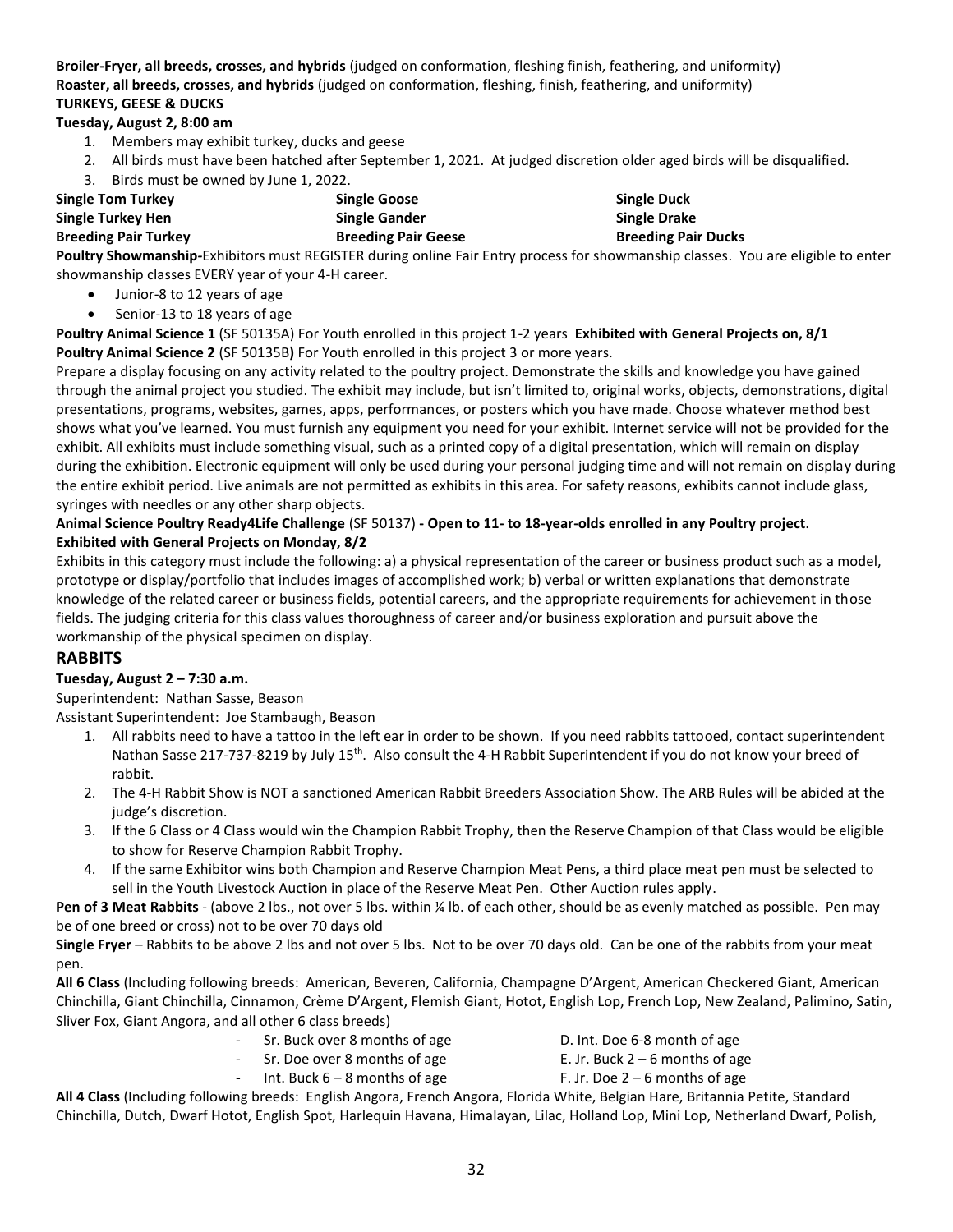**Broiler-Fryer, all breeds, crosses, and hybrids** (judged on conformation, fleshing finish, feathering, and uniformity)
**Roaster, all breeds, crosses, and hybrids** (judged on conformation, fleshing, finish, feathering, and uniformity)

**TURKEYS, GEESE & DUCKS**

**Tuesday, August 2, 8:00 am**

1. Members may exhibit turkey, ducks and geese
2. All birds must have been hatched after September 1, 2021. At judged discretion older aged birds will be disqualified.
3. Birds must be owned by June 1, 2022.

| | | |
|---|---|---|
| **Single Tom Turkey** | **Single Goose** | **Single Duck** |
| **Single Turkey Hen** | **Single Gander** | **Single Drake** |
| **Breeding Pair Turkey** | **Breeding Pair Geese** | **Breeding Pair Ducks** |

**Poultry Showmanship-**Exhibitors must REGISTER during online Fair Entry process for showmanship classes. You are eligible to enter showmanship classes EVERY year of your 4-H career.

- Junior-8 to 12 years of age
- Senior-13 to 18 years of age

**Poultry Animal Science 1** (SF 50135A) For Youth enrolled in this project 1-2 years **Exhibited with General Projects on, 8/1**
**Poultry Animal Science 2** (SF 50135B**)** For Youth enrolled in this project 3 or more years.

Prepare a display focusing on any activity related to the poultry project. Demonstrate the skills and knowledge you have gained through the animal project you studied. The exhibit may include, but isn't limited to, original works, objects, demonstrations, digital presentations, programs, websites, games, apps, performances, or posters which you have made. Choose whatever method best shows what you've learned. You must furnish any equipment you need for your exhibit. Internet service will not be provided for the exhibit. All exhibits must include something visual, such as a printed copy of a digital presentation, which will remain on display during the exhibition. Electronic equipment will only be used during your personal judging time and will not remain on display during the entire exhibit period. Live animals are not permitted as exhibits in this area. For safety reasons, exhibits cannot include glass, syringes with needles or any other sharp objects.

**Animal Science Poultry Ready4Life Challenge** (SF 50137) **- Open to 11- to 18-year-olds enrolled in any Poultry project**.
**Exhibited with General Projects on Monday, 8/2**

Exhibits in this category must include the following: a) a physical representation of the career or business product such as a model, prototype or display/portfolio that includes images of accomplished work; b) verbal or written explanations that demonstrate knowledge of the related career or business fields, potential careers, and the appropriate requirements for achievement in those fields. The judging criteria for this class values thoroughness of career and/or business exploration and pursuit above the workmanship of the physical specimen on display.

## RABBITS

**Tuesday, August 2 – 7:30 a.m.**

Superintendent: Nathan Sasse, Beason
Assistant Superintendent: Joe Stambaugh, Beason

1. All rabbits need to have a tattoo in the left ear in order to be shown. If you need rabbits tattooed, contact superintendent Nathan Sasse 217-737-8219 by July 15th. Also consult the 4-H Rabbit Superintendent if you do not know your breed of rabbit.
2. The 4-H Rabbit Show is NOT a sanctioned American Rabbit Breeders Association Show. The ARB Rules will be abided at the judge's discretion.
3. If the 6 Class or 4 Class would win the Champion Rabbit Trophy, then the Reserve Champion of that Class would be eligible to show for Reserve Champion Rabbit Trophy.
4. If the same Exhibitor wins both Champion and Reserve Champion Meat Pens, a third place meat pen must be selected to sell in the Youth Livestock Auction in place of the Reserve Meat Pen. Other Auction rules apply.

**Pen of 3 Meat Rabbits** - (above 2 lbs., not over 5 lbs. within ¼ lb. of each other, should be as evenly matched as possible. Pen may be of one breed or cross) not to be over 70 days old

**Single Fryer** – Rabbits to be above 2 lbs and not over 5 lbs. Not to be over 70 days old. Can be one of the rabbits from your meat pen.

**All 6 Class** (Including following breeds: American, Beveren, California, Champagne D'Argent, American Checkered Giant, American Chinchilla, Giant Chinchilla, Cinnamon, Crème D'Argent, Flemish Giant, Hotot, English Lop, French Lop, New Zealand, Palimino, Satin, Sliver Fox, Giant Angora, and all other 6 class breeds)

- Sr. Buck over 8 months of age
- Sr. Doe over 8 months of age
- Int. Buck 6 – 8 months of age

D. Int. Doe 6-8 month of age
E. Jr. Buck 2 – 6 months of age
F. Jr. Doe 2 – 6 months of age

**All 4 Class** (Including following breeds: English Angora, French Angora, Florida White, Belgian Hare, Britannia Petite, Standard Chinchilla, Dutch, Dwarf Hotot, English Spot, Harlequin Havana, Himalayan, Lilac, Holland Lop, Mini Lop, Netherland Dwarf, Polish,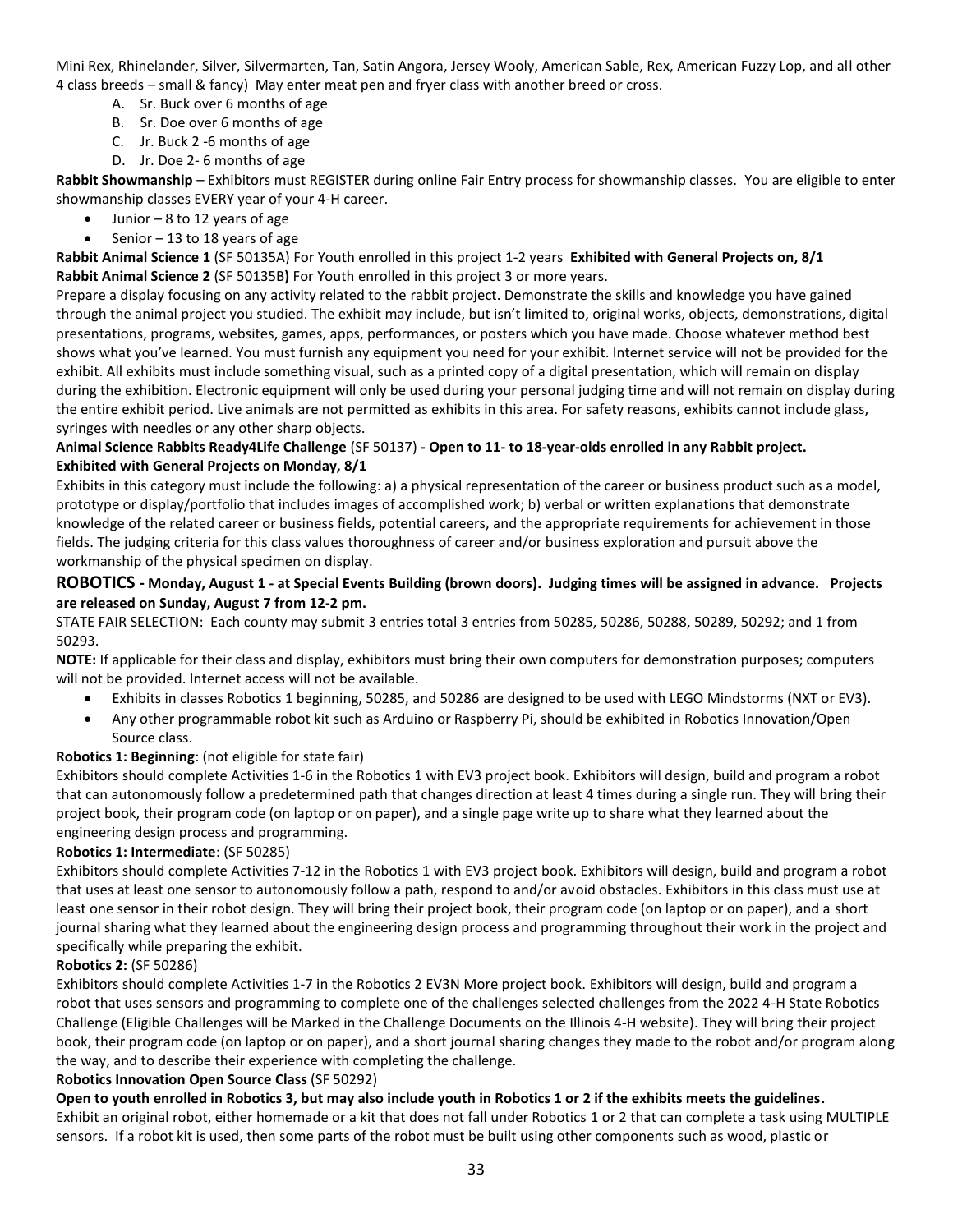Mini Rex, Rhinelander, Silver, Silvermarten, Tan, Satin Angora, Jersey Wooly, American Sable, Rex, American Fuzzy Lop, and all other 4 class breeds – small & fancy) May enter meat pen and fryer class with another breed or cross.

A. Sr. Buck over 6 months of age
B. Sr. Doe over 6 months of age
C. Jr. Buck 2 -6 months of age
D. Jr. Doe 2- 6 months of age

**Rabbit Showmanship** – Exhibitors must REGISTER during online Fair Entry process for showmanship classes. You are eligible to enter showmanship classes EVERY year of your 4-H career.

- Junior – 8 to 12 years of age
- Senior – 13 to 18 years of age

**Rabbit Animal Science 1** (SF 50135A) For Youth enrolled in this project 1-2 years **Exhibited with General Projects on, 8/1**
**Rabbit Animal Science 2** (SF 50135B**)** For Youth enrolled in this project 3 or more years.

Prepare a display focusing on any activity related to the rabbit project. Demonstrate the skills and knowledge you have gained through the animal project you studied. The exhibit may include, but isn't limited to, original works, objects, demonstrations, digital presentations, programs, websites, games, apps, performances, or posters which you have made. Choose whatever method best shows what you've learned. You must furnish any equipment you need for your exhibit. Internet service will not be provided for the exhibit. All exhibits must include something visual, such as a printed copy of a digital presentation, which will remain on display during the exhibition. Electronic equipment will only be used during your personal judging time and will not remain on display during the entire exhibit period. Live animals are not permitted as exhibits in this area. For safety reasons, exhibits cannot include glass, syringes with needles or any other sharp objects.

**Animal Science Rabbits Ready4Life Challenge** (SF 50137) **- Open to 11- to 18-year-olds enrolled in any Rabbit project. Exhibited with General Projects on Monday, 8/1**

Exhibits in this category must include the following: a) a physical representation of the career or business product such as a model, prototype or display/portfolio that includes images of accomplished work; b) verbal or written explanations that demonstrate knowledge of the related career or business fields, potential careers, and the appropriate requirements for achievement in those fields. The judging criteria for this class values thoroughness of career and/or business exploration and pursuit above the workmanship of the physical specimen on display.

## ROBOTICS - Monday, August 1 - at Special Events Building (brown doors). Judging times will be assigned in advance. Projects are released on Sunday, August 7 from 12-2 pm.

STATE FAIR SELECTION: Each county may submit 3 entries total 3 entries from 50285, 50286, 50288, 50289, 50292; and 1 from 50293.

**NOTE:** If applicable for their class and display, exhibitors must bring their own computers for demonstration purposes; computers will not be provided. Internet access will not be available.

- Exhibits in classes Robotics 1 beginning, 50285, and 50286 are designed to be used with LEGO Mindstorms (NXT or EV3).
- Any other programmable robot kit such as Arduino or Raspberry Pi, should be exhibited in Robotics Innovation/Open Source class.

**Robotics 1: Beginning**: (not eligible for state fair)

Exhibitors should complete Activities 1-6 in the Robotics 1 with EV3 project book. Exhibitors will design, build and program a robot that can autonomously follow a predetermined path that changes direction at least 4 times during a single run. They will bring their project book, their program code (on laptop or on paper), and a single page write up to share what they learned about the engineering design process and programming.

**Robotics 1: Intermediate**: (SF 50285)

Exhibitors should complete Activities 7-12 in the Robotics 1 with EV3 project book. Exhibitors will design, build and program a robot that uses at least one sensor to autonomously follow a path, respond to and/or avoid obstacles. Exhibitors in this class must use at least one sensor in their robot design. They will bring their project book, their program code (on laptop or on paper), and a short journal sharing what they learned about the engineering design process and programming throughout their work in the project and specifically while preparing the exhibit.

**Robotics 2:** (SF 50286)

Exhibitors should complete Activities 1-7 in the Robotics 2 EV3N More project book. Exhibitors will design, build and program a robot that uses sensors and programming to complete one of the challenges selected challenges from the 2022 4-H State Robotics Challenge (Eligible Challenges will be Marked in the Challenge Documents on the Illinois 4-H website). They will bring their project book, their program code (on laptop or on paper), and a short journal sharing changes they made to the robot and/or program along the way, and to describe their experience with completing the challenge.

**Robotics Innovation Open Source Class** (SF 50292)

**Open to youth enrolled in Robotics 3, but may also include youth in Robotics 1 or 2 if the exhibits meets the guidelines.**

Exhibit an original robot, either homemade or a kit that does not fall under Robotics 1 or 2 that can complete a task using MULTIPLE sensors. If a robot kit is used, then some parts of the robot must be built using other components such as wood, plastic or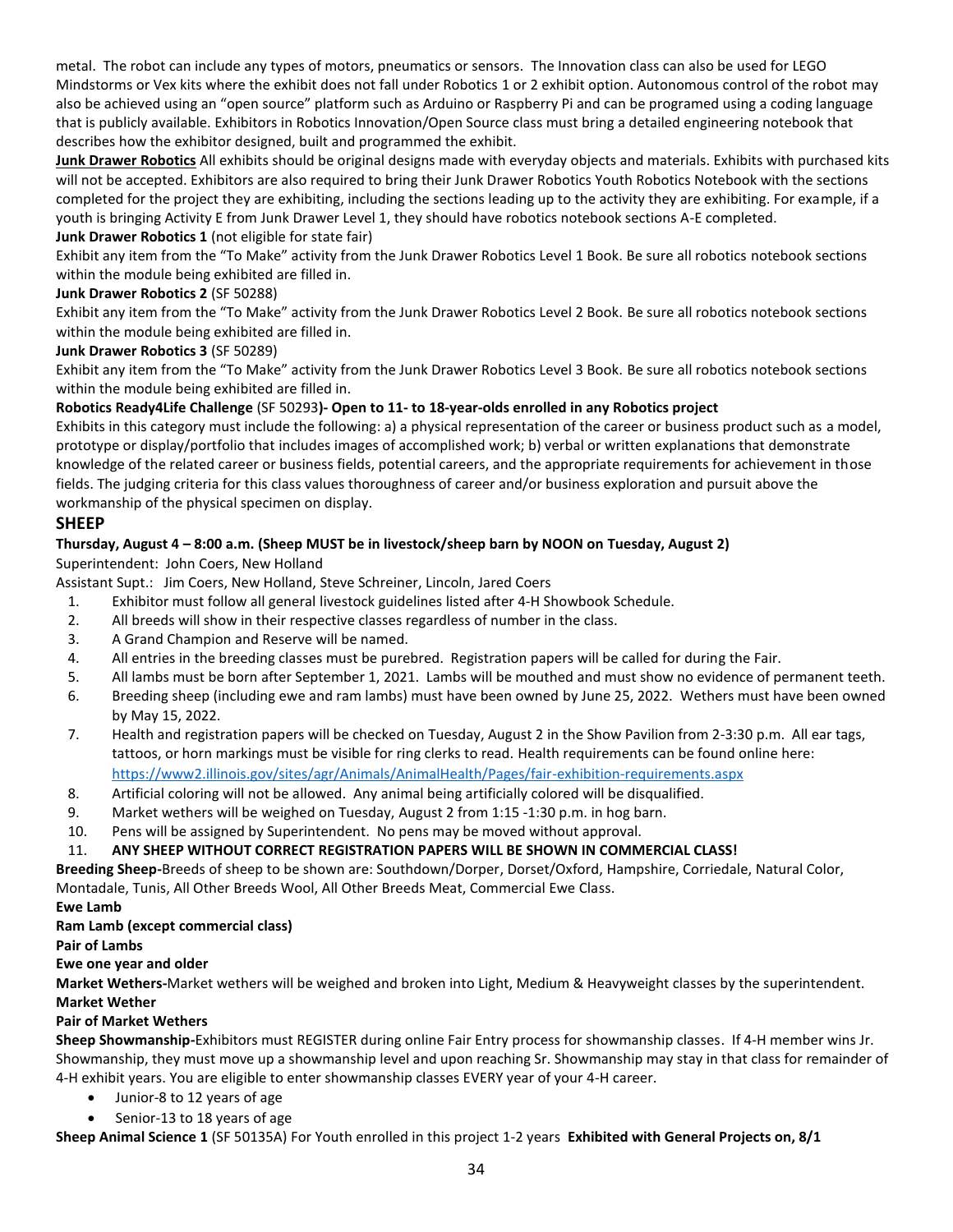metal. The robot can include any types of motors, pneumatics or sensors. The Innovation class can also be used for LEGO Mindstorms or Vex kits where the exhibit does not fall under Robotics 1 or 2 exhibit option. Autonomous control of the robot may also be achieved using an "open source" platform such as Arduino or Raspberry Pi and can be programed using a coding language that is publicly available. Exhibitors in Robotics Innovation/Open Source class must bring a detailed engineering notebook that describes how the exhibitor designed, built and programmed the exhibit.

**Junk Drawer Robotics** All exhibits should be original designs made with everyday objects and materials. Exhibits with purchased kits will not be accepted. Exhibitors are also required to bring their Junk Drawer Robotics Youth Robotics Notebook with the sections completed for the project they are exhibiting, including the sections leading up to the activity they are exhibiting. For example, if a youth is bringing Activity E from Junk Drawer Level 1, they should have robotics notebook sections A-E completed.

**Junk Drawer Robotics 1** (not eligible for state fair)

Exhibit any item from the "To Make" activity from the Junk Drawer Robotics Level 1 Book. Be sure all robotics notebook sections within the module being exhibited are filled in.

**Junk Drawer Robotics 2** (SF 50288)

Exhibit any item from the "To Make" activity from the Junk Drawer Robotics Level 2 Book. Be sure all robotics notebook sections within the module being exhibited are filled in.

**Junk Drawer Robotics 3** (SF 50289)

Exhibit any item from the "To Make" activity from the Junk Drawer Robotics Level 3 Book. Be sure all robotics notebook sections within the module being exhibited are filled in.

**Robotics Ready4Life Challenge** (SF 50293**)- Open to 11- to 18-year-olds enrolled in any Robotics project**

Exhibits in this category must include the following: a) a physical representation of the career or business product such as a model, prototype or display/portfolio that includes images of accomplished work; b) verbal or written explanations that demonstrate knowledge of the related career or business fields, potential careers, and the appropriate requirements for achievement in those fields. The judging criteria for this class values thoroughness of career and/or business exploration and pursuit above the workmanship of the physical specimen on display.

## SHEEP

**Thursday, August 4 – 8:00 a.m. (Sheep MUST be in livestock/sheep barn by NOON on Tuesday, August 2)**

Superintendent: John Coers, New Holland

Assistant Supt.: Jim Coers, New Holland, Steve Schreiner, Lincoln, Jared Coers

1. Exhibitor must follow all general livestock guidelines listed after 4-H Showbook Schedule.
2. All breeds will show in their respective classes regardless of number in the class.
3. A Grand Champion and Reserve will be named.
4. All entries in the breeding classes must be purebred. Registration papers will be called for during the Fair.
5. All lambs must be born after September 1, 2021. Lambs will be mouthed and must show no evidence of permanent teeth.
6. Breeding sheep (including ewe and ram lambs) must have been owned by June 25, 2022. Wethers must have been owned by May 15, 2022.
7. Health and registration papers will be checked on Tuesday, August 2 in the Show Pavilion from 2-3:30 p.m. All ear tags, tattoos, or horn markings must be visible for ring clerks to read. Health requirements can be found online here: https://www2.illinois.gov/sites/agr/Animals/AnimalHealth/Pages/fair-exhibition-requirements.aspx
8. Artificial coloring will not be allowed. Any animal being artificially colored will be disqualified.
9. Market wethers will be weighed on Tuesday, August 2 from 1:15 -1:30 p.m. in hog barn.
10. Pens will be assigned by Superintendent. No pens may be moved without approval.
11. **ANY SHEEP WITHOUT CORRECT REGISTRATION PAPERS WILL BE SHOWN IN COMMERCIAL CLASS!**

**Breeding Sheep-**Breeds of sheep to be shown are: Southdown/Dorper, Dorset/Oxford, Hampshire, Corriedale, Natural Color, Montadale, Tunis, All Other Breeds Wool, All Other Breeds Meat, Commercial Ewe Class.

**Ewe Lamb**

**Ram Lamb (except commercial class)**

**Pair of Lambs**

**Ewe one year and older**

**Market Wethers-**Market wethers will be weighed and broken into Light, Medium & Heavyweight classes by the superintendent.

**Market Wether**

**Pair of Market Wethers**

**Sheep Showmanship-**Exhibitors must REGISTER during online Fair Entry process for showmanship classes. If 4-H member wins Jr. Showmanship, they must move up a showmanship level and upon reaching Sr. Showmanship may stay in that class for remainder of 4-H exhibit years. You are eligible to enter showmanship classes EVERY year of your 4-H career.

- Junior-8 to 12 years of age
- Senior-13 to 18 years of age

**Sheep Animal Science 1** (SF 50135A) For Youth enrolled in this project 1-2 years **Exhibited with General Projects on, 8/1**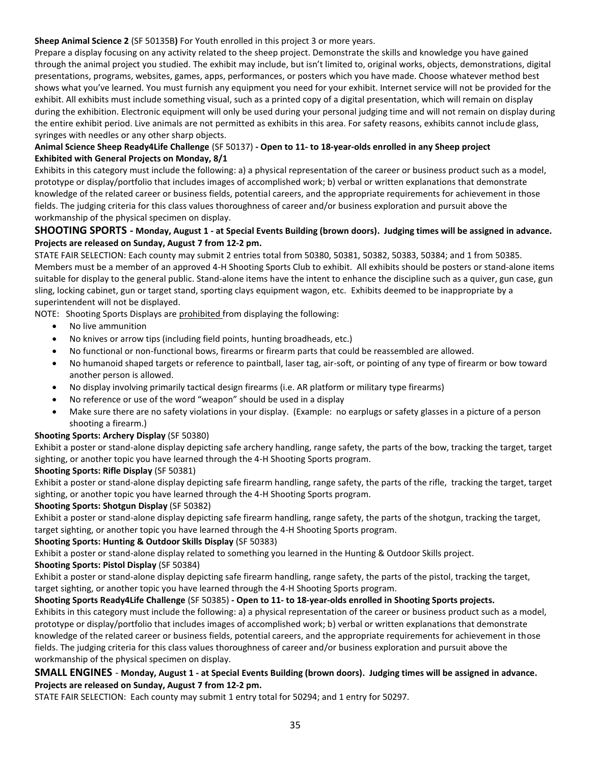**Sheep Animal Science 2** (SF 50135B**)** For Youth enrolled in this project 3 or more years.

Prepare a display focusing on any activity related to the sheep project. Demonstrate the skills and knowledge you have gained through the animal project you studied. The exhibit may include, but isn't limited to, original works, objects, demonstrations, digital presentations, programs, websites, games, apps, performances, or posters which you have made. Choose whatever method best shows what you've learned. You must furnish any equipment you need for your exhibit. Internet service will not be provided for the exhibit. All exhibits must include something visual, such as a printed copy of a digital presentation, which will remain on display during the exhibition. Electronic equipment will only be used during your personal judging time and will not remain on display during the entire exhibit period. Live animals are not permitted as exhibits in this area. For safety reasons, exhibits cannot include glass, syringes with needles or any other sharp objects.

**Animal Science Sheep Ready4Life Challenge** (SF 50137) **- Open to 11- to 18-year-olds enrolled in any Sheep project Exhibited with General Projects on Monday, 8/1**

Exhibits in this category must include the following: a) a physical representation of the career or business product such as a model, prototype or display/portfolio that includes images of accomplished work; b) verbal or written explanations that demonstrate knowledge of the related career or business fields, potential careers, and the appropriate requirements for achievement in those fields. The judging criteria for this class values thoroughness of career and/or business exploration and pursuit above the workmanship of the physical specimen on display.

## SHOOTING SPORTS - Monday, August 1 - at Special Events Building (brown doors). Judging times will be assigned in advance. Projects are released on Sunday, August 7 from 12-2 pm.

STATE FAIR SELECTION: Each county may submit 2 entries total from 50380, 50381, 50382, 50383, 50384; and 1 from 50385. Members must be a member of an approved 4-H Shooting Sports Club to exhibit. All exhibits should be posters or stand-alone items suitable for display to the general public. Stand-alone items have the intent to enhance the discipline such as a quiver, gun case, gun sling, locking cabinet, gun or target stand, sporting clays equipment wagon, etc. Exhibits deemed to be inappropriate by a superintendent will not be displayed.

NOTE: Shooting Sports Displays are prohibited from displaying the following:

- No live ammunition
- No knives or arrow tips (including field points, hunting broadheads, etc.)
- No functional or non-functional bows, firearms or firearm parts that could be reassembled are allowed.
- No humanoid shaped targets or reference to paintball, laser tag, air-soft, or pointing of any type of firearm or bow toward another person is allowed.
- No display involving primarily tactical design firearms (i.e. AR platform or military type firearms)
- No reference or use of the word "weapon" should be used in a display
- Make sure there are no safety violations in your display. (Example: no earplugs or safety glasses in a picture of a person shooting a firearm.)

**Shooting Sports: Archery Display** (SF 50380)

Exhibit a poster or stand-alone display depicting safe archery handling, range safety, the parts of the bow, tracking the target, target sighting, or another topic you have learned through the 4-H Shooting Sports program.

**Shooting Sports: Rifle Display** (SF 50381)

Exhibit a poster or stand-alone display depicting safe firearm handling, range safety, the parts of the rifle, tracking the target, target sighting, or another topic you have learned through the 4-H Shooting Sports program.

**Shooting Sports: Shotgun Display** (SF 50382)

Exhibit a poster or stand-alone display depicting safe firearm handling, range safety, the parts of the shotgun, tracking the target, target sighting, or another topic you have learned through the 4-H Shooting Sports program.

**Shooting Sports: Hunting & Outdoor Skills Display** (SF 50383)

Exhibit a poster or stand-alone display related to something you learned in the Hunting & Outdoor Skills project.

**Shooting Sports: Pistol Display** (SF 50384)

Exhibit a poster or stand-alone display depicting safe firearm handling, range safety, the parts of the pistol, tracking the target, target sighting, or another topic you have learned through the 4-H Shooting Sports program.

**Shooting Sports Ready4Life Challenge** (SF 50385) **- Open to 11- to 18-year-olds enrolled in Shooting Sports projects.**

Exhibits in this category must include the following: a) a physical representation of the career or business product such as a model, prototype or display/portfolio that includes images of accomplished work; b) verbal or written explanations that demonstrate knowledge of the related career or business fields, potential careers, and the appropriate requirements for achievement in those fields. The judging criteria for this class values thoroughness of career and/or business exploration and pursuit above the workmanship of the physical specimen on display.

## SMALL ENGINES - Monday, August 1 - at Special Events Building (brown doors). Judging times will be assigned in advance. Projects are released on Sunday, August 7 from 12-2 pm.

STATE FAIR SELECTION: Each county may submit 1 entry total for 50294; and 1 entry for 50297.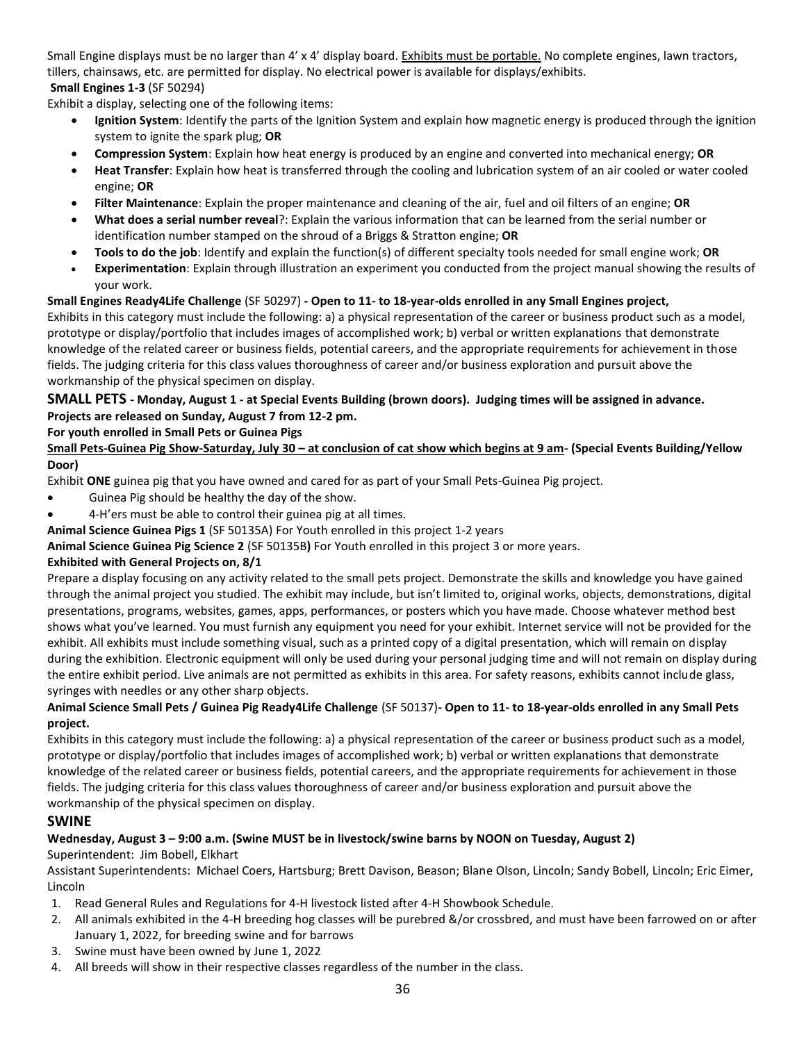Small Engine displays must be no larger than 4' x 4' display board. <u>Exhibits must be portable.</u> No complete engines, lawn tractors, tillers, chainsaws, etc. are permitted for display. No electrical power is available for displays/exhibits.

**Small Engines 1-3** (SF 50294)

Exhibit a display, selecting one of the following items:

- **Ignition System**: Identify the parts of the Ignition System and explain how magnetic energy is produced through the ignition system to ignite the spark plug; **OR**
- **Compression System**: Explain how heat energy is produced by an engine and converted into mechanical energy; **OR**
- **Heat Transfer**: Explain how heat is transferred through the cooling and lubrication system of an air cooled or water cooled engine; **OR**
- **Filter Maintenance**: Explain the proper maintenance and cleaning of the air, fuel and oil filters of an engine; **OR**
- **What does a serial number reveal**?: Explain the various information that can be learned from the serial number or identification number stamped on the shroud of a Briggs & Stratton engine; **OR**
- **Tools to do the job**: Identify and explain the function(s) of different specialty tools needed for small engine work; **OR**
- **Experimentation**: Explain through illustration an experiment you conducted from the project manual showing the results of your work.

**Small Engines Ready4Life Challenge** (SF 50297) **- Open to 11- to 18-year-olds enrolled in any Small Engines project,**

Exhibits in this category must include the following: a) a physical representation of the career or business product such as a model, prototype or display/portfolio that includes images of accomplished work; b) verbal or written explanations that demonstrate knowledge of the related career or business fields, potential careers, and the appropriate requirements for achievement in those fields. The judging criteria for this class values thoroughness of career and/or business exploration and pursuit above the workmanship of the physical specimen on display.

## SMALL PETS - Monday, August 1 - at Special Events Building (brown doors). Judging times will be assigned in advance. Projects are released on Sunday, August 7 from 12-2 pm.

**For youth enrolled in Small Pets or Guinea Pigs**

**<u>Small Pets-Guinea Pig Show-Saturday, July 30 – at conclusion of cat show which begins at 9 am</u>- (Special Events Building/Yellow Door)**

Exhibit **ONE** guinea pig that you have owned and cared for as part of your Small Pets-Guinea Pig project.

- Guinea Pig should be healthy the day of the show.
- 4-H'ers must be able to control their guinea pig at all times.

**Animal Science Guinea Pigs 1** (SF 50135A) For Youth enrolled in this project 1-2 years

**Animal Science Guinea Pig Science 2** (SF 50135B**)** For Youth enrolled in this project 3 or more years.

**Exhibited with General Projects on, 8/1**

Prepare a display focusing on any activity related to the small pets project. Demonstrate the skills and knowledge you have gained through the animal project you studied. The exhibit may include, but isn't limited to, original works, objects, demonstrations, digital presentations, programs, websites, games, apps, performances, or posters which you have made. Choose whatever method best shows what you've learned. You must furnish any equipment you need for your exhibit. Internet service will not be provided for the exhibit. All exhibits must include something visual, such as a printed copy of a digital presentation, which will remain on display during the exhibition. Electronic equipment will only be used during your personal judging time and will not remain on display during the entire exhibit period. Live animals are not permitted as exhibits in this area. For safety reasons, exhibits cannot include glass, syringes with needles or any other sharp objects.

**Animal Science Small Pets / Guinea Pig Ready4Life Challenge** (SF 50137)**- Open to 11- to 18-year-olds enrolled in any Small Pets project.**

Exhibits in this category must include the following: a) a physical representation of the career or business product such as a model, prototype or display/portfolio that includes images of accomplished work; b) verbal or written explanations that demonstrate knowledge of the related career or business fields, potential careers, and the appropriate requirements for achievement in those fields. The judging criteria for this class values thoroughness of career and/or business exploration and pursuit above the workmanship of the physical specimen on display.

## SWINE

**Wednesday, August 3 – 9:00 a.m. (Swine MUST be in livestock/swine barns by NOON on Tuesday, August 2)**

Superintendent: Jim Bobell, Elkhart

Assistant Superintendents: Michael Coers, Hartsburg; Brett Davison, Beason; Blane Olson, Lincoln; Sandy Bobell, Lincoln; Eric Eimer, Lincoln

1. Read General Rules and Regulations for 4-H livestock listed after 4-H Showbook Schedule.
2. All animals exhibited in the 4-H breeding hog classes will be purebred &/or crossbred, and must have been farrowed on or after January 1, 2022, for breeding swine and for barrows
3. Swine must have been owned by June 1, 2022
4. All breeds will show in their respective classes regardless of the number in the class.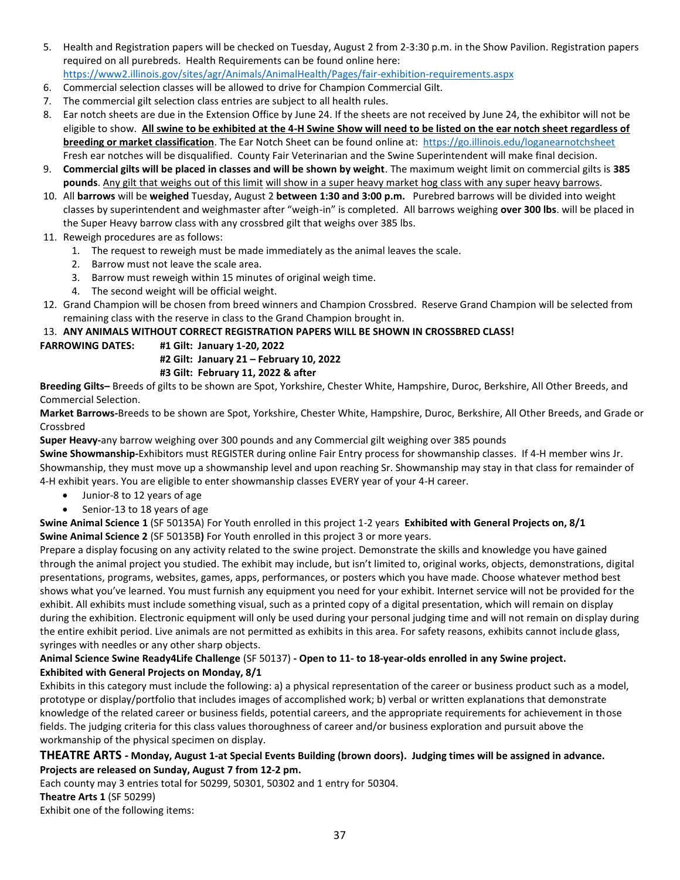5. Health and Registration papers will be checked on Tuesday, August 2 from 2-3:30 p.m. in the Show Pavilion. Registration papers required on all purebreds. Health Requirements can be found online here: https://www2.illinois.gov/sites/agr/Animals/AnimalHealth/Pages/fair-exhibition-requirements.aspx
6. Commercial selection classes will be allowed to drive for Champion Commercial Gilt.
7. The commercial gilt selection class entries are subject to all health rules.
8. Ear notch sheets are due in the Extension Office by June 24. If the sheets are not received by June 24, the exhibitor will not be eligible to show. **<u>All swine to be exhibited at the 4-H Swine Show will need to be listed on the ear notch sheet regardless of breeding or market classification</u>**. The Ear Notch Sheet can be found online at: https://go.illinois.edu/loganearnotchsheet Fresh ear notches will be disqualified. County Fair Veterinarian and the Swine Superintendent will make final decision.
9. **Commercial gilts will be placed in classes and will be shown by weight**. The maximum weight limit on commercial gilts is **385 pounds**. <u>Any gilt that weighs out of this limit will show in a super heavy market hog class with any super heavy barrows</u>.
10. All **barrows** will be **weighed** Tuesday, August 2 **between 1:30 and 3:00 p.m.** Purebred barrows will be divided into weight classes by superintendent and weighmaster after "weigh-in" is completed. All barrows weighing **over 300 lbs**. will be placed in the Super Heavy barrow class with any crossbred gilt that weighs over 385 lbs.
11. Reweigh procedures are as follows:
    1. The request to reweigh must be made immediately as the animal leaves the scale.
    2. Barrow must not leave the scale area.
    3. Barrow must reweigh within 15 minutes of original weigh time.
    4. The second weight will be official weight.
12. Grand Champion will be chosen from breed winners and Champion Crossbred. Reserve Grand Champion will be selected from remaining class with the reserve in class to the Grand Champion brought in.
13. **ANY ANIMALS WITHOUT CORRECT REGISTRATION PAPERS WILL BE SHOWN IN CROSSBRED CLASS!**

**FARROWING DATES:** **#1 Gilt: January 1-20, 2022**
**#2 Gilt: January 21 – February 10, 2022**
**#3 Gilt: February 11, 2022 & after**

**Breeding Gilts–** Breeds of gilts to be shown are Spot, Yorkshire, Chester White, Hampshire, Duroc, Berkshire, All Other Breeds, and Commercial Selection.

**Market Barrows-**Breeds to be shown are Spot, Yorkshire, Chester White, Hampshire, Duroc, Berkshire, All Other Breeds, and Grade or Crossbred

**Super Heavy-**any barrow weighing over 300 pounds and any Commercial gilt weighing over 385 pounds

**Swine Showmanship-**Exhibitors must REGISTER during online Fair Entry process for showmanship classes. If 4-H member wins Jr. Showmanship, they must move up a showmanship level and upon reaching Sr. Showmanship may stay in that class for remainder of 4-H exhibit years. You are eligible to enter showmanship classes EVERY year of your 4-H career.

- Junior-8 to 12 years of age
- Senior-13 to 18 years of age

**Swine Animal Science 1** (SF 50135A) For Youth enrolled in this project 1-2 years **Exhibited with General Projects on, 8/1**
**Swine Animal Science 2** (SF 50135B**)** For Youth enrolled in this project 3 or more years.
Prepare a display focusing on any activity related to the swine project. Demonstrate the skills and knowledge you have gained through the animal project you studied. The exhibit may include, but isn't limited to, original works, objects, demonstrations, digital presentations, programs, websites, games, apps, performances, or posters which you have made. Choose whatever method best shows what you've learned. You must furnish any equipment you need for your exhibit. Internet service will not be provided for the exhibit. All exhibits must include something visual, such as a printed copy of a digital presentation, which will remain on display during the exhibition. Electronic equipment will only be used during your personal judging time and will not remain on display during the entire exhibit period. Live animals are not permitted as exhibits in this area. For safety reasons, exhibits cannot include glass, syringes with needles or any other sharp objects.

**Animal Science Swine Ready4Life Challenge** (SF 50137) **- Open to 11- to 18-year-olds enrolled in any Swine project.**
**Exhibited with General Projects on Monday, 8/1**
Exhibits in this category must include the following: a) a physical representation of the career or business product such as a model, prototype or display/portfolio that includes images of accomplished work; b) verbal or written explanations that demonstrate knowledge of the related career or business fields, potential careers, and the appropriate requirements for achievement in those fields. The judging criteria for this class values thoroughness of career and/or business exploration and pursuit above the workmanship of the physical specimen on display.

## THEATRE ARTS - Monday, August 1-at Special Events Building (brown doors). Judging times will be assigned in advance.

**Projects are released on Sunday, August 7 from 12-2 pm.**

Each county may 3 entries total for 50299, 50301, 50302 and 1 entry for 50304.

**Theatre Arts 1** (SF 50299)
Exhibit one of the following items: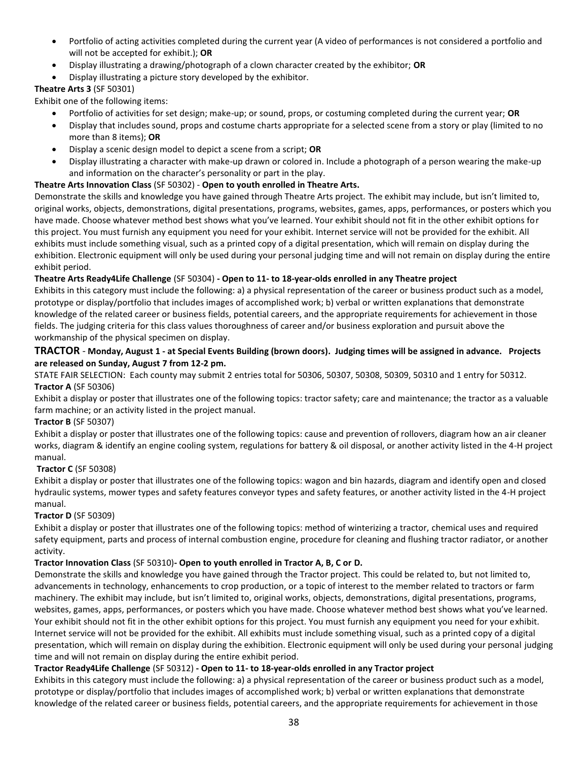- Portfolio of acting activities completed during the current year (A video of performances is not considered a portfolio and will not be accepted for exhibit.); **OR**
- Display illustrating a drawing/photograph of a clown character created by the exhibitor; **OR**
- Display illustrating a picture story developed by the exhibitor.

**Theatre Arts 3** (SF 50301)

Exhibit one of the following items:

- Portfolio of activities for set design; make-up; or sound, props, or costuming completed during the current year; **OR**
- Display that includes sound, props and costume charts appropriate for a selected scene from a story or play (limited to no more than 8 items); **OR**
- Display a scenic design model to depict a scene from a script; **OR**
- Display illustrating a character with make-up drawn or colored in. Include a photograph of a person wearing the make-up and information on the character's personality or part in the play.

**Theatre Arts Innovation Class** (SF 50302) - **Open to youth enrolled in Theatre Arts.**

Demonstrate the skills and knowledge you have gained through Theatre Arts project. The exhibit may include, but isn't limited to, original works, objects, demonstrations, digital presentations, programs, websites, games, apps, performances, or posters which you have made. Choose whatever method best shows what you've learned. Your exhibit should not fit in the other exhibit options for this project. You must furnish any equipment you need for your exhibit. Internet service will not be provided for the exhibit. All exhibits must include something visual, such as a printed copy of a digital presentation, which will remain on display during the exhibition. Electronic equipment will only be used during your personal judging time and will not remain on display during the entire exhibit period.

**Theatre Arts Ready4Life Challenge** (SF 50304) **- Open to 11- to 18-year-olds enrolled in any Theatre project**

Exhibits in this category must include the following: a) a physical representation of the career or business product such as a model, prototype or display/portfolio that includes images of accomplished work; b) verbal or written explanations that demonstrate knowledge of the related career or business fields, potential careers, and the appropriate requirements for achievement in those fields. The judging criteria for this class values thoroughness of career and/or business exploration and pursuit above the workmanship of the physical specimen on display.

## TRACTOR - Monday, August 1 - at Special Events Building (brown doors). Judging times will be assigned in advance. Projects are released on Sunday, August 7 from 12-2 pm.

STATE FAIR SELECTION: Each county may submit 2 entries total for 50306, 50307, 50308, 50309, 50310 and 1 entry for 50312.

**Tractor A** (SF 50306)

Exhibit a display or poster that illustrates one of the following topics: tractor safety; care and maintenance; the tractor as a valuable farm machine; or an activity listed in the project manual.

**Tractor B** (SF 50307)

Exhibit a display or poster that illustrates one of the following topics: cause and prevention of rollovers, diagram how an air cleaner works, diagram & identify an engine cooling system, regulations for battery & oil disposal, or another activity listed in the 4-H project manual.

**Tractor C** (SF 50308)

Exhibit a display or poster that illustrates one of the following topics: wagon and bin hazards, diagram and identify open and closed hydraulic systems, mower types and safety features conveyor types and safety features, or another activity listed in the 4-H project manual.

**Tractor D** (SF 50309)

Exhibit a display or poster that illustrates one of the following topics: method of winterizing a tractor, chemical uses and required safety equipment, parts and process of internal combustion engine, procedure for cleaning and flushing tractor radiator, or another activity.

**Tractor Innovation Class** (SF 50310)**- Open to youth enrolled in Tractor A, B, C or D.**

Demonstrate the skills and knowledge you have gained through the Tractor project. This could be related to, but not limited to, advancements in technology, enhancements to crop production, or a topic of interest to the member related to tractors or farm machinery. The exhibit may include, but isn't limited to, original works, objects, demonstrations, digital presentations, programs, websites, games, apps, performances, or posters which you have made. Choose whatever method best shows what you've learned. Your exhibit should not fit in the other exhibit options for this project. You must furnish any equipment you need for your exhibit. Internet service will not be provided for the exhibit. All exhibits must include something visual, such as a printed copy of a digital presentation, which will remain on display during the exhibition. Electronic equipment will only be used during your personal judging time and will not remain on display during the entire exhibit period.

**Tractor Ready4Life Challenge** (SF 50312) **- Open to 11- to 18-year-olds enrolled in any Tractor project**

Exhibits in this category must include the following: a) a physical representation of the career or business product such as a model, prototype or display/portfolio that includes images of accomplished work; b) verbal or written explanations that demonstrate knowledge of the related career or business fields, potential careers, and the appropriate requirements for achievement in those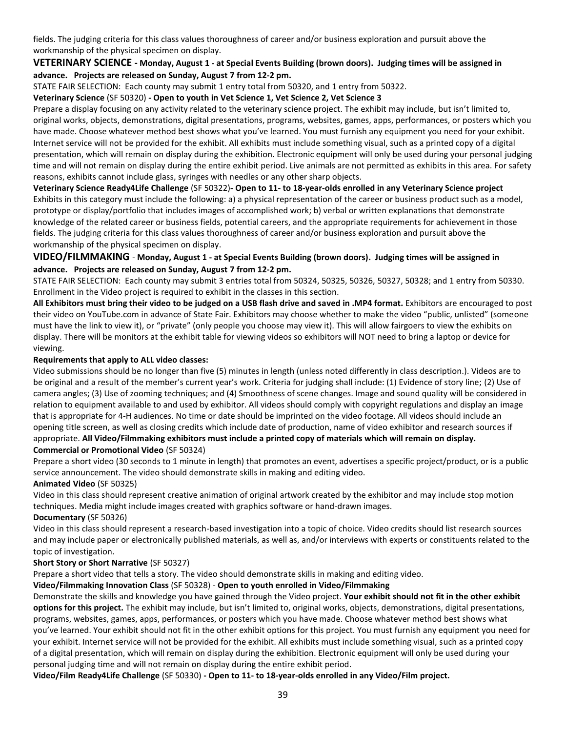fields. The judging criteria for this class values thoroughness of career and/or business exploration and pursuit above the workmanship of the physical specimen on display.

## VETERINARY SCIENCE - Monday, August 1 - at Special Events Building (brown doors). Judging times will be assigned in advance. Projects are released on Sunday, August 7 from 12-2 pm.

STATE FAIR SELECTION: Each county may submit 1 entry total from 50320, and 1 entry from 50322.

**Veterinary Science** (SF 50320) **- Open to youth in Vet Science 1, Vet Science 2, Vet Science 3**

Prepare a display focusing on any activity related to the veterinary science project. The exhibit may include, but isn't limited to, original works, objects, demonstrations, digital presentations, programs, websites, games, apps, performances, or posters which you have made. Choose whatever method best shows what you've learned. You must furnish any equipment you need for your exhibit. Internet service will not be provided for the exhibit. All exhibits must include something visual, such as a printed copy of a digital presentation, which will remain on display during the exhibition. Electronic equipment will only be used during your personal judging time and will not remain on display during the entire exhibit period. Live animals are not permitted as exhibits in this area. For safety reasons, exhibits cannot include glass, syringes with needles or any other sharp objects.

**Veterinary Science Ready4Life Challenge** (SF 50322)**- Open to 11- to 18-year-olds enrolled in any Veterinary Science project**

Exhibits in this category must include the following: a) a physical representation of the career or business product such as a model, prototype or display/portfolio that includes images of accomplished work; b) verbal or written explanations that demonstrate knowledge of the related career or business fields, potential careers, and the appropriate requirements for achievement in those fields. The judging criteria for this class values thoroughness of career and/or business exploration and pursuit above the workmanship of the physical specimen on display.

## VIDEO/FILMMAKING - Monday, August 1 - at Special Events Building (brown doors). Judging times will be assigned in advance. Projects are released on Sunday, August 7 from 12-2 pm.

STATE FAIR SELECTION: Each county may submit 3 entries total from 50324, 50325, 50326, 50327, 50328; and 1 entry from 50330. Enrollment in the Video project is required to exhibit in the classes in this section.

**All Exhibitors must bring their video to be judged on a USB flash drive and saved in .MP4 format.** Exhibitors are encouraged to post their video on YouTube.com in advance of State Fair. Exhibitors may choose whether to make the video "public, unlisted" (someone must have the link to view it), or "private" (only people you choose may view it). This will allow fairgoers to view the exhibits on display. There will be monitors at the exhibit table for viewing videos so exhibitors will NOT need to bring a laptop or device for viewing.

**Requirements that apply to ALL video classes:**

Video submissions should be no longer than five (5) minutes in length (unless noted differently in class description.). Videos are to be original and a result of the member's current year's work. Criteria for judging shall include: (1) Evidence of story line; (2) Use of camera angles; (3) Use of zooming techniques; and (4) Smoothness of scene changes. Image and sound quality will be considered in relation to equipment available to and used by exhibitor. All videos should comply with copyright regulations and display an image that is appropriate for 4-H audiences. No time or date should be imprinted on the video footage. All videos should include an opening title screen, as well as closing credits which include date of production, name of video exhibitor and research sources if appropriate. **All Video/Filmmaking exhibitors must include a printed copy of materials which will remain on display.**

**Commercial or Promotional Video** (SF 50324)

Prepare a short video (30 seconds to 1 minute in length) that promotes an event, advertises a specific project/product, or is a public service announcement. The video should demonstrate skills in making and editing video.

**Animated Video** (SF 50325)

Video in this class should represent creative animation of original artwork created by the exhibitor and may include stop motion techniques. Media might include images created with graphics software or hand-drawn images.

**Documentary** (SF 50326)

Video in this class should represent a research-based investigation into a topic of choice. Video credits should list research sources and may include paper or electronically published materials, as well as, and/or interviews with experts or constituents related to the topic of investigation.

**Short Story or Short Narrative** (SF 50327)

Prepare a short video that tells a story. The video should demonstrate skills in making and editing video.

**Video/Filmmaking Innovation Class** (SF 50328) - **Open to youth enrolled in Video/Filmmaking**

Demonstrate the skills and knowledge you have gained through the Video project. **Your exhibit should not fit in the other exhibit options for this project.** The exhibit may include, but isn't limited to, original works, objects, demonstrations, digital presentations, programs, websites, games, apps, performances, or posters which you have made. Choose whatever method best shows what you've learned. Your exhibit should not fit in the other exhibit options for this project. You must furnish any equipment you need for your exhibit. Internet service will not be provided for the exhibit. All exhibits must include something visual, such as a printed copy of a digital presentation, which will remain on display during the exhibition. Electronic equipment will only be used during your personal judging time and will not remain on display during the entire exhibit period.

**Video/Film Ready4Life Challenge** (SF 50330) **- Open to 11- to 18-year-olds enrolled in any Video/Film project.**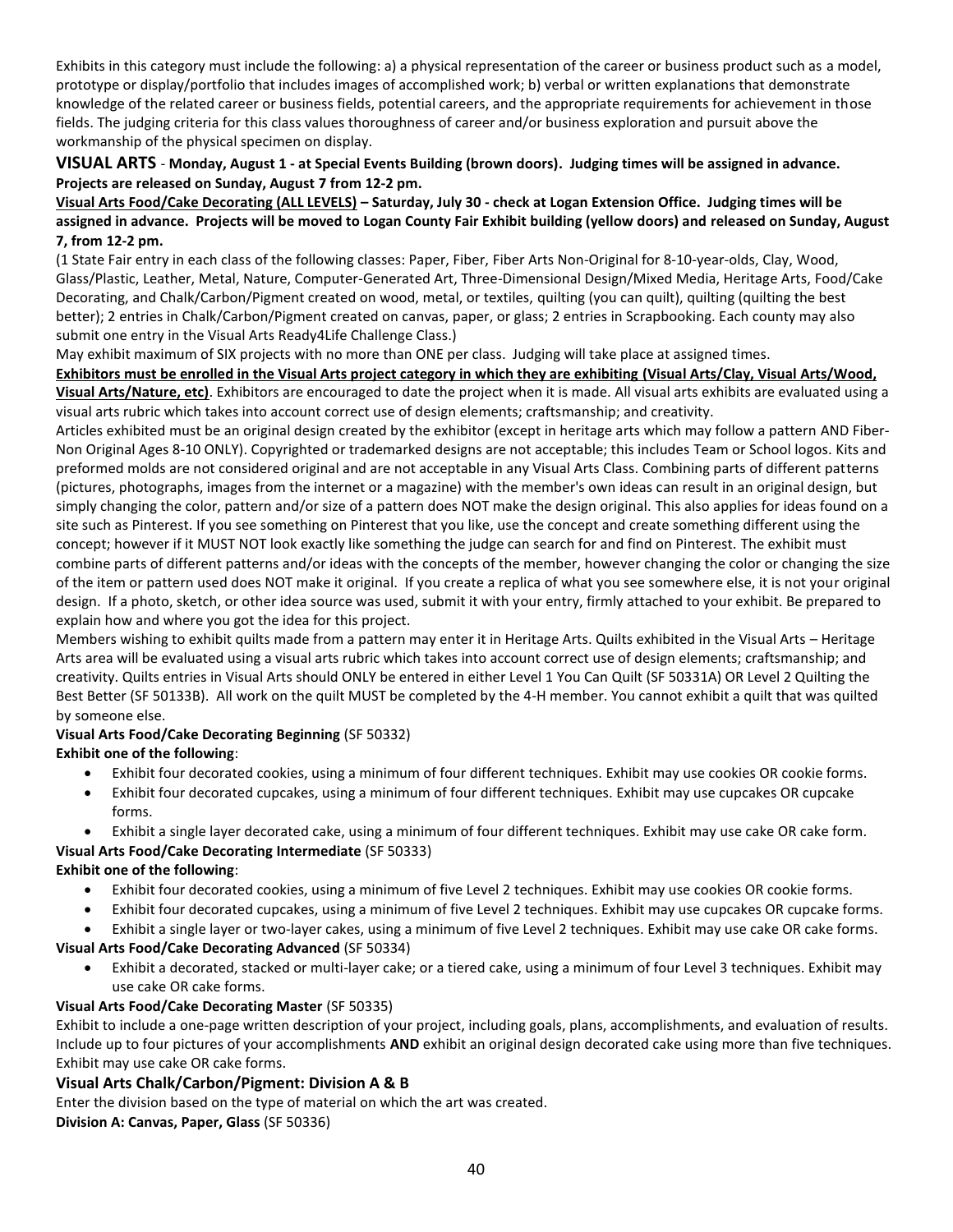Exhibits in this category must include the following: a) a physical representation of the career or business product such as a model, prototype or display/portfolio that includes images of accomplished work; b) verbal or written explanations that demonstrate knowledge of the related career or business fields, potential careers, and the appropriate requirements for achievement in those fields. The judging criteria for this class values thoroughness of career and/or business exploration and pursuit above the workmanship of the physical specimen on display.

**VISUAL ARTS - Monday, August 1 - at Special Events Building (brown doors). Judging times will be assigned in advance. Projects are released on Sunday, August 7 from 12-2 pm.**

**Visual Arts Food/Cake Decorating (ALL LEVELS) – Saturday, July 30 - check at Logan Extension Office. Judging times will be assigned in advance. Projects will be moved to Logan County Fair Exhibit building (yellow doors) and released on Sunday, August 7, from 12-2 pm.**

(1 State Fair entry in each class of the following classes: Paper, Fiber, Fiber Arts Non-Original for 8-10-year-olds, Clay, Wood, Glass/Plastic, Leather, Metal, Nature, Computer-Generated Art, Three-Dimensional Design/Mixed Media, Heritage Arts, Food/Cake Decorating, and Chalk/Carbon/Pigment created on wood, metal, or textiles, quilting (you can quilt), quilting (quilting the best better); 2 entries in Chalk/Carbon/Pigment created on canvas, paper, or glass; 2 entries in Scrapbooking. Each county may also submit one entry in the Visual Arts Ready4Life Challenge Class.)

May exhibit maximum of SIX projects with no more than ONE per class. Judging will take place at assigned times.

**Exhibitors must be enrolled in the Visual Arts project category in which they are exhibiting (Visual Arts/Clay, Visual Arts/Wood, Visual Arts/Nature, etc)**. Exhibitors are encouraged to date the project when it is made. All visual arts exhibits are evaluated using a visual arts rubric which takes into account correct use of design elements; craftsmanship; and creativity.

Articles exhibited must be an original design created by the exhibitor (except in heritage arts which may follow a pattern AND Fiber-Non Original Ages 8-10 ONLY). Copyrighted or trademarked designs are not acceptable; this includes Team or School logos. Kits and preformed molds are not considered original and are not acceptable in any Visual Arts Class. Combining parts of different patterns (pictures, photographs, images from the internet or a magazine) with the member's own ideas can result in an original design, but simply changing the color, pattern and/or size of a pattern does NOT make the design original. This also applies for ideas found on a site such as Pinterest. If you see something on Pinterest that you like, use the concept and create something different using the concept; however if it MUST NOT look exactly like something the judge can search for and find on Pinterest. The exhibit must combine parts of different patterns and/or ideas with the concepts of the member, however changing the color or changing the size of the item or pattern used does NOT make it original. If you create a replica of what you see somewhere else, it is not your original design. If a photo, sketch, or other idea source was used, submit it with your entry, firmly attached to your exhibit. Be prepared to explain how and where you got the idea for this project.

Members wishing to exhibit quilts made from a pattern may enter it in Heritage Arts. Quilts exhibited in the Visual Arts – Heritage Arts area will be evaluated using a visual arts rubric which takes into account correct use of design elements; craftsmanship; and creativity. Quilts entries in Visual Arts should ONLY be entered in either Level 1 You Can Quilt (SF 50331A) OR Level 2 Quilting the Best Better (SF 50133B). All work on the quilt MUST be completed by the 4-H member. You cannot exhibit a quilt that was quilted by someone else.

**Visual Arts Food/Cake Decorating Beginning** (SF 50332)

**Exhibit one of the following**:

- Exhibit four decorated cookies, using a minimum of four different techniques. Exhibit may use cookies OR cookie forms.
- Exhibit four decorated cupcakes, using a minimum of four different techniques. Exhibit may use cupcakes OR cupcake forms.
- Exhibit a single layer decorated cake, using a minimum of four different techniques. Exhibit may use cake OR cake form.

**Visual Arts Food/Cake Decorating Intermediate** (SF 50333)

**Exhibit one of the following**:

- Exhibit four decorated cookies, using a minimum of five Level 2 techniques. Exhibit may use cookies OR cookie forms.
- Exhibit four decorated cupcakes, using a minimum of five Level 2 techniques. Exhibit may use cupcakes OR cupcake forms.
- Exhibit a single layer or two-layer cakes, using a minimum of five Level 2 techniques. Exhibit may use cake OR cake forms.

**Visual Arts Food/Cake Decorating Advanced** (SF 50334)

- Exhibit a decorated, stacked or multi-layer cake; or a tiered cake, using a minimum of four Level 3 techniques. Exhibit may use cake OR cake forms.

**Visual Arts Food/Cake Decorating Master** (SF 50335)

Exhibit to include a one-page written description of your project, including goals, plans, accomplishments, and evaluation of results. Include up to four pictures of your accomplishments **AND** exhibit an original design decorated cake using more than five techniques. Exhibit may use cake OR cake forms.

### Visual Arts Chalk/Carbon/Pigment: Division A & B

Enter the division based on the type of material on which the art was created.

**Division A: Canvas, Paper, Glass** (SF 50336)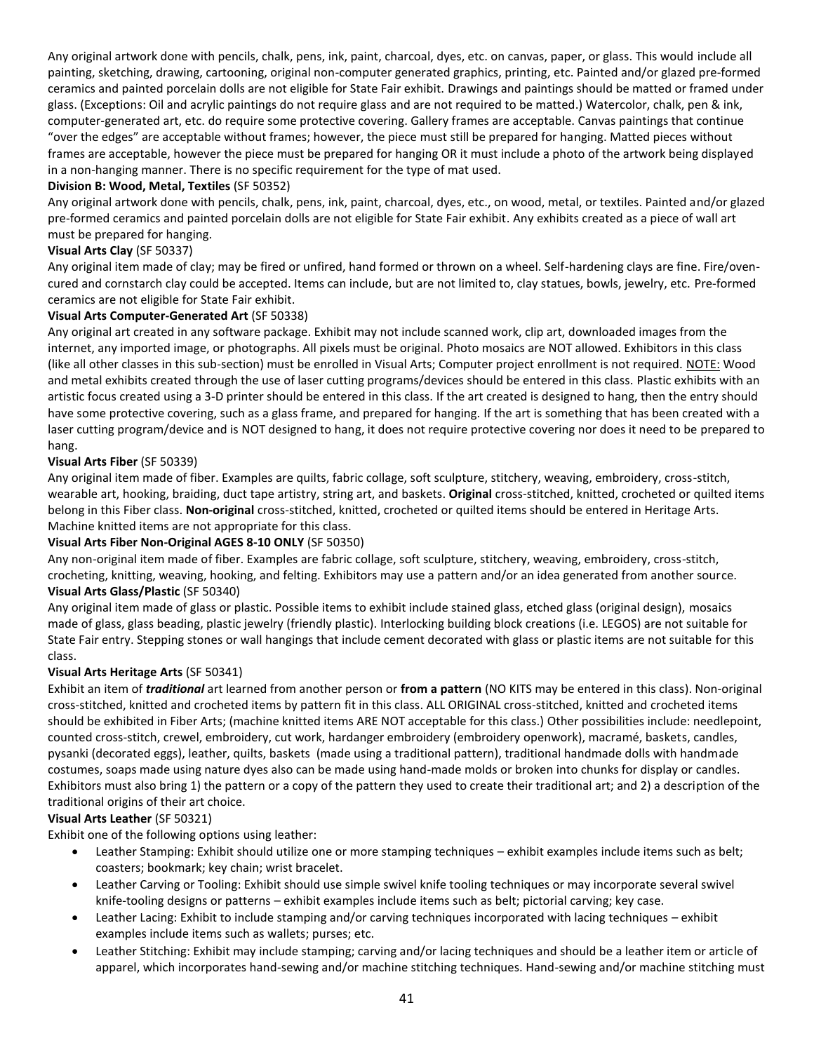Any original artwork done with pencils, chalk, pens, ink, paint, charcoal, dyes, etc. on canvas, paper, or glass. This would include all painting, sketching, drawing, cartooning, original non-computer generated graphics, printing, etc. Painted and/or glazed pre-formed ceramics and painted porcelain dolls are not eligible for State Fair exhibit. Drawings and paintings should be matted or framed under glass. (Exceptions: Oil and acrylic paintings do not require glass and are not required to be matted.) Watercolor, chalk, pen & ink, computer-generated art, etc. do require some protective covering. Gallery frames are acceptable. Canvas paintings that continue "over the edges" are acceptable without frames; however, the piece must still be prepared for hanging. Matted pieces without frames are acceptable, however the piece must be prepared for hanging OR it must include a photo of the artwork being displayed in a non-hanging manner. There is no specific requirement for the type of mat used.

**Division B: Wood, Metal, Textiles** (SF 50352)

Any original artwork done with pencils, chalk, pens, ink, paint, charcoal, dyes, etc., on wood, metal, or textiles. Painted and/or glazed pre-formed ceramics and painted porcelain dolls are not eligible for State Fair exhibit. Any exhibits created as a piece of wall art must be prepared for hanging.

**Visual Arts Clay** (SF 50337)

Any original item made of clay; may be fired or unfired, hand formed or thrown on a wheel. Self-hardening clays are fine. Fire/oven-cured and cornstarch clay could be accepted. Items can include, but are not limited to, clay statues, bowls, jewelry, etc. Pre-formed ceramics are not eligible for State Fair exhibit.

**Visual Arts Computer-Generated Art** (SF 50338)

Any original art created in any software package. Exhibit may not include scanned work, clip art, downloaded images from the internet, any imported image, or photographs. All pixels must be original. Photo mosaics are NOT allowed. Exhibitors in this class (like all other classes in this sub-section) must be enrolled in Visual Arts; Computer project enrollment is not required. NOTE: Wood and metal exhibits created through the use of laser cutting programs/devices should be entered in this class. Plastic exhibits with an artistic focus created using a 3-D printer should be entered in this class. If the art created is designed to hang, then the entry should have some protective covering, such as a glass frame, and prepared for hanging. If the art is something that has been created with a laser cutting program/device and is NOT designed to hang, it does not require protective covering nor does it need to be prepared to hang.

**Visual Arts Fiber** (SF 50339)

Any original item made of fiber. Examples are quilts, fabric collage, soft sculpture, stitchery, weaving, embroidery, cross-stitch, wearable art, hooking, braiding, duct tape artistry, string art, and baskets. **Original** cross-stitched, knitted, crocheted or quilted items belong in this Fiber class. **Non-original** cross-stitched, knitted, crocheted or quilted items should be entered in Heritage Arts. Machine knitted items are not appropriate for this class.

**Visual Arts Fiber Non-Original AGES 8-10 ONLY** (SF 50350)

Any non-original item made of fiber. Examples are fabric collage, soft sculpture, stitchery, weaving, embroidery, cross-stitch, crocheting, knitting, weaving, hooking, and felting. Exhibitors may use a pattern and/or an idea generated from another source.

**Visual Arts Glass/Plastic** (SF 50340)

Any original item made of glass or plastic. Possible items to exhibit include stained glass, etched glass (original design), mosaics made of glass, glass beading, plastic jewelry (friendly plastic). Interlocking building block creations (i.e. LEGOS) are not suitable for State Fair entry. Stepping stones or wall hangings that include cement decorated with glass or plastic items are not suitable for this class.

**Visual Arts Heritage Arts** (SF 50341)

Exhibit an item of ***traditional*** art learned from another person or **from a pattern** (NO KITS may be entered in this class). Non-original cross-stitched, knitted and crocheted items by pattern fit in this class. ALL ORIGINAL cross-stitched, knitted and crocheted items should be exhibited in Fiber Arts; (machine knitted items ARE NOT acceptable for this class.) Other possibilities include: needlepoint, counted cross-stitch, crewel, embroidery, cut work, hardanger embroidery (embroidery openwork), macramé, baskets, candles, pysanki (decorated eggs), leather, quilts, baskets (made using a traditional pattern), traditional handmade dolls with handmade costumes, soaps made using nature dyes also can be made using hand-made molds or broken into chunks for display or candles. Exhibitors must also bring 1) the pattern or a copy of the pattern they used to create their traditional art; and 2) a description of the traditional origins of their art choice.

**Visual Arts Leather** (SF 50321)

Exhibit one of the following options using leather:

- Leather Stamping: Exhibit should utilize one or more stamping techniques – exhibit examples include items such as belt; coasters; bookmark; key chain; wrist bracelet.
- Leather Carving or Tooling: Exhibit should use simple swivel knife tooling techniques or may incorporate several swivel knife-tooling designs or patterns – exhibit examples include items such as belt; pictorial carving; key case.
- Leather Lacing: Exhibit to include stamping and/or carving techniques incorporated with lacing techniques – exhibit examples include items such as wallets; purses; etc.
- Leather Stitching: Exhibit may include stamping; carving and/or lacing techniques and should be a leather item or article of apparel, which incorporates hand-sewing and/or machine stitching techniques. Hand-sewing and/or machine stitching must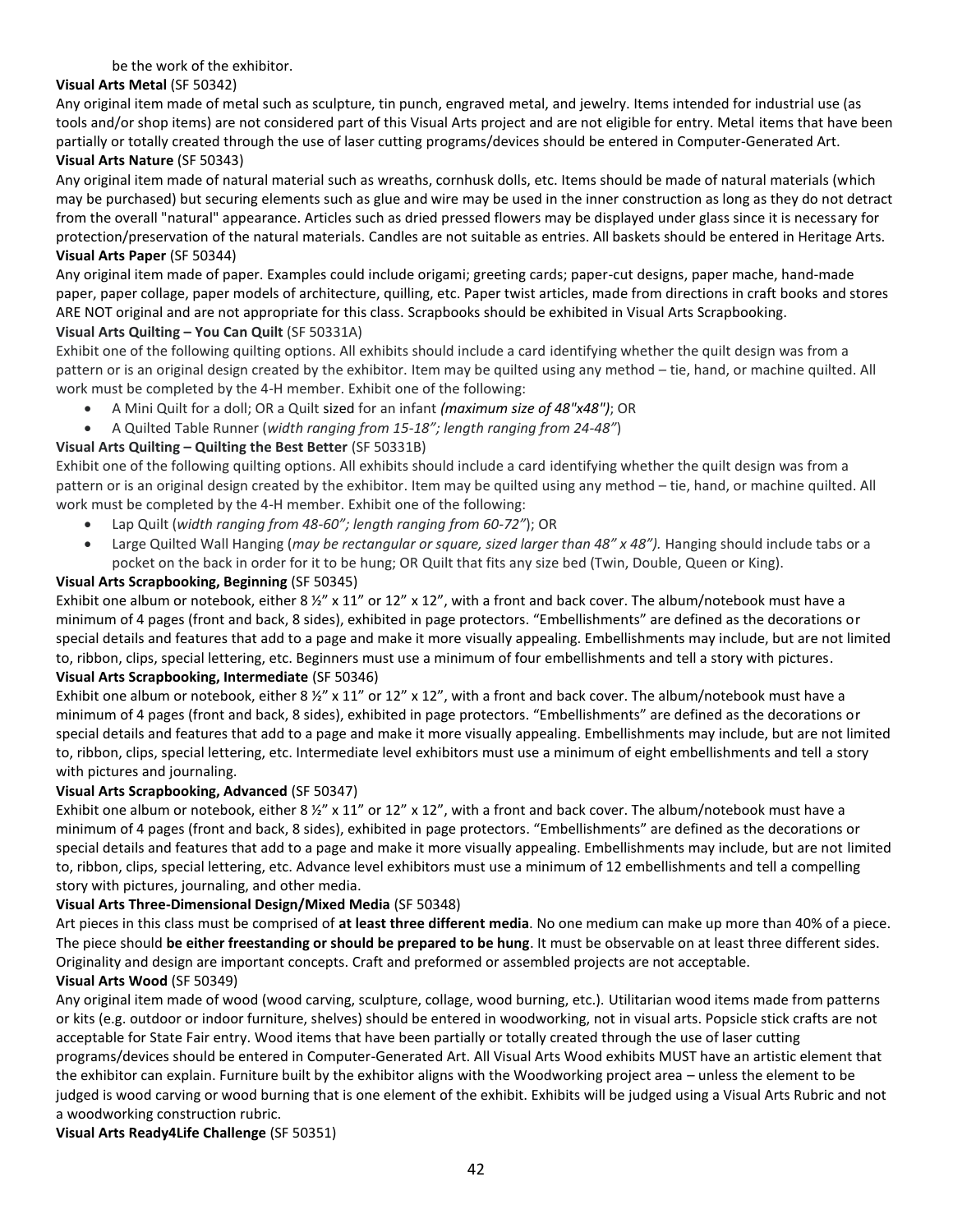be the work of the exhibitor.

**Visual Arts Metal** (SF 50342)

Any original item made of metal such as sculpture, tin punch, engraved metal, and jewelry. Items intended for industrial use (as tools and/or shop items) are not considered part of this Visual Arts project and are not eligible for entry. Metal items that have been partially or totally created through the use of laser cutting programs/devices should be entered in Computer-Generated Art.

**Visual Arts Nature** (SF 50343)

Any original item made of natural material such as wreaths, cornhusk dolls, etc. Items should be made of natural materials (which may be purchased) but securing elements such as glue and wire may be used in the inner construction as long as they do not detract from the overall "natural" appearance. Articles such as dried pressed flowers may be displayed under glass since it is necessary for protection/preservation of the natural materials. Candles are not suitable as entries. All baskets should be entered in Heritage Arts.

**Visual Arts Paper** (SF 50344)

Any original item made of paper. Examples could include origami; greeting cards; paper-cut designs, paper mache, hand-made paper, paper collage, paper models of architecture, quilling, etc. Paper twist articles, made from directions in craft books and stores ARE NOT original and are not appropriate for this class. Scrapbooks should be exhibited in Visual Arts Scrapbooking.

**Visual Arts Quilting – You Can Quilt** (SF 50331A)

Exhibit one of the following quilting options. All exhibits should include a card identifying whether the quilt design was from a pattern or is an original design created by the exhibitor. Item may be quilted using any method – tie, hand, or machine quilted. All work must be completed by the 4-H member. Exhibit one of the following:

- A Mini Quilt for a doll; OR a Quilt sized for an infant ***(maximum size of 48"x48")***; OR
- A Quilted Table Runner (*width ranging from 15-18"; length ranging from 24-48"*)

**Visual Arts Quilting – Quilting the Best Better** (SF 50331B)

Exhibit one of the following quilting options. All exhibits should include a card identifying whether the quilt design was from a pattern or is an original design created by the exhibitor. Item may be quilted using any method – tie, hand, or machine quilted. All work must be completed by the 4-H member. Exhibit one of the following:

- Lap Quilt (*width ranging from 48-60"; length ranging from 60-72"*); OR
- Large Quilted Wall Hanging (*may be rectangular or square, sized larger than 48" x 48").* Hanging should include tabs or a pocket on the back in order for it to be hung; OR Quilt that fits any size bed (Twin, Double, Queen or King).

**Visual Arts Scrapbooking, Beginning** (SF 50345)

Exhibit one album or notebook, either 8 ½" x 11" or 12" x 12", with a front and back cover. The album/notebook must have a minimum of 4 pages (front and back, 8 sides), exhibited in page protectors. "Embellishments" are defined as the decorations or special details and features that add to a page and make it more visually appealing. Embellishments may include, but are not limited to, ribbon, clips, special lettering, etc. Beginners must use a minimum of four embellishments and tell a story with pictures.

**Visual Arts Scrapbooking, Intermediate** (SF 50346)

Exhibit one album or notebook, either 8 ½" x 11" or 12" x 12", with a front and back cover. The album/notebook must have a minimum of 4 pages (front and back, 8 sides), exhibited in page protectors. "Embellishments" are defined as the decorations or special details and features that add to a page and make it more visually appealing. Embellishments may include, but are not limited to, ribbon, clips, special lettering, etc. Intermediate level exhibitors must use a minimum of eight embellishments and tell a story with pictures and journaling.

**Visual Arts Scrapbooking, Advanced** (SF 50347)

Exhibit one album or notebook, either 8 ½" x 11" or 12" x 12", with a front and back cover. The album/notebook must have a minimum of 4 pages (front and back, 8 sides), exhibited in page protectors. "Embellishments" are defined as the decorations or special details and features that add to a page and make it more visually appealing. Embellishments may include, but are not limited to, ribbon, clips, special lettering, etc. Advance level exhibitors must use a minimum of 12 embellishments and tell a compelling story with pictures, journaling, and other media.

**Visual Arts Three-Dimensional Design/Mixed Media** (SF 50348)

Art pieces in this class must be comprised of **at least three different media**. No one medium can make up more than 40% of a piece. The piece should **be either freestanding or should be prepared to be hung**. It must be observable on at least three different sides. Originality and design are important concepts. Craft and preformed or assembled projects are not acceptable.

**Visual Arts Wood** (SF 50349)

Any original item made of wood (wood carving, sculpture, collage, wood burning, etc.). Utilitarian wood items made from patterns or kits (e.g. outdoor or indoor furniture, shelves) should be entered in woodworking, not in visual arts. Popsicle stick crafts are not acceptable for State Fair entry. Wood items that have been partially or totally created through the use of laser cutting programs/devices should be entered in Computer-Generated Art. All Visual Arts Wood exhibits MUST have an artistic element that the exhibitor can explain. Furniture built by the exhibitor aligns with the Woodworking project area – unless the element to be judged is wood carving or wood burning that is one element of the exhibit. Exhibits will be judged using a Visual Arts Rubric and not a woodworking construction rubric.

**Visual Arts Ready4Life Challenge** (SF 50351)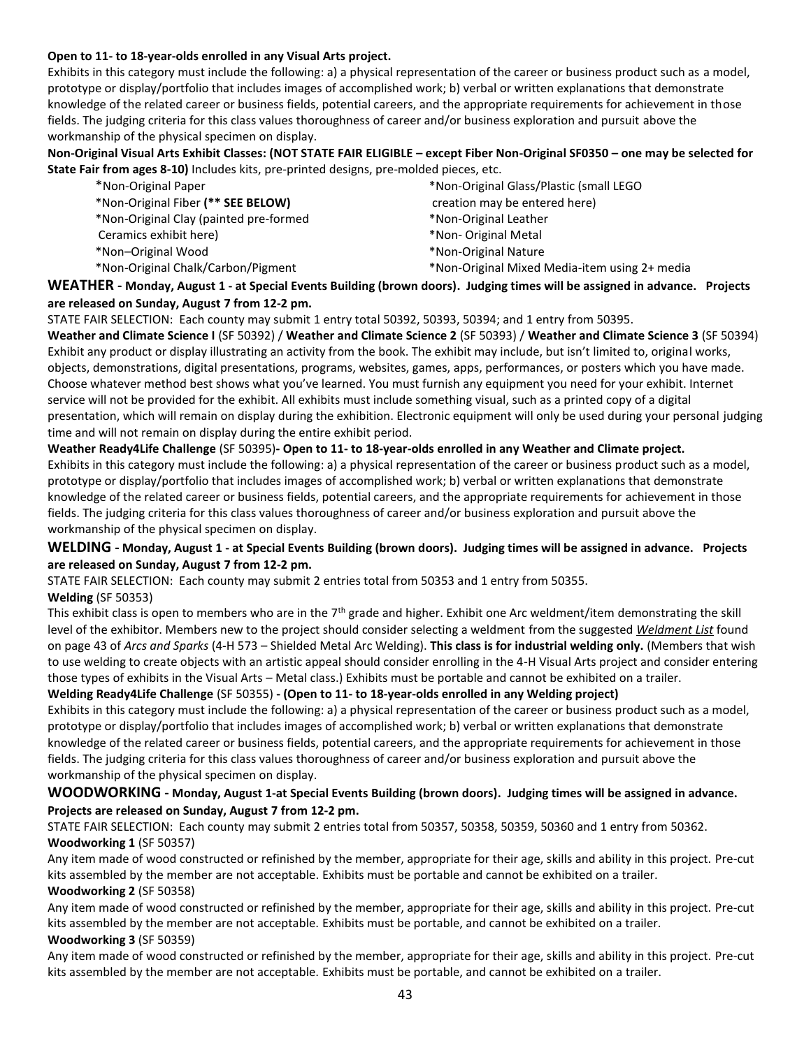**Open to 11- to 18-year-olds enrolled in any Visual Arts project.**

Exhibits in this category must include the following: a) a physical representation of the career or business product such as a model, prototype or display/portfolio that includes images of accomplished work; b) verbal or written explanations that demonstrate knowledge of the related career or business fields, potential careers, and the appropriate requirements for achievement in those fields. The judging criteria for this class values thoroughness of career and/or business exploration and pursuit above the workmanship of the physical specimen on display.

**Non-Original Visual Arts Exhibit Classes: (NOT STATE FAIR ELIGIBLE – except Fiber Non-Original SF0350 – one may be selected for State Fair from ages 8-10)** Includes kits, pre-printed designs, pre-molded pieces, etc.

- *Non-Original Paper
- *Non-Original Fiber **(** SEE BELOW)**
- *Non-Original Clay (painted pre-formed Ceramics exhibit here)
- *Non–Original Wood
- *Non-Original Chalk/Carbon/Pigment
- *Non-Original Glass/Plastic (small LEGO creation may be entered here)
- *Non-Original Leather
- *Non- Original Metal
- *Non-Original Nature
- *Non-Original Mixed Media-item using 2+ media

## WEATHER - Monday, August 1 - at Special Events Building (brown doors). Judging times will be assigned in advance. Projects are released on Sunday, August 7 from 12-2 pm.

STATE FAIR SELECTION: Each county may submit 1 entry total 50392, 50393, 50394; and 1 entry from 50395.

**Weather and Climate Science I** (SF 50392) / **Weather and Climate Science 2** (SF 50393) / **Weather and Climate Science 3** (SF 50394)
Exhibit any product or display illustrating an activity from the book. The exhibit may include, but isn't limited to, original works, objects, demonstrations, digital presentations, programs, websites, games, apps, performances, or posters which you have made. Choose whatever method best shows what you've learned. You must furnish any equipment you need for your exhibit. Internet service will not be provided for the exhibit. All exhibits must include something visual, such as a printed copy of a digital presentation, which will remain on display during the exhibition. Electronic equipment will only be used during your personal judging time and will not remain on display during the entire exhibit period.

**Weather Ready4Life Challenge** (SF 50395)**- Open to 11- to 18-year-olds enrolled in any Weather and Climate project.**
Exhibits in this category must include the following: a) a physical representation of the career or business product such as a model, prototype or display/portfolio that includes images of accomplished work; b) verbal or written explanations that demonstrate knowledge of the related career or business fields, potential careers, and the appropriate requirements for achievement in those fields. The judging criteria for this class values thoroughness of career and/or business exploration and pursuit above the workmanship of the physical specimen on display.

## WELDING - Monday, August 1 - at Special Events Building (brown doors). Judging times will be assigned in advance. Projects are released on Sunday, August 7 from 12-2 pm.

STATE FAIR SELECTION: Each county may submit 2 entries total from 50353 and 1 entry from 50355.

**Welding** (SF 50353)
This exhibit class is open to members who are in the 7th grade and higher. Exhibit one Arc weldment/item demonstrating the skill level of the exhibitor. Members new to the project should consider selecting a weldment from the suggested *Weldment List* found on page 43 of *Arcs and Sparks* (4-H 573 – Shielded Metal Arc Welding). **This class is for industrial welding only.** (Members that wish to use welding to create objects with an artistic appeal should consider enrolling in the 4-H Visual Arts project and consider entering those types of exhibits in the Visual Arts – Metal class.) Exhibits must be portable and cannot be exhibited on a trailer.

**Welding Ready4Life Challenge** (SF 50355) **- (Open to 11- to 18-year-olds enrolled in any Welding project)**
Exhibits in this category must include the following: a) a physical representation of the career or business product such as a model, prototype or display/portfolio that includes images of accomplished work; b) verbal or written explanations that demonstrate knowledge of the related career or business fields, potential careers, and the appropriate requirements for achievement in those fields. The judging criteria for this class values thoroughness of career and/or business exploration and pursuit above the workmanship of the physical specimen on display.

## WOODWORKING - Monday, August 1-at Special Events Building (brown doors). Judging times will be assigned in advance. Projects are released on Sunday, August 7 from 12-2 pm.

STATE FAIR SELECTION: Each county may submit 2 entries total from 50357, 50358, 50359, 50360 and 1 entry from 50362.

**Woodworking 1** (SF 50357)
Any item made of wood constructed or refinished by the member, appropriate for their age, skills and ability in this project. Pre-cut kits assembled by the member are not acceptable. Exhibits must be portable and cannot be exhibited on a trailer.

**Woodworking 2** (SF 50358)
Any item made of wood constructed or refinished by the member, appropriate for their age, skills and ability in this project. Pre-cut kits assembled by the member are not acceptable. Exhibits must be portable, and cannot be exhibited on a trailer.

**Woodworking 3** (SF 50359)
Any item made of wood constructed or refinished by the member, appropriate for their age, skills and ability in this project. Pre-cut kits assembled by the member are not acceptable. Exhibits must be portable, and cannot be exhibited on a trailer.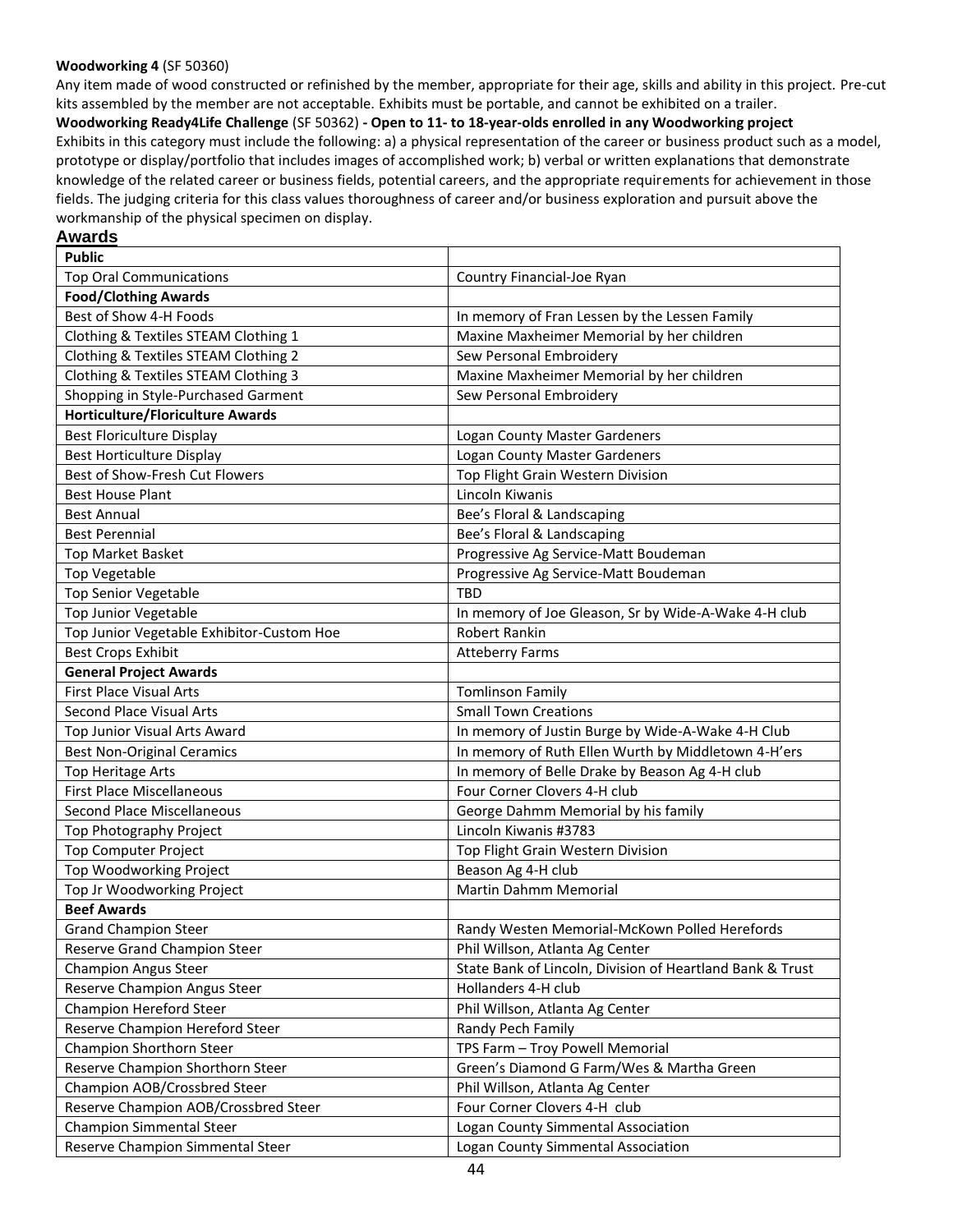**Woodworking 4** (SF 50360)

Any item made of wood constructed or refinished by the member, appropriate for their age, skills and ability in this project. Pre-cut kits assembled by the member are not acceptable. Exhibits must be portable, and cannot be exhibited on a trailer.

**Woodworking Ready4Life Challenge** (SF 50362) **- Open to 11- to 18-year-olds enrolled in any Woodworking project**

Exhibits in this category must include the following: a) a physical representation of the career or business product such as a model, prototype or display/portfolio that includes images of accomplished work; b) verbal or written explanations that demonstrate knowledge of the related career or business fields, potential careers, and the appropriate requirements for achievement in those fields. The judging criteria for this class values thoroughness of career and/or business exploration and pursuit above the workmanship of the physical specimen on display.

## Awards

| **Public** | |
|---|---|
| Top Oral Communications | Country Financial-Joe Ryan |
| **Food/Clothing Awards** | |
| Best of Show 4-H Foods | In memory of Fran Lessen by the Lessen Family |
| Clothing & Textiles STEAM Clothing 1 | Maxine Maxheimer Memorial by her children |
| Clothing & Textiles STEAM Clothing 2 | Sew Personal Embroidery |
| Clothing & Textiles STEAM Clothing 3 | Maxine Maxheimer Memorial by her children |
| Shopping in Style-Purchased Garment | Sew Personal Embroidery |
| **Horticulture/Floriculture Awards** | |
| Best Floriculture Display | Logan County Master Gardeners |
| Best Horticulture Display | Logan County Master Gardeners |
| Best of Show-Fresh Cut Flowers | Top Flight Grain Western Division |
| Best House Plant | Lincoln Kiwanis |
| Best Annual | Bee's Floral & Landscaping |
| Best Perennial | Bee's Floral & Landscaping |
| Top Market Basket | Progressive Ag Service-Matt Boudeman |
| Top Vegetable | Progressive Ag Service-Matt Boudeman |
| Top Senior Vegetable | TBD |
| Top Junior Vegetable | In memory of Joe Gleason, Sr by Wide-A-Wake 4-H club |
| Top Junior Vegetable Exhibitor-Custom Hoe | Robert Rankin |
| Best Crops Exhibit | Atteberry Farms |
| **General Project Awards** | |
| First Place Visual Arts | Tomlinson Family |
| Second Place Visual Arts | Small Town Creations |
| Top Junior Visual Arts Award | In memory of Justin Burge by Wide-A-Wake 4-H Club |
| Best Non-Original Ceramics | In memory of Ruth Ellen Wurth by Middletown 4-H'ers |
| Top Heritage Arts | In memory of Belle Drake by Beason Ag 4-H club |
| First Place Miscellaneous | Four Corner Clovers 4-H club |
| Second Place Miscellaneous | George Dahmm Memorial by his family |
| Top Photography Project | Lincoln Kiwanis #3783 |
| Top Computer Project | Top Flight Grain Western Division |
| Top Woodworking Project | Beason Ag 4-H club |
| Top Jr Woodworking Project | Martin Dahmm Memorial |
| **Beef Awards** | |
| Grand Champion Steer | Randy Westen Memorial-McKown Polled Herefords |
| Reserve Grand Champion Steer | Phil Willson, Atlanta Ag Center |
| Champion Angus Steer | State Bank of Lincoln, Division of Heartland Bank & Trust |
| Reserve Champion Angus Steer | Hollanders 4-H club |
| Champion Hereford Steer | Phil Willson, Atlanta Ag Center |
| Reserve Champion Hereford Steer | Randy Pech Family |
| Champion Shorthorn Steer | TPS Farm – Troy Powell Memorial |
| Reserve Champion Shorthorn Steer | Green's Diamond G Farm/Wes & Martha Green |
| Champion AOB/Crossbred Steer | Phil Willson, Atlanta Ag Center |
| Reserve Champion AOB/Crossbred Steer | Four Corner Clovers 4-H club |
| Champion Simmental Steer | Logan County Simmental Association |
| Reserve Champion Simmental Steer | Logan County Simmental Association |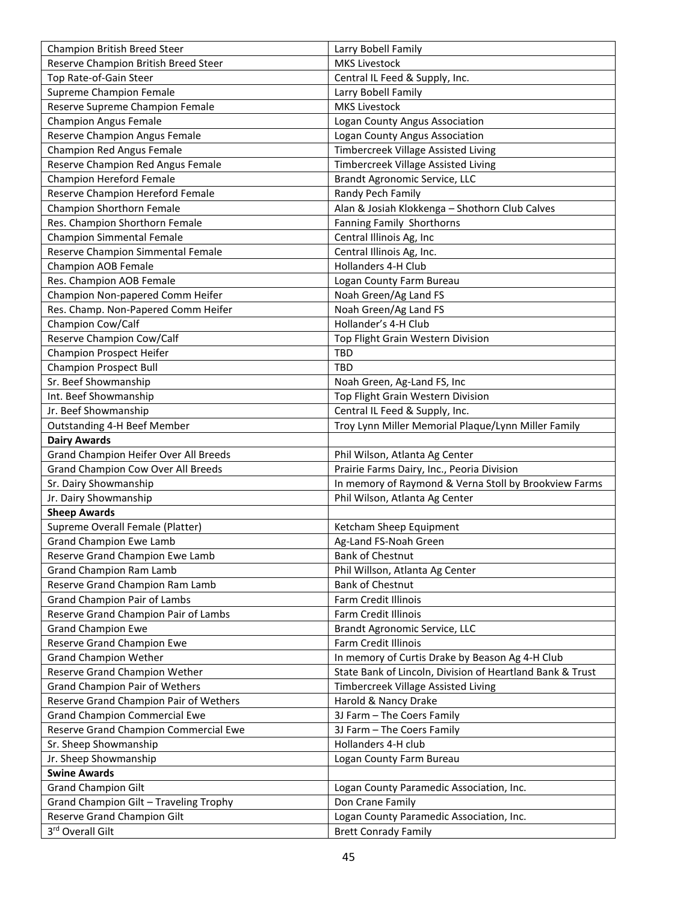| Champion British Breed Steer | Larry Bobell Family |
|---|---|
| Reserve Champion British Breed Steer | MKS Livestock |
| Top Rate-of-Gain Steer | Central IL Feed & Supply, Inc. |
| Supreme Champion Female | Larry Bobell Family |
| Reserve Supreme Champion Female | MKS Livestock |
| Champion Angus Female | Logan County Angus Association |
| Reserve Champion Angus Female | Logan County Angus Association |
| Champion Red Angus Female | Timbercreek Village Assisted Living |
| Reserve Champion Red Angus Female | Timbercreek Village Assisted Living |
| Champion Hereford Female | Brandt Agronomic Service, LLC |
| Reserve Champion Hereford Female | Randy Pech Family |
| Champion Shorthorn Female | Alan & Josiah Klokkenga – Shothorn Club Calves |
| Res. Champion Shorthorn Female | Fanning Family Shorthorns |
| Champion Simmental Female | Central Illinois Ag, Inc |
| Reserve Champion Simmental Female | Central Illinois Ag, Inc. |
| Champion AOB Female | Hollanders 4-H Club |
| Res. Champion AOB Female | Logan County Farm Bureau |
| Champion Non-papered Comm Heifer | Noah Green/Ag Land FS |
| Res. Champ. Non-Papered Comm Heifer | Noah Green/Ag Land FS |
| Champion Cow/Calf | Hollander's 4-H Club |
| Reserve Champion Cow/Calf | Top Flight Grain Western Division |
| Champion Prospect Heifer | TBD |
| Champion Prospect Bull | TBD |
| Sr. Beef Showmanship | Noah Green, Ag-Land FS, Inc |
| Int. Beef Showmanship | Top Flight Grain Western Division |
| Jr. Beef Showmanship | Central IL Feed & Supply, Inc. |
| Outstanding 4-H Beef Member | Troy Lynn Miller Memorial Plaque/Lynn Miller Family |
| **Dairy Awards** | |
| Grand Champion Heifer Over All Breeds | Phil Wilson, Atlanta Ag Center |
| Grand Champion Cow Over All Breeds | Prairie Farms Dairy, Inc., Peoria Division |
| Sr. Dairy Showmanship | In memory of Raymond & Verna Stoll by Brookview Farms |
| Jr. Dairy Showmanship | Phil Wilson, Atlanta Ag Center |
| **Sheep Awards** | |
| Supreme Overall Female (Platter) | Ketcham Sheep Equipment |
| Grand Champion Ewe Lamb | Ag-Land FS-Noah Green |
| Reserve Grand Champion Ewe Lamb | Bank of Chestnut |
| Grand Champion Ram Lamb | Phil Willson, Atlanta Ag Center |
| Reserve Grand Champion Ram Lamb | Bank of Chestnut |
| Grand Champion Pair of Lambs | Farm Credit Illinois |
| Reserve Grand Champion Pair of Lambs | Farm Credit Illinois |
| Grand Champion Ewe | Brandt Agronomic Service, LLC |
| Reserve Grand Champion Ewe | Farm Credit Illinois |
| Grand Champion Wether | In memory of Curtis Drake by Beason Ag 4-H Club |
| Reserve Grand Champion Wether | State Bank of Lincoln, Division of Heartland Bank & Trust |
| Grand Champion Pair of Wethers | Timbercreek Village Assisted Living |
| Reserve Grand Champion Pair of Wethers | Harold & Nancy Drake |
| Grand Champion Commercial Ewe | 3J Farm – The Coers Family |
| Reserve Grand Champion Commercial Ewe | 3J Farm – The Coers Family |
| Sr. Sheep Showmanship | Hollanders 4-H club |
| Jr. Sheep Showmanship | Logan County Farm Bureau |
| **Swine Awards** | |
| Grand Champion Gilt | Logan County Paramedic Association, Inc. |
| Grand Champion Gilt – Traveling Trophy | Don Crane Family |
| Reserve Grand Champion Gilt | Logan County Paramedic Association, Inc. |
| 3rd Overall Gilt | Brett Conrady Family |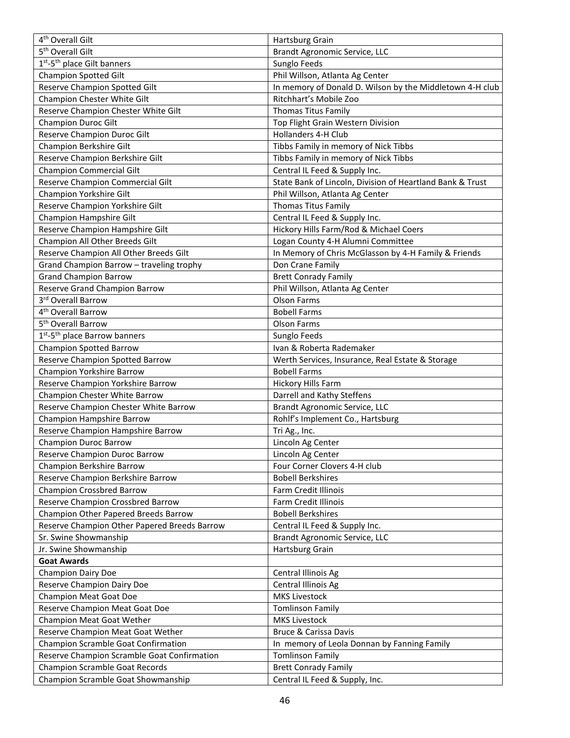| | |
|---|---|
| 4th Overall Gilt | Hartsburg Grain |
| 5th Overall Gilt | Brandt Agronomic Service, LLC |
| 1st-5th place Gilt banners | Sunglo Feeds |
| Champion Spotted Gilt | Phil Willson, Atlanta Ag Center |
| Reserve Champion Spotted Gilt | In memory of Donald D. Wilson by the Middletown 4-H club |
| Champion Chester White Gilt | Ritchhart's Mobile Zoo |
| Reserve Champion Chester White Gilt | Thomas Titus Family |
| Champion Duroc Gilt | Top Flight Grain Western Division |
| Reserve Champion Duroc Gilt | Hollanders 4-H Club |
| Champion Berkshire Gilt | Tibbs Family in memory of Nick Tibbs |
| Reserve Champion Berkshire Gilt | Tibbs Family in memory of Nick Tibbs |
| Champion Commercial Gilt | Central IL Feed & Supply Inc. |
| Reserve Champion Commercial Gilt | State Bank of Lincoln, Division of Heartland Bank & Trust |
| Champion Yorkshire Gilt | Phil Willson, Atlanta Ag Center |
| Reserve Champion Yorkshire Gilt | Thomas Titus Family |
| Champion Hampshire Gilt | Central IL Feed & Supply Inc. |
| Reserve Champion Hampshire Gilt | Hickory Hills Farm/Rod & Michael Coers |
| Champion All Other Breeds Gilt | Logan County 4-H Alumni Committee |
| Reserve Champion All Other Breeds Gilt | In Memory of Chris McGlasson by 4-H Family & Friends |
| Grand Champion Barrow – traveling trophy | Don Crane Family |
| Grand Champion Barrow | Brett Conrady Family |
| Reserve Grand Champion Barrow | Phil Willson, Atlanta Ag Center |
| 3rd Overall Barrow | Olson Farms |
| 4th Overall Barrow | Bobell Farms |
| 5th Overall Barrow | Olson Farms |
| 1st-5th place Barrow banners | Sunglo Feeds |
| Champion Spotted Barrow | Ivan & Roberta Rademaker |
| Reserve Champion Spotted Barrow | Werth Services, Insurance, Real Estate & Storage |
| Champion Yorkshire Barrow | Bobell Farms |
| Reserve Champion Yorkshire Barrow | Hickory Hills Farm |
| Champion Chester White Barrow | Darrell and Kathy Steffens |
| Reserve Champion Chester White Barrow | Brandt Agronomic Service, LLC |
| Champion Hampshire Barrow | Rohlf's Implement Co., Hartsburg |
| Reserve Champion Hampshire Barrow | Tri Ag., Inc. |
| Champion Duroc Barrow | Lincoln Ag Center |
| Reserve Champion Duroc Barrow | Lincoln Ag Center |
| Champion Berkshire Barrow | Four Corner Clovers 4-H club |
| Reserve Champion Berkshire Barrow | Bobell Berkshires |
| Champion Crossbred Barrow | Farm Credit Illinois |
| Reserve Champion Crossbred Barrow | Farm Credit Illinois |
| Champion Other Papered Breeds Barrow | Bobell Berkshires |
| Reserve Champion Other Papered Breeds Barrow | Central IL Feed & Supply Inc. |
| Sr. Swine Showmanship | Brandt Agronomic Service, LLC |
| Jr. Swine Showmanship | Hartsburg Grain |
| **Goat Awards** | |
| Champion Dairy Doe | Central Illinois Ag |
| Reserve Champion Dairy Doe | Central Illinois Ag |
| Champion Meat Goat Doe | MKS Livestock |
| Reserve Champion Meat Goat Doe | Tomlinson Family |
| Champion Meat Goat Wether | MKS Livestock |
| Reserve Champion Meat Goat Wether | Bruce & Carissa Davis |
| Champion Scramble Goat Confirmation | In memory of Leola Donnan by Fanning Family |
| Reserve Champion Scramble Goat Confirmation | Tomlinson Family |
| Champion Scramble Goat Records | Brett Conrady Family |
| Champion Scramble Goat Showmanship | Central IL Feed & Supply, Inc. |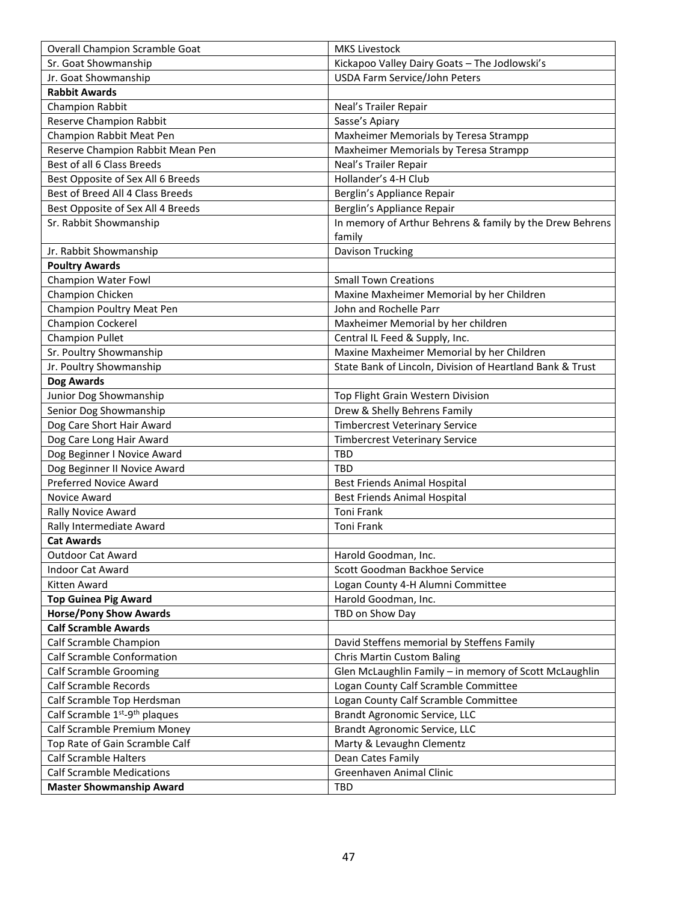| | |
|---|---|
| Overall Champion Scramble Goat | MKS Livestock |
| Sr. Goat Showmanship | Kickapoo Valley Dairy Goats – The Jodlowski's |
| Jr. Goat Showmanship | USDA Farm Service/John Peters |
| **Rabbit Awards** | |
| Champion Rabbit | Neal's Trailer Repair |
| Reserve Champion Rabbit | Sasse's Apiary |
| Champion Rabbit Meat Pen | Maxheimer Memorials by Teresa Strampp |
| Reserve Champion Rabbit Mean Pen | Maxheimer Memorials by Teresa Strampp |
| Best of all 6 Class Breeds | Neal's Trailer Repair |
| Best Opposite of Sex All 6 Breeds | Hollander's 4-H Club |
| Best of Breed All 4 Class Breeds | Berglin's Appliance Repair |
| Best Opposite of Sex All 4 Breeds | Berglin's Appliance Repair |
| Sr. Rabbit Showmanship | In memory of Arthur Behrens & family by the Drew Behrens family |
| Jr. Rabbit Showmanship | Davison Trucking |
| **Poultry Awards** | |
| Champion Water Fowl | Small Town Creations |
| Champion Chicken | Maxine Maxheimer Memorial by her Children |
| Champion Poultry Meat Pen | John and Rochelle Parr |
| Champion Cockerel | Maxheimer Memorial by her children |
| Champion Pullet | Central IL Feed & Supply, Inc. |
| Sr. Poultry Showmanship | Maxine Maxheimer Memorial by her Children |
| Jr. Poultry Showmanship | State Bank of Lincoln, Division of Heartland Bank & Trust |
| **Dog Awards** | |
| Junior Dog Showmanship | Top Flight Grain Western Division |
| Senior Dog Showmanship | Drew & Shelly Behrens Family |
| Dog Care Short Hair Award | Timbercrest Veterinary Service |
| Dog Care Long Hair Award | Timbercrest Veterinary Service |
| Dog Beginner I Novice Award | TBD |
| Dog Beginner II Novice Award | TBD |
| Preferred Novice Award | Best Friends Animal Hospital |
| Novice Award | Best Friends Animal Hospital |
| Rally Novice Award | Toni Frank |
| Rally Intermediate Award | Toni Frank |
| **Cat Awards** | |
| Outdoor Cat Award | Harold Goodman, Inc. |
| Indoor Cat Award | Scott Goodman Backhoe Service |
| Kitten Award | Logan County 4-H Alumni Committee |
| **Top Guinea Pig Award** | Harold Goodman, Inc. |
| **Horse/Pony Show Awards** | TBD on Show Day |
| **Calf Scramble Awards** | |
| Calf Scramble Champion | David Steffens memorial by Steffens Family |
| Calf Scramble Conformation | Chris Martin Custom Baling |
| Calf Scramble Grooming | Glen McLaughlin Family – in memory of Scott McLaughlin |
| Calf Scramble Records | Logan County Calf Scramble Committee |
| Calf Scramble Top Herdsman | Logan County Calf Scramble Committee |
| Calf Scramble 1st-9th plaques | Brandt Agronomic Service, LLC |
| Calf Scramble Premium Money | Brandt Agronomic Service, LLC |
| Top Rate of Gain Scramble Calf | Marty & Levaughn Clementz |
| Calf Scramble Halters | Dean Cates Family |
| Calf Scramble Medications | Greenhaven Animal Clinic |
| **Master Showmanship Award** | TBD |